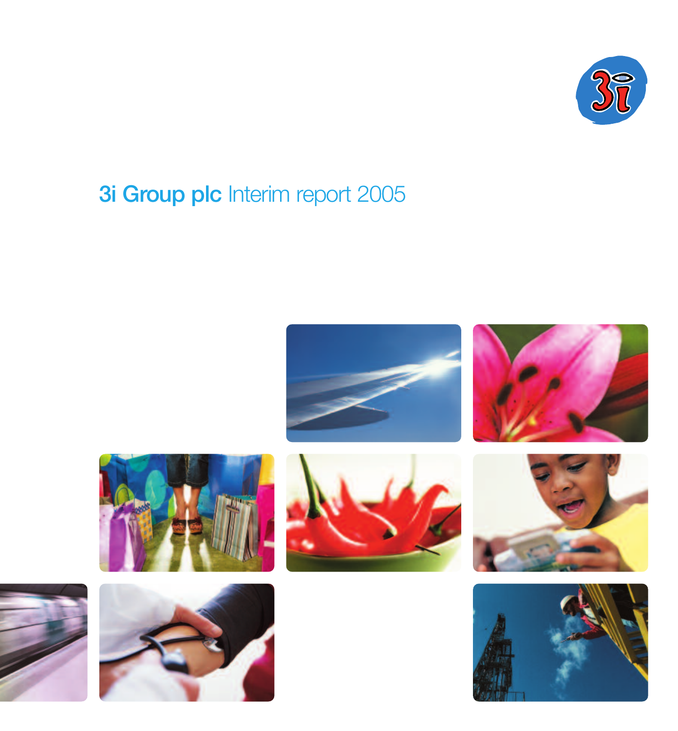# 3i Group plc Interim report 2005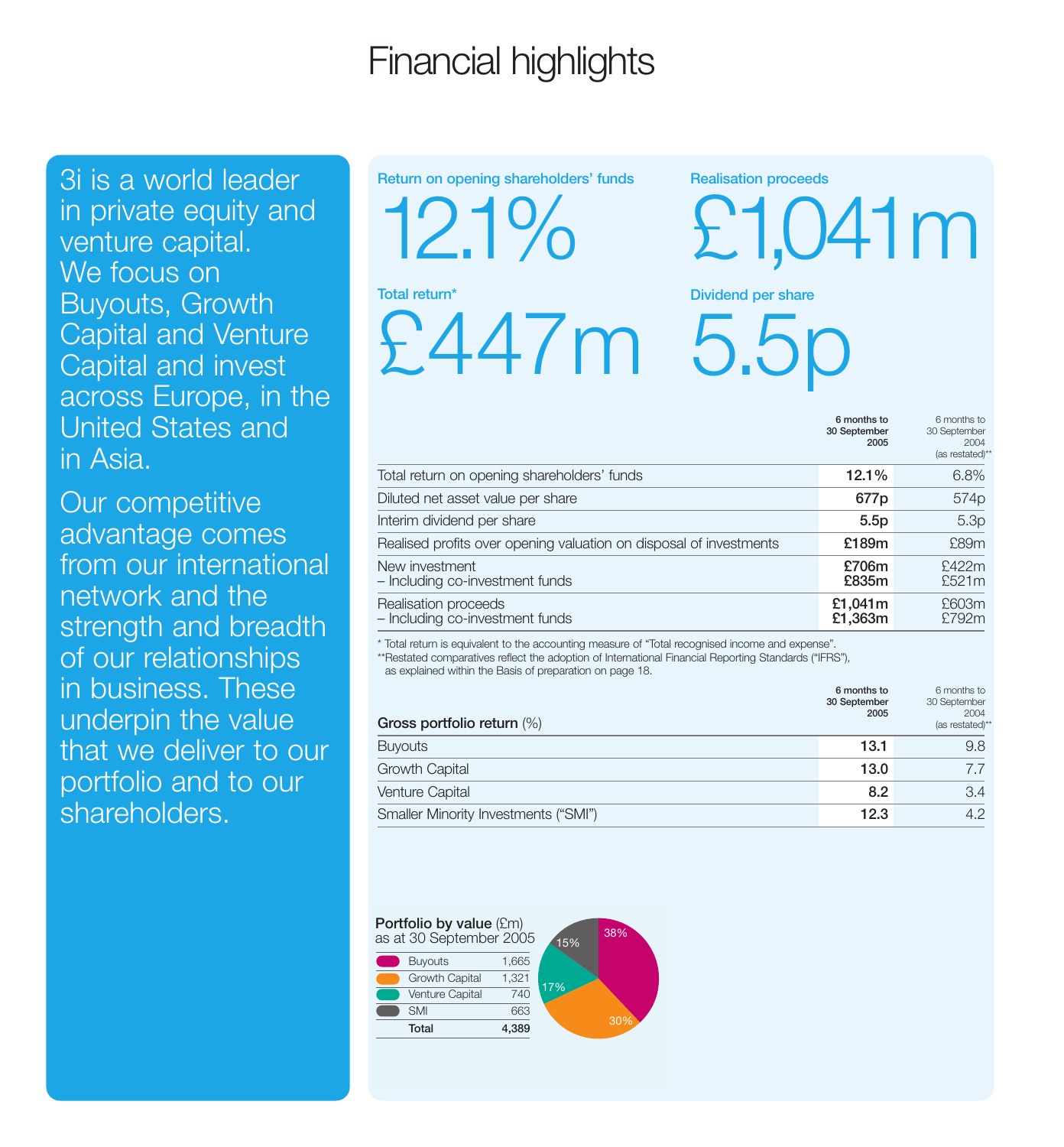# Financial highlights

3i is a world leader in private equity and venture capital. We focus on Buyouts, Growth Capital and Venture Capital and invest across Europe, in the United States and in Asia.

Our competitive advantage comes from our international network and the strength and breadth of our relationships in business. These underpin the value that we deliver to our portfolio and to our shareholders.

**Return on opening shareholders' funds**

12.1%

**Realisation proceeds**

£1,041m

**Total return***

£447m

**Dividend per share**

5.5p

| | 6 months to 30 September 2005 | 6 months to 30 September 2004 (as restated)** |
|---|---|---|
| Total return on opening shareholders' funds | **12.1%** | 6.8% |
| Diluted net asset value per share | **677p** | 574p |
| Interim dividend per share | **5.5p** | 5.3p |
| Realised profits over opening valuation on disposal of investments | **£189m** | £89m |
| New investment | **£706m** | £422m |
| – Including co-investment funds | **£835m** | £521m |
| Realisation proceeds | **£1,041m** | £603m |
| – Including co-investment funds | **£1,363m** | £792m |

\* Total return is equivalent to the accounting measure of "Total recognised income and expense".
\*\*Restated comparatives reflect the adoption of International Financial Reporting Standards ("IFRS"), as explained within the Basis of preparation on page 18.

| **Gross portfolio return** (%) | 6 months to 30 September 2005 | 6 months to 30 September 2004 (as restated)** |
|---|---|---|
| Buyouts | **13.1** | 9.8 |
| Growth Capital | **13.0** | 7.7 |
| Venture Capital | **8.2** | 3.4 |
| Smaller Minority Investments ("SMI") | **12.3** | 4.2 |

**Portfolio by value** (£m) as at 30 September 2005

| | |
|---|---|
| Buyouts | 1,665 |
| Growth Capital | 1,321 |
| Venture Capital | 740 |
| SMI | 663 |
| **Total** | **4,389** |

Buyouts 38%, Growth Capital 30%, Venture Capital 17%, SMI 15%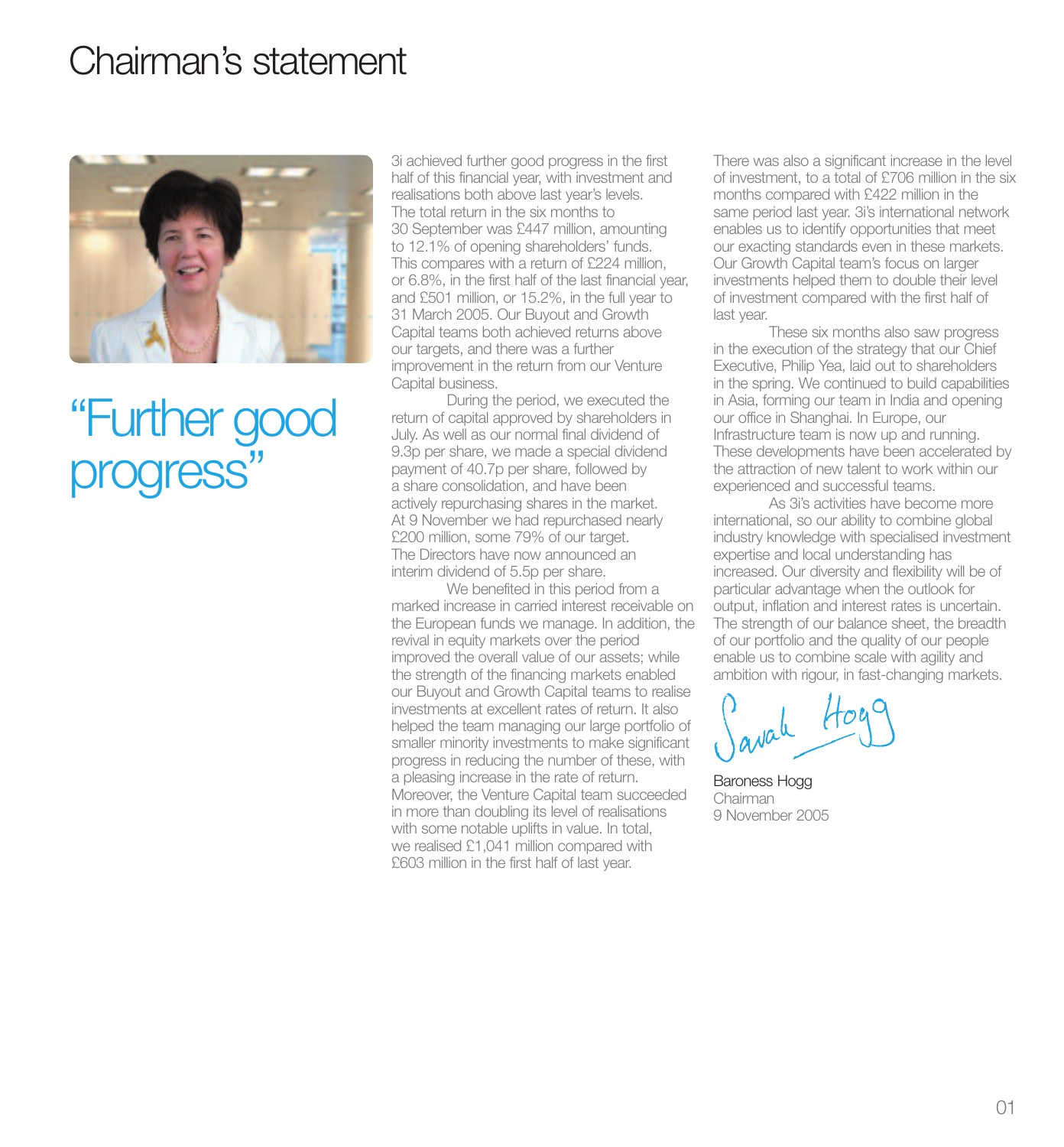# Chairman's statement

"Further good progress"

3i achieved further good progress in the first half of this financial year, with investment and realisations both above last year's levels. The total return in the six months to 30 September was £447 million, amounting to 12.1% of opening shareholders' funds. This compares with a return of £224 million, or 6.8%, in the first half of the last financial year, and £501 million, or 15.2%, in the full year to 31 March 2005. Our Buyout and Growth Capital teams both achieved returns above our targets, and there was a further improvement in the return from our Venture Capital business.

During the period, we executed the return of capital approved by shareholders in July. As well as our normal final dividend of 9.3p per share, we made a special dividend payment of 40.7p per share, followed by a share consolidation, and have been actively repurchasing shares in the market. At 9 November we had repurchased nearly £200 million, some 79% of our target. The Directors have now announced an interim dividend of 5.5p per share.

We benefited in this period from a marked increase in carried interest receivable on the European funds we manage. In addition, the revival in equity markets over the period improved the overall value of our assets; while the strength of the financing markets enabled our Buyout and Growth Capital teams to realise investments at excellent rates of return. It also helped the team managing our large portfolio of smaller minority investments to make significant progress in reducing the number of these, with a pleasing increase in the rate of return. Moreover, the Venture Capital team succeeded in more than doubling its level of realisations with some notable uplifts in value. In total, we realised £1,041 million compared with £603 million in the first half of last year.

There was also a significant increase in the level of investment, to a total of £706 million in the six months compared with £422 million in the same period last year. 3i's international network enables us to identify opportunities that meet our exacting standards even in these markets. Our Growth Capital team's focus on larger investments helped them to double their level of investment compared with the first half of last year.

These six months also saw progress in the execution of the strategy that our Chief Executive, Philip Yea, laid out to shareholders in the spring. We continued to build capabilities in Asia, forming our team in India and opening our office in Shanghai. In Europe, our Infrastructure team is now up and running. These developments have been accelerated by the attraction of new talent to work within our experienced and successful teams.

As 3i's activities have become more international, so our ability to combine global industry knowledge with specialised investment expertise and local understanding has increased. Our diversity and flexibility will be of particular advantage when the outlook for output, inflation and interest rates is uncertain. The strength of our balance sheet, the breadth of our portfolio and the quality of our people enable us to combine scale with agility and ambition with rigour, in fast-changing markets.

Sarah Hogg

Baroness Hogg
Chairman
9 November 2005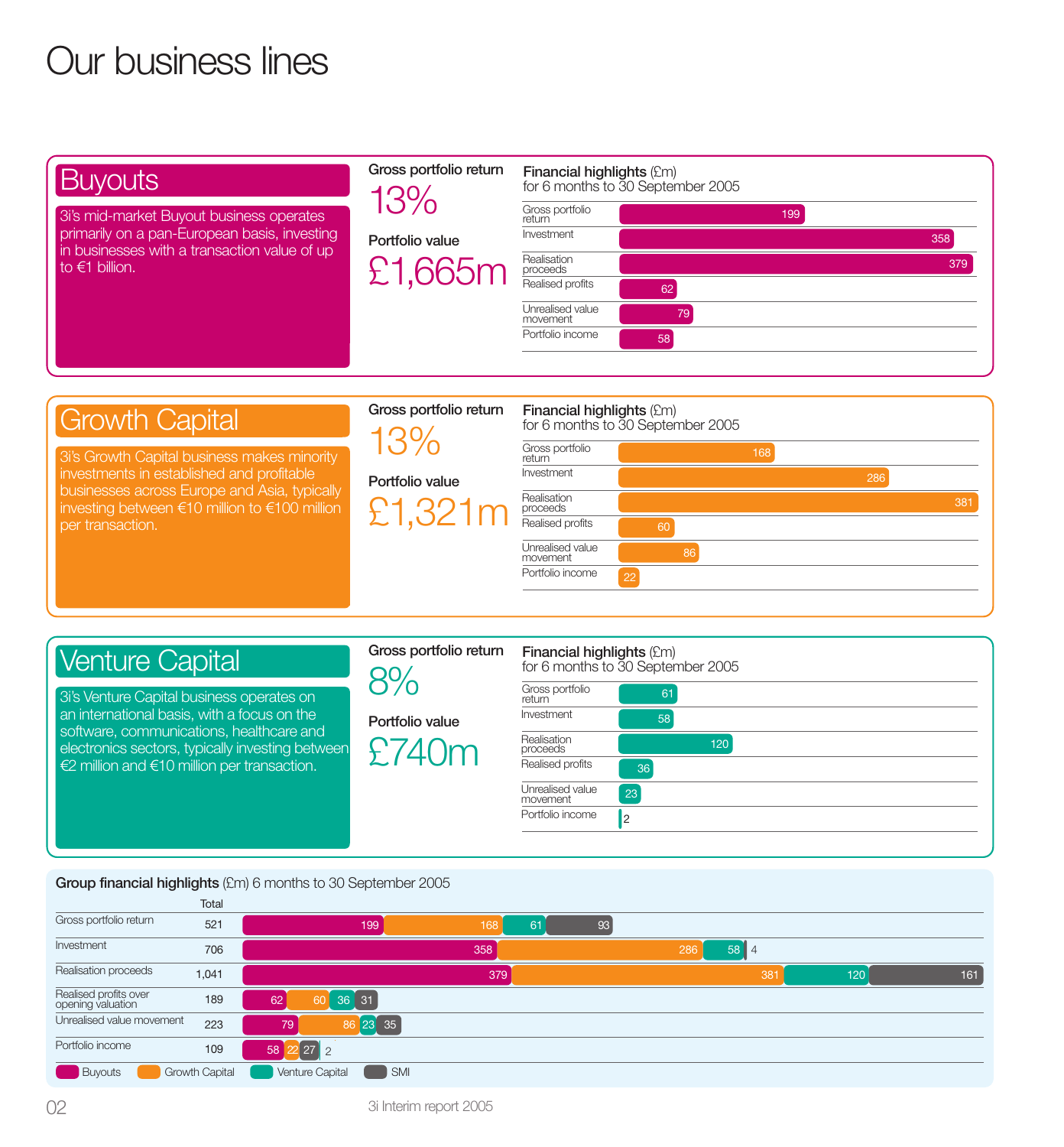# Our business lines

## Buyouts

3i's mid-market Buyout business operates primarily on a pan-European basis, investing in businesses with a transaction value of up to €1 billion.

**Gross portfolio return**
13%

**Portfolio value**
£1,665m

**Financial highlights** (£m)
for 6 months to 30 September 2005

| | £m |
|---|---|
| Gross portfolio return | 199 |
| Investment | 358 |
| Realisation proceeds | 379 |
| Realised profits | 62 |
| Unrealised value movement | 79 |
| Portfolio income | 58 |

## Growth Capital

3i's Growth Capital business makes minority investments in established and profitable businesses across Europe and Asia, typically investing between €10 million to €100 million per transaction.

**Gross portfolio return**
13%

**Portfolio value**
£1,321m

**Financial highlights** (£m)
for 6 months to 30 September 2005

| | £m |
|---|---|
| Gross portfolio return | 168 |
| Investment | 286 |
| Realisation proceeds | 381 |
| Realised profits | 60 |
| Unrealised value movement | 86 |
| Portfolio income | 22 |

## Venture Capital

3i's Venture Capital business operates on an international basis, with a focus on the software, communications, healthcare and electronics sectors, typically investing between €2 million and €10 million per transaction.

**Gross portfolio return**
8%

**Portfolio value**
£740m

**Financial highlights** (£m)
for 6 months to 30 September 2005

| | £m |
|---|---|
| Gross portfolio return | 61 |
| Investment | 58 |
| Realisation proceeds | 120 |
| Realised profits | 36 |
| Unrealised value movement | 23 |
| Portfolio income | 2 |

**Group financial highlights** (£m) 6 months to 30 September 2005

| | Total | Buyouts | Growth Capital | Venture Capital | SMI |
|---|---|---|---|---|---|
| Gross portfolio return | 521 | 199 | 168 | 61 | 93 |
| Investment | 706 | 358 | 286 | 58 | 4 |
| Realisation proceeds | 1,041 | 379 | 381 | 120 | 161 |
| Realised profits over opening valuation | 189 | 62 | 60 | 36 | 31 |
| Unrealised value movement | 223 | 79 | 86 | 23 | 35 |
| Portfolio income | 109 | 58 | 22 | 2 | 27 |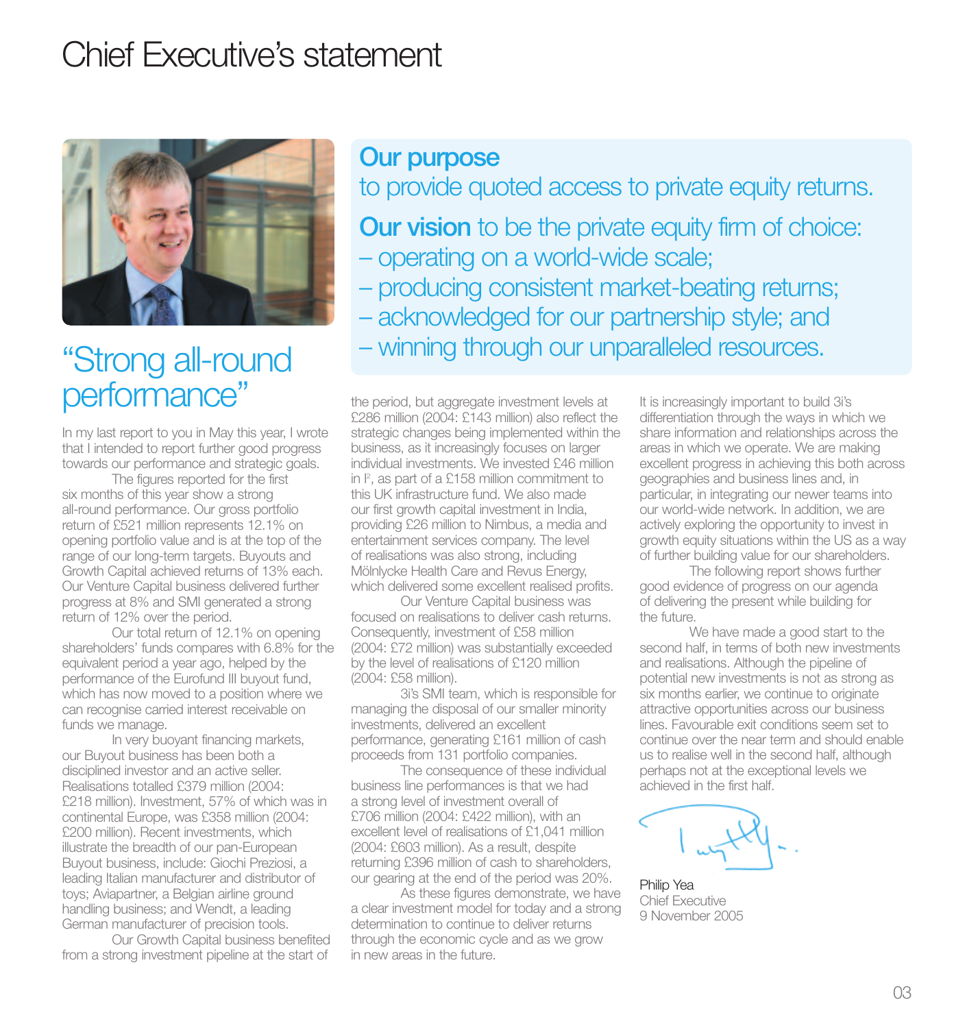# Chief Executive's statement

## "Strong all-round performance"

**Our purpose**
to provide quoted access to private equity returns.

**Our vision** to be the private equity firm of choice:
– operating on a world-wide scale;
– producing consistent market-beating returns;
– acknowledged for our partnership style; and
– winning through our unparalleled resources.

In my last report to you in May this year, I wrote that I intended to report further good progress towards our performance and strategic goals.

The figures reported for the first six months of this year show a strong all-round performance. Our gross portfolio return of £521 million represents 12.1% on opening portfolio value and is at the top of the range of our long-term targets. Buyouts and Growth Capital achieved returns of 13% each. Our Venture Capital business delivered further progress at 8% and SMI generated a strong return of 12% over the period.

Our total return of 12.1% on opening shareholders' funds compares with 6.8% for the equivalent period a year ago, helped by the performance of the Eurofund III buyout fund, which has now moved to a position where we can recognise carried interest receivable on funds we manage.

In very buoyant financing markets, our Buyout business has been both a disciplined investor and an active seller. Realisations totalled £379 million (2004: £218 million). Investment, 57% of which was in continental Europe, was £358 million (2004: £200 million). Recent investments, which illustrate the breadth of our pan-European Buyout business, include: Giochi Preziosi, a leading Italian manufacturer and distributor of toys; Aviapartner, a Belgian airline ground handling business; and Wendt, a leading German manufacturer of precision tools.

Our Growth Capital business benefited from a strong investment pipeline at the start of the period, but aggregate investment levels at £286 million (2004: £143 million) also reflect the strategic changes being implemented within the business, as it increasingly focuses on larger individual investments. We invested £46 million in I², as part of a £158 million commitment to this UK infrastructure fund. We also made our first growth capital investment in India, providing £26 million to Nimbus, a media and entertainment services company. The level of realisations was also strong, including Mölnlycke Health Care and Revus Energy, which delivered some excellent realised profits.

Our Venture Capital business was focused on realisations to deliver cash returns. Consequently, investment of £58 million (2004: £72 million) was substantially exceeded by the level of realisations of £120 million (2004: £58 million).

3i's SMI team, which is responsible for managing the disposal of our smaller minority investments, delivered an excellent performance, generating £161 million of cash proceeds from 131 portfolio companies.

The consequence of these individual business line performances is that we had a strong level of investment overall of £706 million (2004: £422 million), with an excellent level of realisations of £1,041 million (2004: £603 million). As a result, despite returning £396 million of cash to shareholders, our gearing at the end of the period was 20%.

As these figures demonstrate, we have a clear investment model for today and a strong determination to continue to deliver returns through the economic cycle and as we grow in new areas in the future.

It is increasingly important to build 3i's differentiation through the ways in which we share information and relationships across the areas in which we operate. We are making excellent progress in achieving this both across geographies and business lines and, in particular, in integrating our newer teams into our world-wide network. In addition, we are actively exploring the opportunity to invest in growth equity situations within the US as a way of further building value for our shareholders.

The following report shows further good evidence of progress on our agenda of delivering the present while building for the future.

We have made a good start to the second half, in terms of both new investments and realisations. Although the pipeline of potential new investments is not as strong as six months earlier, we continue to originate attractive opportunities across our business lines. Favourable exit conditions seem set to continue over the near term and should enable us to realise well in the second half, although perhaps not at the exceptional levels we achieved in the first half.

Philip Yea
Chief Executive
9 November 2005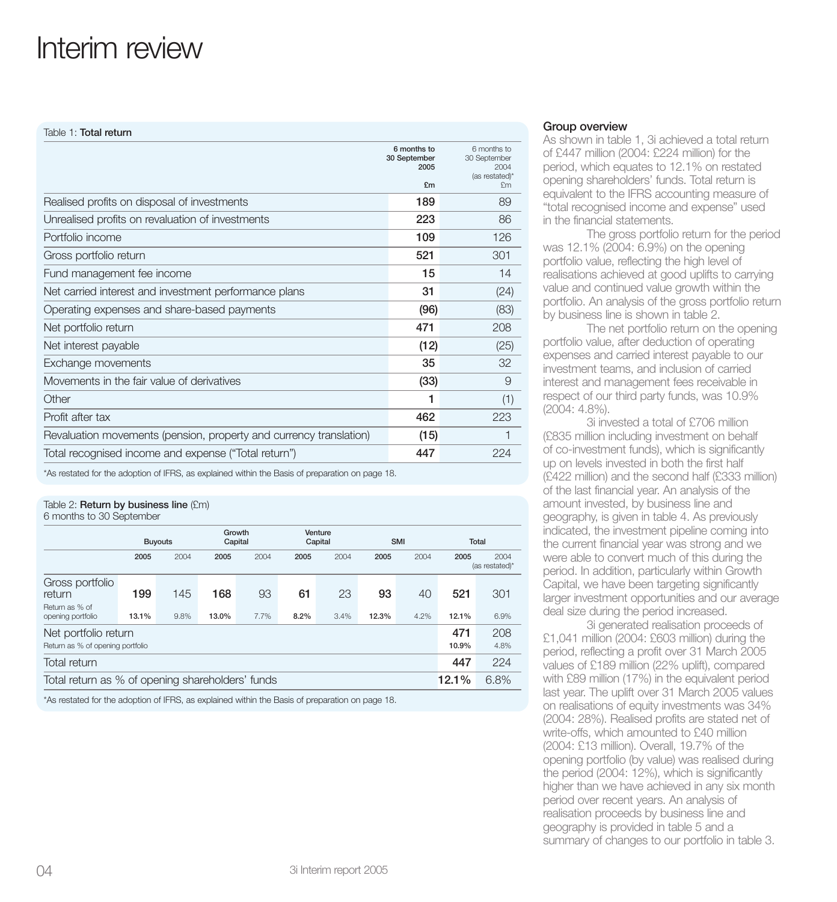# Interim review

Table 1: **Total return**

| | 6 months to 30 September 2005 £m | 6 months to 30 September 2004 (as restated)* £m |
|---|---|---|
| Realised profits on disposal of investments | **189** | 89 |
| Unrealised profits on revaluation of investments | **223** | 86 |
| Portfolio income | **109** | 126 |
| Gross portfolio return | **521** | 301 |
| Fund management fee income | **15** | 14 |
| Net carried interest and investment performance plans | **31** | (24) |
| Operating expenses and share-based payments | **(96)** | (83) |
| Net portfolio return | **471** | 208 |
| Net interest payable | **(12)** | (25) |
| Exchange movements | **35** | 32 |
| Movements in the fair value of derivatives | **(33)** | 9 |
| Other | **1** | (1) |
| Profit after tax | **462** | 223 |
| Revaluation movements (pension, property and currency translation) | **(15)** | 1 |
| Total recognised income and expense ("Total return") | **447** | 224 |

*As restated for the adoption of IFRS, as explained within the Basis of preparation on page 18.

Table 2: **Return by business line** (£m)
6 months to 30 September

| | Buyouts | | Growth Capital | | Venture Capital | | SMI | | Total | |
|---|---|---|---|---|---|---|---|---|---|---|
| | **2005** | 2004 | **2005** | 2004 | **2005** | 2004 | **2005** | 2004 | **2005** | 2004 (as restated)* |
| Gross portfolio return | **199** | 145 | **168** | 93 | **61** | 23 | **93** | 40 | **521** | 301 |
| Return as % of opening portfolio | **13.1%** | 9.8% | **13.0%** | 7.7% | **8.2%** | 3.4% | **12.3%** | 4.2% | **12.1%** | 6.9% |
| Net portfolio return | | | | | | | | | **471** | 208 |
| Return as % of opening portfolio | | | | | | | | | **10.9%** | 4.8% |
| Total return | | | | | | | | | **447** | 224 |
| Total return as % of opening shareholders' funds | | | | | | | | | **12.1%** | 6.8% |

*As restated for the adoption of IFRS, as explained within the Basis of preparation on page 18.

## Group overview

As shown in table 1, 3i achieved a total return of £447 million (2004: £224 million) for the period, which equates to 12.1% on restated opening shareholders' funds. Total return is equivalent to the IFRS accounting measure of "total recognised income and expense" used in the financial statements.

The gross portfolio return for the period was 12.1% (2004: 6.9%) on the opening portfolio value, reflecting the high level of realisations achieved at good uplifts to carrying value and continued value growth within the portfolio. An analysis of the gross portfolio return by business line is shown in table 2.

The net portfolio return on the opening portfolio value, after deduction of operating expenses and carried interest payable to our investment teams, and inclusion of carried interest and management fees receivable in respect of our third party funds, was 10.9% (2004: 4.8%).

3i invested a total of £706 million (£835 million including investment on behalf of co-investment funds), which is significantly up on levels invested in both the first half (£422 million) and the second half (£333 million) of the last financial year. An analysis of the amount invested, by business line and geography, is given in table 4. As previously indicated, the investment pipeline coming into the current financial year was strong and we were able to convert much of this during the period. In addition, particularly within Growth Capital, we have been targeting significantly larger investment opportunities and our average deal size during the period increased.

3i generated realisation proceeds of £1,041 million (2004: £603 million) during the period, reflecting a profit over 31 March 2005 values of £189 million (22% uplift), compared with £89 million (17%) in the equivalent period last year. The uplift over 31 March 2005 values on realisations of equity investments was 34% (2004: 28%). Realised profits are stated net of write-offs, which amounted to £40 million (2004: £13 million). Overall, 19.7% of the opening portfolio (by value) was realised during the period (2004: 12%), which is significantly higher than we have achieved in any six month period over recent years. An analysis of realisation proceeds by business line and geography is provided in table 5 and a summary of changes to our portfolio in table 3.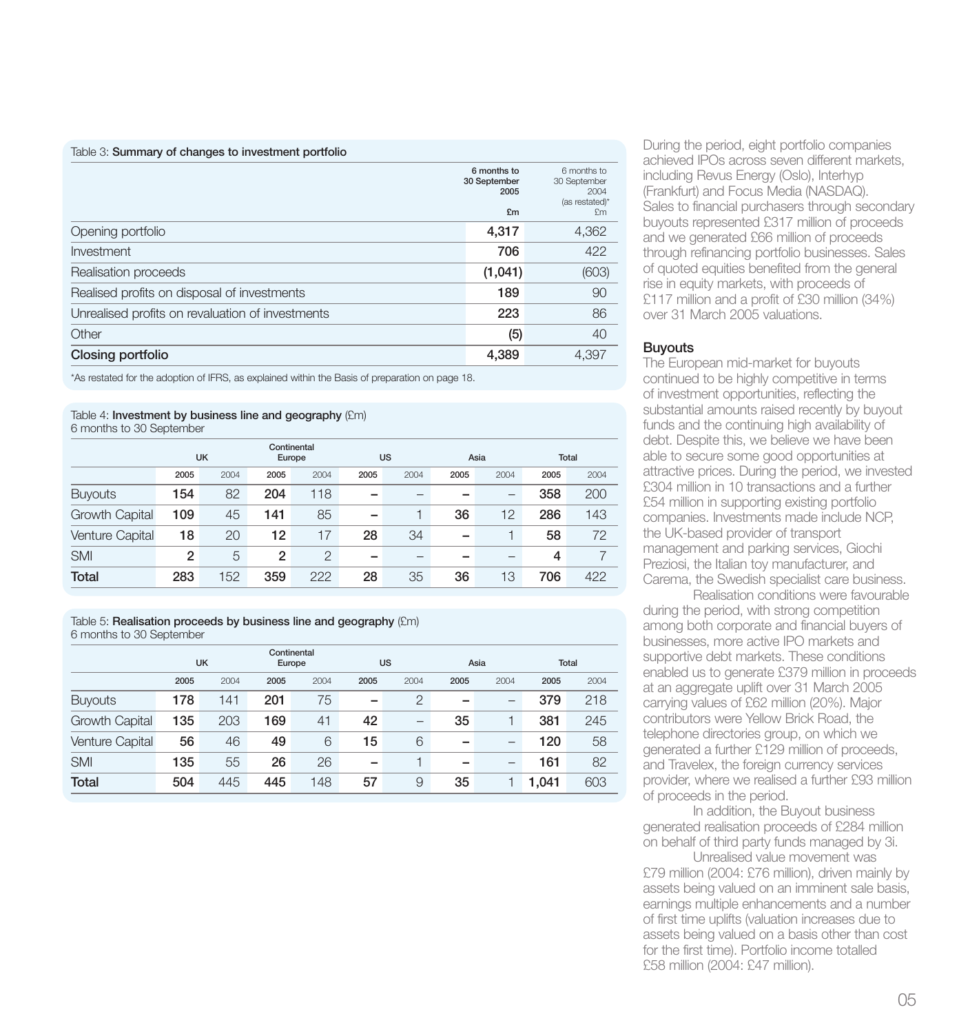Table 3: **Summary of changes to investment portfolio**

| | 6 months to 30 September 2005 £m | 6 months to 30 September 2004 (as restated)* £m |
|---|---|---|
| Opening portfolio | **4,317** | 4,362 |
| Investment | **706** | 422 |
| Realisation proceeds | **(1,041)** | (603) |
| Realised profits on disposal of investments | **189** | 90 |
| Unrealised profits on revaluation of investments | **223** | 86 |
| Other | **(5)** | 40 |
| **Closing portfolio** | **4,389** | 4,397 |

*As restated for the adoption of IFRS, as explained within the Basis of preparation on page 18.

Table 4: **Investment by business line and geography** (£m)
6 months to 30 September

| | UK | | Continental Europe | | US | | Asia | | Total | |
|---|---|---|---|---|---|---|---|---|---|---|
| | 2005 | 2004 | 2005 | 2004 | 2005 | 2004 | 2005 | 2004 | 2005 | 2004 |
| Buyouts | **154** | 82 | **204** | 118 | **–** | – | **–** | – | **358** | 200 |
| Growth Capital | **109** | 45 | **141** | 85 | **–** | 1 | **36** | 12 | **286** | 143 |
| Venture Capital | **18** | 20 | **12** | 17 | **28** | 34 | **–** | 1 | **58** | 72 |
| SMI | **2** | 5 | **2** | 2 | **–** | – | **–** | – | **4** | 7 |
| **Total** | **283** | 152 | **359** | 222 | **28** | 35 | **36** | 13 | **706** | 422 |

Table 5: **Realisation proceeds by business line and geography** (£m)
6 months to 30 September

| | UK | | Continental Europe | | US | | Asia | | Total | |
|---|---|---|---|---|---|---|---|---|---|---|
| | 2005 | 2004 | 2005 | 2004 | 2005 | 2004 | 2005 | 2004 | 2005 | 2004 |
| Buyouts | **178** | 141 | **201** | 75 | **–** | 2 | **–** | – | **379** | 218 |
| Growth Capital | **135** | 203 | **169** | 41 | **42** | – | **35** | 1 | **381** | 245 |
| Venture Capital | **56** | 46 | **49** | 6 | **15** | 6 | **–** | – | **120** | 58 |
| SMI | **135** | 55 | **26** | 26 | **–** | 1 | **–** | – | **161** | 82 |
| **Total** | **504** | 445 | **445** | 148 | **57** | 9 | **35** | 1 | **1,041** | 603 |

During the period, eight portfolio companies achieved IPOs across seven different markets, including Revus Energy (Oslo), Interhyp (Frankfurt) and Focus Media (NASDAQ). Sales to financial purchasers through secondary buyouts represented £317 million of proceeds and we generated £66 million of proceeds through refinancing portfolio businesses. Sales of quoted equities benefited from the general rise in equity markets, with proceeds of £117 million and a profit of £30 million (34%) over 31 March 2005 valuations.

### Buyouts

The European mid-market for buyouts continued to be highly competitive in terms of investment opportunities, reflecting the substantial amounts raised recently by buyout funds and the continuing high availability of debt. Despite this, we believe we have been able to secure some good opportunities at attractive prices. During the period, we invested £304 million in 10 transactions and a further £54 million in supporting existing portfolio companies. Investments made include NCP, the UK-based provider of transport management and parking services, Giochi Preziosi, the Italian toy manufacturer, and Carema, the Swedish specialist care business.

Realisation conditions were favourable during the period, with strong competition among both corporate and financial buyers of businesses, more active IPO markets and supportive debt markets. These conditions enabled us to generate £379 million in proceeds at an aggregate uplift over 31 March 2005 carrying values of £62 million (20%). Major contributors were Yellow Brick Road, the telephone directories group, on which we generated a further £129 million of proceeds, and Travelex, the foreign currency services provider, where we realised a further £93 million of proceeds in the period.

In addition, the Buyout business generated realisation proceeds of £284 million on behalf of third party funds managed by 3i.

Unrealised value movement was £79 million (2004: £76 million), driven mainly by assets being valued on an imminent sale basis, earnings multiple enhancements and a number of first time uplifts (valuation increases due to assets being valued on a basis other than cost for the first time). Portfolio income totalled £58 million (2004: £47 million).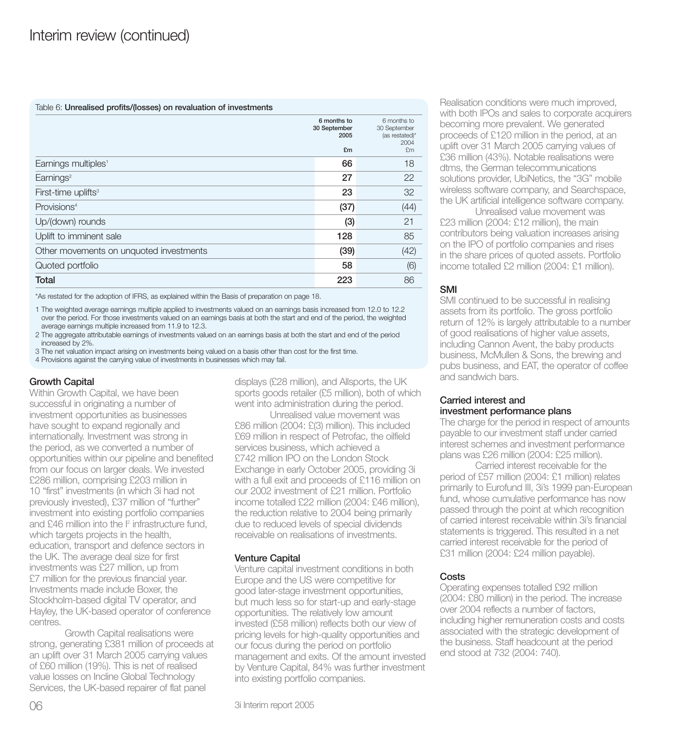# Interim review (continued)

Table 6: **Unrealised profits/(losses) on revaluation of investments**

| | 6 months to 30 September 2005 £m | 6 months to 30 September (as restated)* 2004 £m |
|---|---|---|
| Earnings multiples[1] | **66** | 18 |
| Earnings[2] | **27** | 22 |
| First-time uplifts[3] | **23** | 32 |
| Provisions[4] | **(37)** | (44) |
| Up/(down) rounds | **(3)** | 21 |
| Uplift to imminent sale | **128** | 85 |
| Other movements on unquoted investments | **(39)** | (42) |
| Quoted portfolio | **58** | (6) |
| **Total** | **223** | 86 |

*As restated for the adoption of IFRS, as explained within the Basis of preparation on page 18.

1 The weighted average earnings multiple applied to investments valued on an earnings basis increased from 12.0 to 12.2 over the period. For those investments valued on an earnings basis at both the start and end of the period, the weighted average earnings multiple increased from 11.9 to 12.3.

2 The aggregate attributable earnings of investments valued on an earnings basis at both the start and end of the period increased by 2%.

3 The net valuation impact arising on investments being valued on a basis other than cost for the first time.

4 Provisions against the carrying value of investments in businesses which may fail.

### Growth Capital

Within Growth Capital, we have been successful in originating a number of investment opportunities as businesses have sought to expand regionally and internationally. Investment was strong in the period, as we converted a number of opportunities within our pipeline and benefited from our focus on larger deals. We invested £286 million, comprising £203 million in 10 "first" investments (in which 3i had not previously invested), £37 million of "further" investment into existing portfolio companies and £46 million into the I² infrastructure fund, which targets projects in the health, education, transport and defence sectors in the UK. The average deal size for first investments was £27 million, up from £7 million for the previous financial year. Investments made include Boxer, the Stockholm-based digital TV operator, and Hayley, the UK-based operator of conference centres.

Growth Capital realisations were strong, generating £381 million of proceeds at an uplift over 31 March 2005 carrying values of £60 million (19%). This is net of realised value losses on Incline Global Technology Services, the UK-based repairer of flat panel displays (£28 million), and Allsports, the UK sports goods retailer (£5 million), both of which went into administration during the period.

Unrealised value movement was £86 million (2004: £(3) million). This included £69 million in respect of Petrofac, the oilfield services business, which achieved a £742 million IPO on the London Stock Exchange in early October 2005, providing 3i with a full exit and proceeds of £116 million on our 2002 investment of £21 million. Portfolio income totalled £22 million (2004: £46 million), the reduction relative to 2004 being primarily due to reduced levels of special dividends receivable on realisations of investments.

### Venture Capital

Venture capital investment conditions in both Europe and the US were competitive for good later-stage investment opportunities, but much less so for start-up and early-stage opportunities. The relatively low amount invested (£58 million) reflects both our view of pricing levels for high-quality opportunities and our focus during the period on portfolio management and exits. Of the amount invested by Venture Capital, 84% was further investment into existing portfolio companies.

Realisation conditions were much improved, with both IPOs and sales to corporate acquirers becoming more prevalent. We generated proceeds of £120 million in the period, at an uplift over 31 March 2005 carrying values of £36 million (43%). Notable realisations were dtms, the German telecommunications solutions provider, UbiNetics, the "3G" mobile wireless software company, and Searchspace, the UK artificial intelligence software company.

Unrealised value movement was £23 million (2004: £12 million), the main contributors being valuation increases arising on the IPO of portfolio companies and rises in the share prices of quoted assets. Portfolio income totalled £2 million (2004: £1 million).

### SMI

SMI continued to be successful in realising assets from its portfolio. The gross portfolio return of 12% is largely attributable to a number of good realisations of higher value assets, including Cannon Avent, the baby products business, McMullen & Sons, the brewing and pubs business, and EAT, the operator of coffee and sandwich bars.

### Carried interest and investment performance plans

The charge for the period in respect of amounts payable to our investment staff under carried interest schemes and investment performance plans was £26 million (2004: £25 million).

Carried interest receivable for the period of £57 million (2004: £1 million) relates primarily to Eurofund III, 3i's 1999 pan-European fund, whose cumulative performance has now passed through the point at which recognition of carried interest receivable within 3i's financial statements is triggered. This resulted in a net carried interest receivable for the period of £31 million (2004: £24 million payable).

### Costs

Operating expenses totalled £92 million (2004: £80 million) in the period. The increase over 2004 reflects a number of factors, including higher remuneration costs and costs associated with the strategic development of the business. Staff headcount at the period end stood at 732 (2004: 740).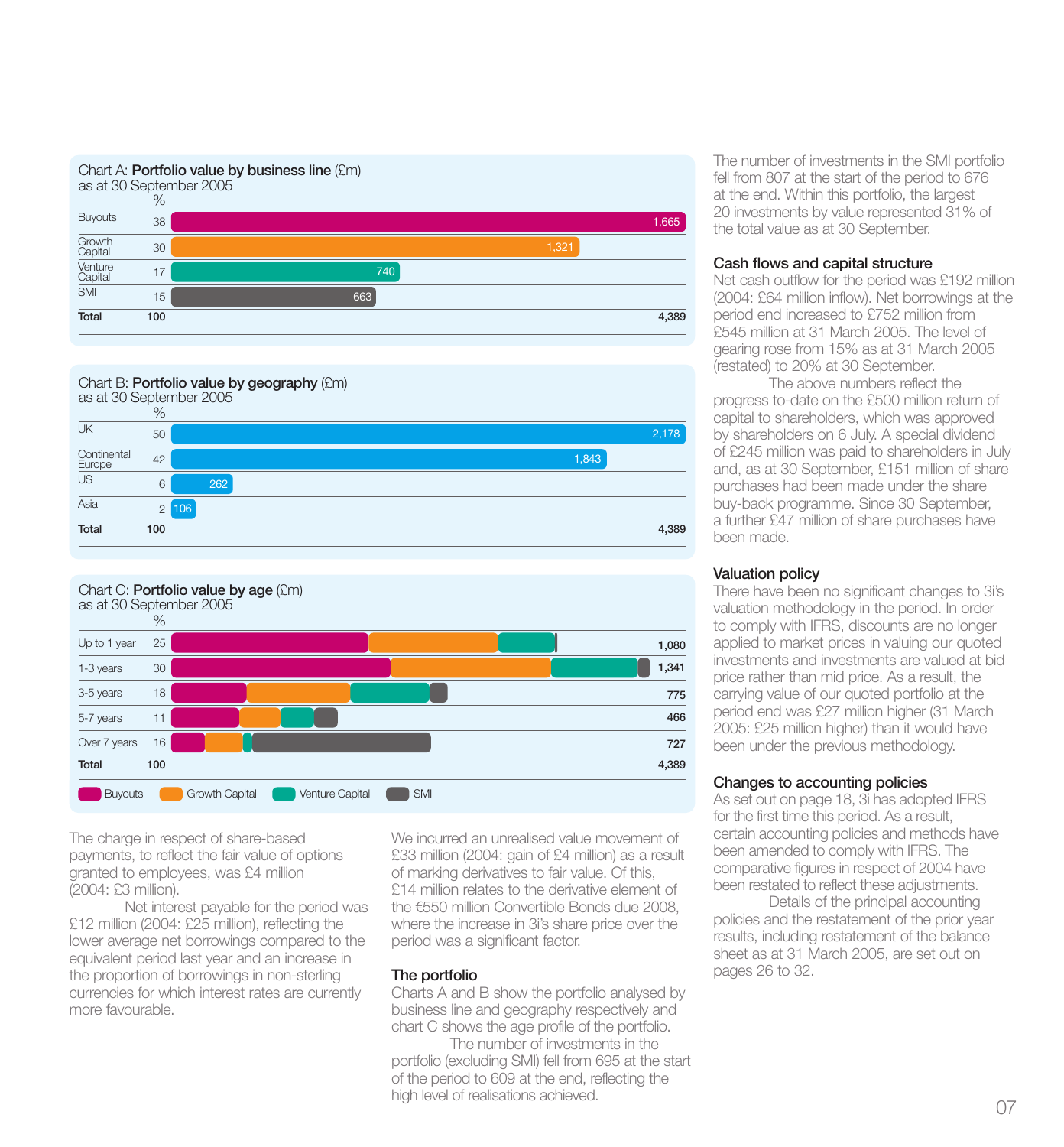Chart A: **Portfolio value by business line** (£m)
as at 30 September 2005

| | % | £m |
|---|---|---|
| Buyouts | 38 | 1,665 |
| Growth Capital | 30 | 1,321 |
| Venture Capital | 17 | 740 |
| SMI | 15 | 663 |
| **Total** | **100** | **4,389** |

Chart B: **Portfolio value by geography** (£m)
as at 30 September 2005

| | % | £m |
|---|---|---|
| UK | 50 | 2,178 |
| Continental Europe | 42 | 1,843 |
| US | 6 | 262 |
| Asia | 2 | 106 |
| **Total** | **100** | **4,389** |

Chart C: **Portfolio value by age** (£m)
as at 30 September 2005

| | % | £m |
|---|---|---|
| Up to 1 year | 25 | 1,080 |
| 1-3 years | 30 | 1,341 |
| 3-5 years | 18 | 775 |
| 5-7 years | 11 | 466 |
| Over 7 years | 16 | 727 |
| **Total** | **100** | **4,389** |

Buyouts | Growth Capital | Venture Capital | SMI

The charge in respect of share-based payments, to reflect the fair value of options granted to employees, was £4 million (2004: £3 million).

Net interest payable for the period was £12 million (2004: £25 million), reflecting the lower average net borrowings compared to the equivalent period last year and an increase in the proportion of borrowings in non-sterling currencies for which interest rates are currently more favourable.

We incurred an unrealised value movement of £33 million (2004: gain of £4 million) as a result of marking derivatives to fair value. Of this, £14 million relates to the derivative element of the €550 million Convertible Bonds due 2008, where the increase in 3i's share price over the period was a significant factor.

## The portfolio

Charts A and B show the portfolio analysed by business line and geography respectively and chart C shows the age profile of the portfolio.

The number of investments in the portfolio (excluding SMI) fell from 695 at the start of the period to 609 at the end, reflecting the high level of realisations achieved.

The number of investments in the SMI portfolio fell from 807 at the start of the period to 676 at the end. Within this portfolio, the largest 20 investments by value represented 31% of the total value as at 30 September.

## Cash flows and capital structure

Net cash outflow for the period was £192 million (2004: £64 million inflow). Net borrowings at the period end increased to £752 million from £545 million at 31 March 2005. The level of gearing rose from 15% as at 31 March 2005 (restated) to 20% at 30 September.

The above numbers reflect the progress to-date on the £500 million return of capital to shareholders, which was approved by shareholders on 6 July. A special dividend of £245 million was paid to shareholders in July and, as at 30 September, £151 million of share purchases had been made under the share buy-back programme. Since 30 September, a further £47 million of share purchases have been made.

## Valuation policy

There have been no significant changes to 3i's valuation methodology in the period. In order to comply with IFRS, discounts are no longer applied to market prices in valuing our quoted investments and investments are valued at bid price rather than mid price. As a result, the carrying value of our quoted portfolio at the period end was £27 million higher (31 March 2005: £25 million higher) than it would have been under the previous methodology.

## Changes to accounting policies

As set out on page 18, 3i has adopted IFRS for the first time this period. As a result, certain accounting policies and methods have been amended to comply with IFRS. The comparative figures in respect of 2004 have been restated to reflect these adjustments.

Details of the principal accounting policies and the restatement of the prior year results, including restatement of the balance sheet as at 31 March 2005, are set out on pages 26 to 32.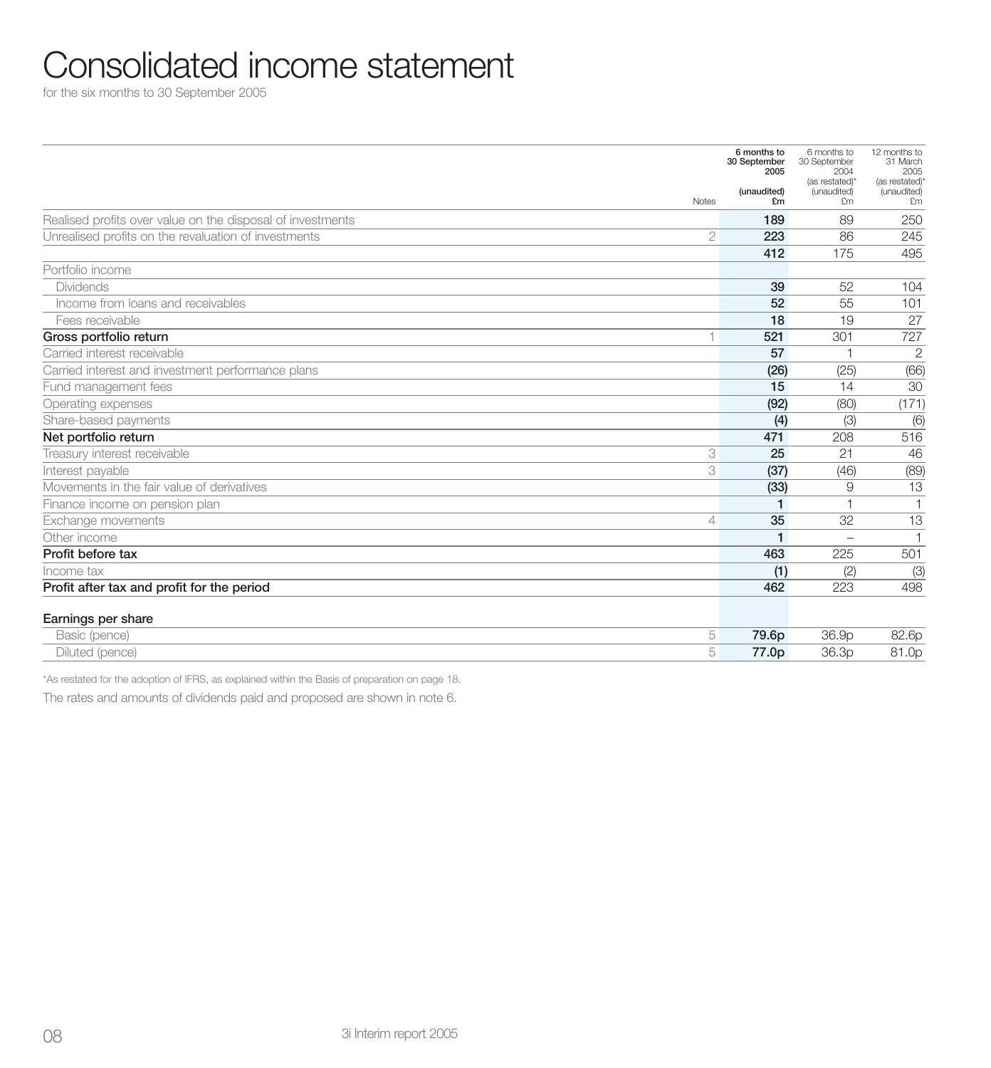# Consolidated income statement

for the six months to 30 September 2005

| | Notes | **6 months to 30 September 2005 (unaudited) £m** | 6 months to 30 September 2004 (as restated)* (unaudited) £m | 12 months to 31 March 2005 (as restated)* (unaudited) £m |
|---|---|---|---|---|
| Realised profits over value on the disposal of investments | | **189** | 89 | 250 |
| Unrealised profits on the revaluation of investments | 2 | **223** | 86 | 245 |
| | | **412** | 175 | 495 |
| Portfolio income | | | | |
| Dividends | | **39** | 52 | 104 |
| Income from loans and receivables | | **52** | 55 | 101 |
| Fees receivable | | **18** | 19 | 27 |
| **Gross portfolio return** | 1 | **521** | 301 | 727 |
| Carried interest receivable | | **57** | 1 | 2 |
| Carried interest and investment performance plans | | **(26)** | (25) | (66) |
| Fund management fees | | **15** | 14 | 30 |
| Operating expenses | | **(92)** | (80) | (171) |
| Share-based payments | | **(4)** | (3) | (6) |
| **Net portfolio return** | | **471** | 208 | 516 |
| Treasury interest receivable | 3 | **25** | 21 | 46 |
| Interest payable | 3 | **(37)** | (46) | (89) |
| Movements in the fair value of derivatives | | **(33)** | 9 | 13 |
| Finance income on pension plan | | **1** | 1 | 1 |
| Exchange movements | 4 | **35** | 32 | 13 |
| Other income | | **1** | – | 1 |
| **Profit before tax** | | **463** | 225 | 501 |
| Income tax | | **(1)** | (2) | (3) |
| **Profit after tax and profit for the period** | | **462** | 223 | 498 |
| **Earnings per share** | | | | |
| Basic (pence) | 5 | **79.6p** | 36.9p | 82.6p |
| Diluted (pence) | 5 | **77.0p** | 36.3p | 81.0p |

*As restated for the adoption of IFRS, as explained within the Basis of preparation on page 18.

The rates and amounts of dividends paid and proposed are shown in note 6.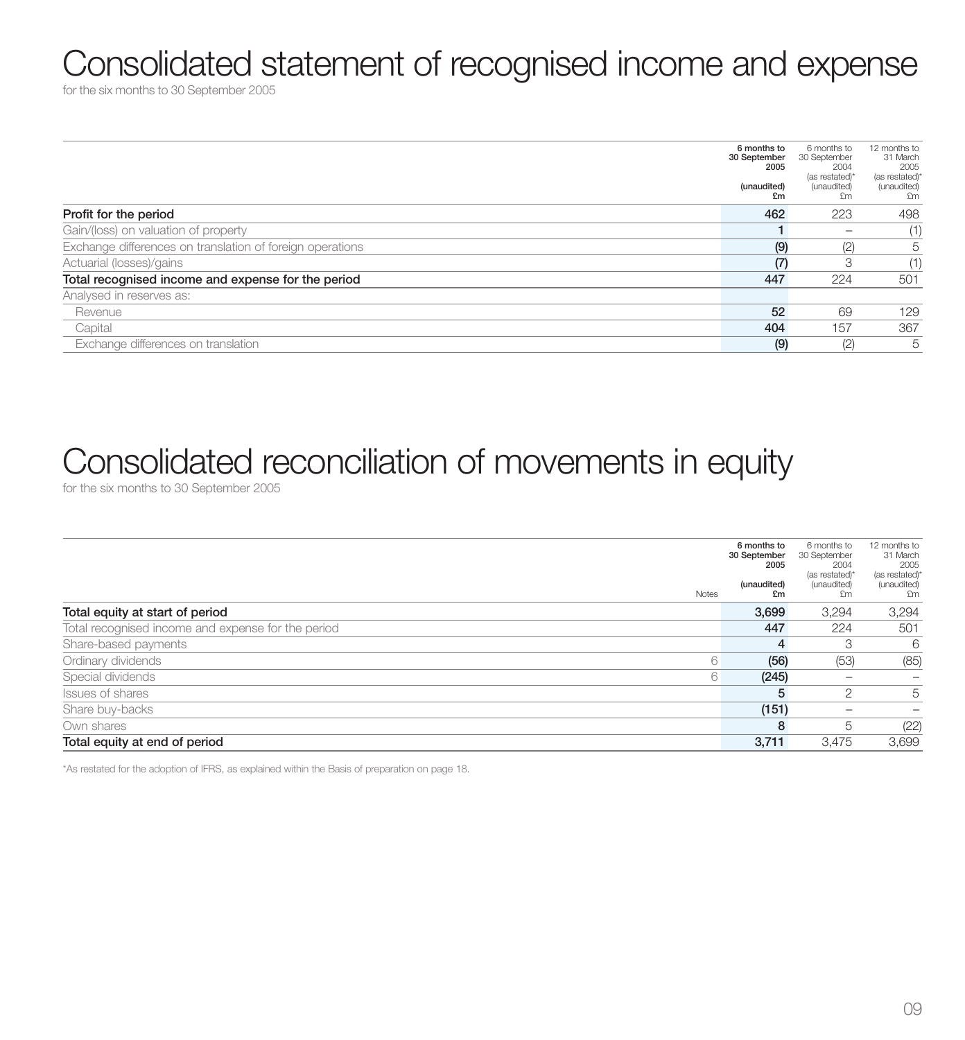# Consolidated statement of recognised income and expense

for the six months to 30 September 2005

| | 6 months to 30 September 2005 (unaudited) £m | 6 months to 30 September 2004 (as restated)* (unaudited) £m | 12 months to 31 March 2005 (as restated)* (unaudited) £m |
|---|---|---|---|
| **Profit for the period** | **462** | 223 | 498 |
| Gain/(loss) on valuation of property | **1** | – | (1) |
| Exchange differences on translation of foreign operations | **(9)** | (2) | 5 |
| Actuarial (losses)/gains | **(7)** | 3 | (1) |
| **Total recognised income and expense for the period** | **447** | 224 | 501 |
| Analysed in reserves as: | | | |
| Revenue | **52** | 69 | 129 |
| Capital | **404** | 157 | 367 |
| Exchange differences on translation | **(9)** | (2) | 5 |

# Consolidated reconciliation of movements in equity

for the six months to 30 September 2005

| | Notes | 6 months to 30 September 2005 (unaudited) £m | 6 months to 30 September 2004 (as restated)* (unaudited) £m | 12 months to 31 March 2005 (as restated)* (unaudited) £m |
|---|---|---|---|---|
| **Total equity at start of period** | | **3,699** | 3,294 | 3,294 |
| Total recognised income and expense for the period | | **447** | 224 | 501 |
| Share-based payments | | **4** | 3 | 6 |
| Ordinary dividends | 6 | **(56)** | (53) | (85) |
| Special dividends | 6 | **(245)** | – | – |
| Issues of shares | | **5** | 2 | 5 |
| Share buy-backs | | **(151)** | – | – |
| Own shares | | **8** | 5 | (22) |
| **Total equity at end of period** | | **3,711** | 3,475 | 3,699 |

*As restated for the adoption of IFRS, as explained within the Basis of preparation on page 18.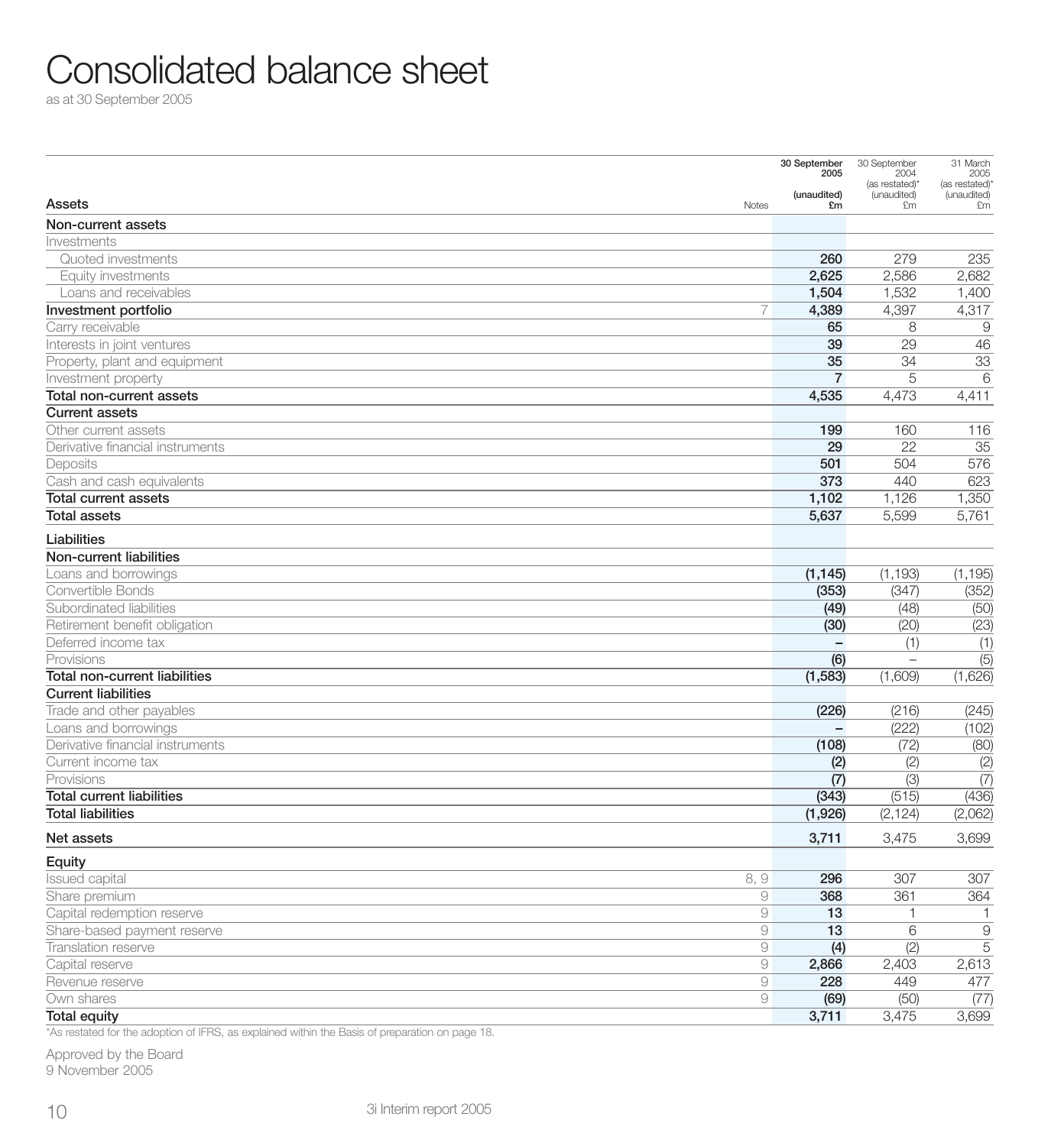# Consolidated balance sheet

as at 30 September 2005

| Assets | Notes | 30 September 2005 (unaudited) £m | 30 September 2004 (as restated)* (unaudited) £m | 31 March 2005 (as restated)* (unaudited) £m |
|---|---|---|---|---|
| **Non-current assets** | | | | |
| Investments | | | | |
| Quoted investments | | **260** | 279 | 235 |
| Equity investments | | **2,625** | 2,586 | 2,682 |
| Loans and receivables | | **1,504** | 1,532 | 1,400 |
| **Investment portfolio** | 7 | **4,389** | 4,397 | 4,317 |
| Carry receivable | | **65** | 8 | 9 |
| Interests in joint ventures | | **39** | 29 | 46 |
| Property, plant and equipment | | **35** | 34 | 33 |
| Investment property | | **7** | 5 | 6 |
| **Total non-current assets** | | **4,535** | 4,473 | 4,411 |
| **Current assets** | | | | |
| Other current assets | | **199** | 160 | 116 |
| Derivative financial instruments | | **29** | 22 | 35 |
| Deposits | | **501** | 504 | 576 |
| Cash and cash equivalents | | **373** | 440 | 623 |
| **Total current assets** | | **1,102** | 1,126 | 1,350 |
| **Total assets** | | **5,637** | 5,599 | 5,761 |
| **Liabilities** | | | | |
| **Non-current liabilities** | | | | |
| Loans and borrowings | | **(1,145)** | (1,193) | (1,195) |
| Convertible Bonds | | **(353)** | (347) | (352) |
| Subordinated liabilities | | **(49)** | (48) | (50) |
| Retirement benefit obligation | | **(30)** | (20) | (23) |
| Deferred income tax | | **–** | (1) | (1) |
| Provisions | | **(6)** | – | (5) |
| **Total non-current liabilities** | | **(1,583)** | (1,609) | (1,626) |
| **Current liabilities** | | | | |
| Trade and other payables | | **(226)** | (216) | (245) |
| Loans and borrowings | | **–** | (222) | (102) |
| Derivative financial instruments | | **(108)** | (72) | (80) |
| Current income tax | | **(2)** | (2) | (2) |
| Provisions | | **(7)** | (3) | (7) |
| **Total current liabilities** | | **(343)** | (515) | (436) |
| **Total liabilities** | | **(1,926)** | (2,124) | (2,062) |
| **Net assets** | | **3,711** | 3,475 | 3,699 |
| **Equity** | | | | |
| Issued capital | 8, 9 | **296** | 307 | 307 |
| Share premium | 9 | **368** | 361 | 364 |
| Capital redemption reserve | 9 | **13** | 1 | 1 |
| Share-based payment reserve | 9 | **13** | 6 | 9 |
| Translation reserve | 9 | **(4)** | (2) | 5 |
| Capital reserve | 9 | **2,866** | 2,403 | 2,613 |
| Revenue reserve | 9 | **228** | 449 | 477 |
| Own shares | 9 | **(69)** | (50) | (77) |
| **Total equity** | | **3,711** | 3,475 | 3,699 |

*As restated for the adoption of IFRS, as explained within the Basis of preparation on page 18.

Approved by the Board
9 November 2005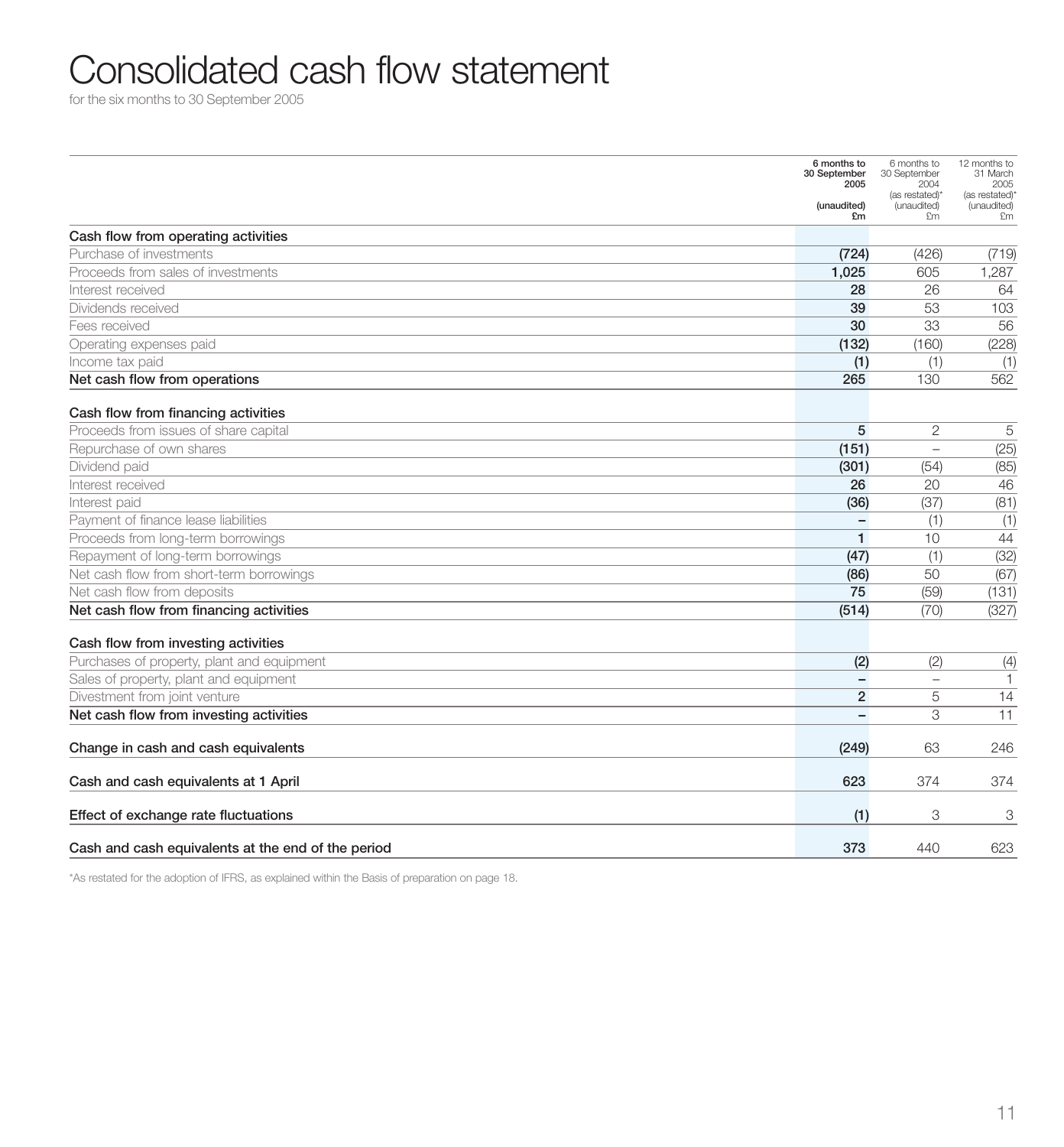# Consolidated cash flow statement

for the six months to 30 September 2005

| | 6 months to 30 September 2005 (unaudited) £m | 6 months to 30 September 2004 (as restated)* (unaudited) £m | 12 months to 31 March 2005 (as restated)* (unaudited) £m |
|---|---|---|---|
| **Cash flow from operating activities** | | | |
| Purchase of investments | **(724)** | (426) | (719) |
| Proceeds from sales of investments | **1,025** | 605 | 1,287 |
| Interest received | **28** | 26 | 64 |
| Dividends received | **39** | 53 | 103 |
| Fees received | **30** | 33 | 56 |
| Operating expenses paid | **(132)** | (160) | (228) |
| Income tax paid | **(1)** | (1) | (1) |
| **Net cash flow from operations** | **265** | 130 | 562 |
| **Cash flow from financing activities** | | | |
| Proceeds from issues of share capital | **5** | 2 | 5 |
| Repurchase of own shares | **(151)** | – | (25) |
| Dividend paid | **(301)** | (54) | (85) |
| Interest received | **26** | 20 | 46 |
| Interest paid | **(36)** | (37) | (81) |
| Payment of finance lease liabilities | **–** | (1) | (1) |
| Proceeds from long-term borrowings | **1** | 10 | 44 |
| Repayment of long-term borrowings | **(47)** | (1) | (32) |
| Net cash flow from short-term borrowings | **(86)** | 50 | (67) |
| Net cash flow from deposits | **75** | (59) | (131) |
| **Net cash flow from financing activities** | **(514)** | (70) | (327) |
| **Cash flow from investing activities** | | | |
| Purchases of property, plant and equipment | **(2)** | (2) | (4) |
| Sales of property, plant and equipment | **–** | – | 1 |
| Divestment from joint venture | **2** | 5 | 14 |
| **Net cash flow from investing activities** | **–** | 3 | 11 |
| **Change in cash and cash equivalents** | **(249)** | 63 | 246 |
| **Cash and cash equivalents at 1 April** | **623** | 374 | 374 |
| **Effect of exchange rate fluctuations** | **(1)** | 3 | 3 |
| **Cash and cash equivalents at the end of the period** | **373** | 440 | 623 |

*As restated for the adoption of IFRS, as explained within the Basis of preparation on page 18.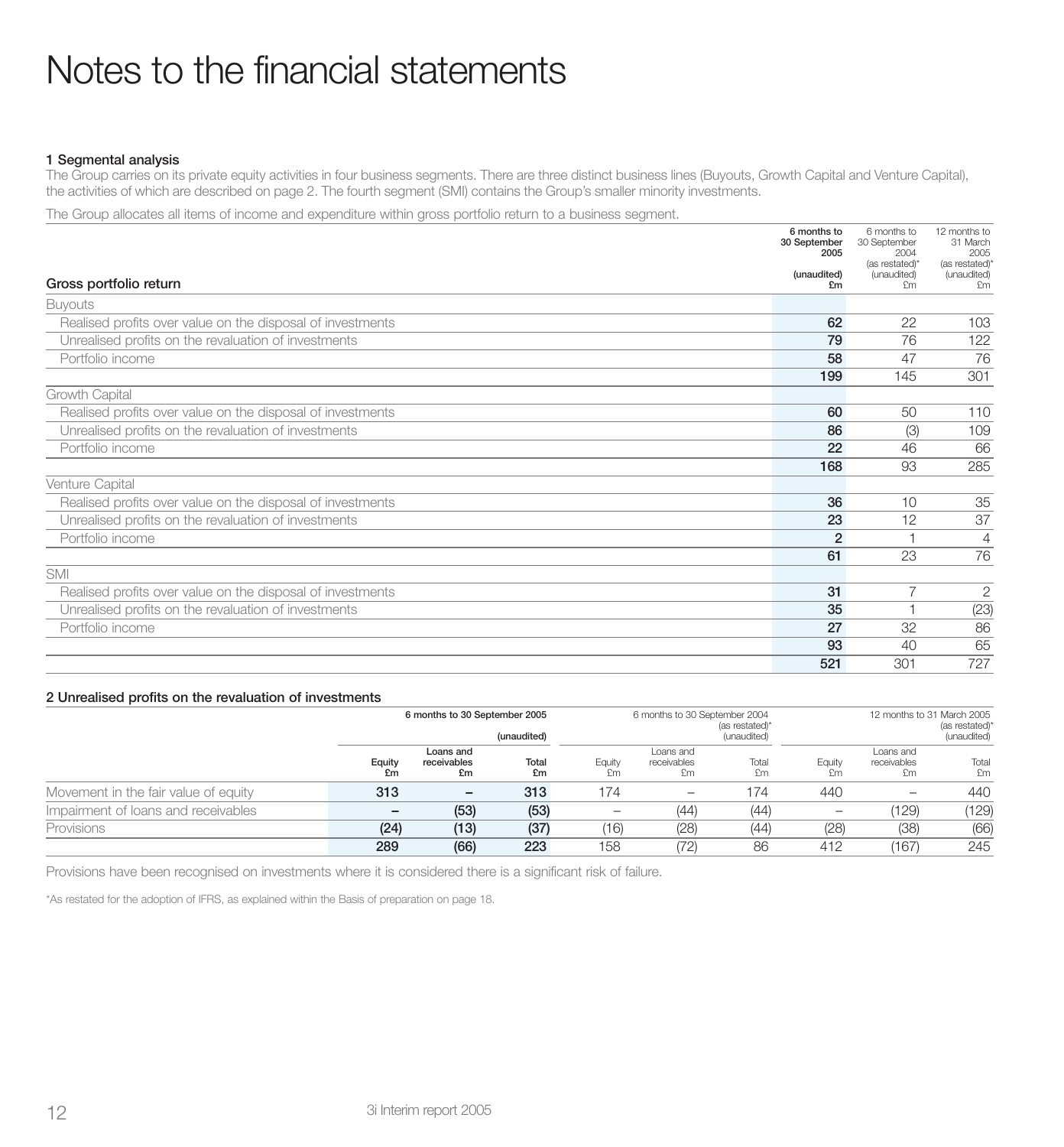# Notes to the financial statements

### 1 Segmental analysis

The Group carries on its private equity activities in four business segments. There are three distinct business lines (Buyouts, Growth Capital and Venture Capital), the activities of which are described on page 2. The fourth segment (SMI) contains the Group's smaller minority investments.

The Group allocates all items of income and expenditure within gross portfolio return to a business segment.

| Gross portfolio return | 6 months to 30 September 2005 (unaudited) £m | 6 months to 30 September 2004 (as restated)* (unaudited) £m | 12 months to 31 March 2005 (as restated)* (unaudited) £m |
|---|---|---|---|
| Buyouts | | | |
| Realised profits over value on the disposal of investments | **62** | 22 | 103 |
| Unrealised profits on the revaluation of investments | **79** | 76 | 122 |
| Portfolio income | **58** | 47 | 76 |
| | **199** | 145 | 301 |
| Growth Capital | | | |
| Realised profits over value on the disposal of investments | **60** | 50 | 110 |
| Unrealised profits on the revaluation of investments | **86** | (3) | 109 |
| Portfolio income | **22** | 46 | 66 |
| | **168** | 93 | 285 |
| Venture Capital | | | |
| Realised profits over value on the disposal of investments | **36** | 10 | 35 |
| Unrealised profits on the revaluation of investments | **23** | 12 | 37 |
| Portfolio income | **2** | 1 | 4 |
| | **61** | 23 | 76 |
| SMI | | | |
| Realised profits over value on the disposal of investments | **31** | 7 | 2 |
| Unrealised profits on the revaluation of investments | **35** | 1 | (23) |
| Portfolio income | **27** | 32 | 86 |
| | **93** | 40 | 65 |
| | **521** | 301 | 727 |

### 2 Unrealised profits on the revaluation of investments

| | 6 months to 30 September 2005 (unaudited) | | | 6 months to 30 September 2004 (as restated)* (unaudited) | | | 12 months to 31 March 2005 (as restated)* (unaudited) | | |
|---|---|---|---|---|---|---|---|---|---|
| | Equity £m | Loans and receivables £m | Total £m | Equity £m | Loans and receivables £m | Total £m | Equity £m | Loans and receivables £m | Total £m |
| Movement in the fair value of equity | **313** | **–** | **313** | 174 | – | 174 | 440 | – | 440 |
| Impairment of loans and receivables | **–** | **(53)** | **(53)** | – | (44) | (44) | – | (129) | (129) |
| Provisions | **(24)** | **(13)** | **(37)** | (16) | (28) | (44) | (28) | (38) | (66) |
| | **289** | **(66)** | **223** | 158 | (72) | 86 | 412 | (167) | 245 |

Provisions have been recognised on investments where it is considered there is a significant risk of failure.

*As restated for the adoption of IFRS, as explained within the Basis of preparation on page 18.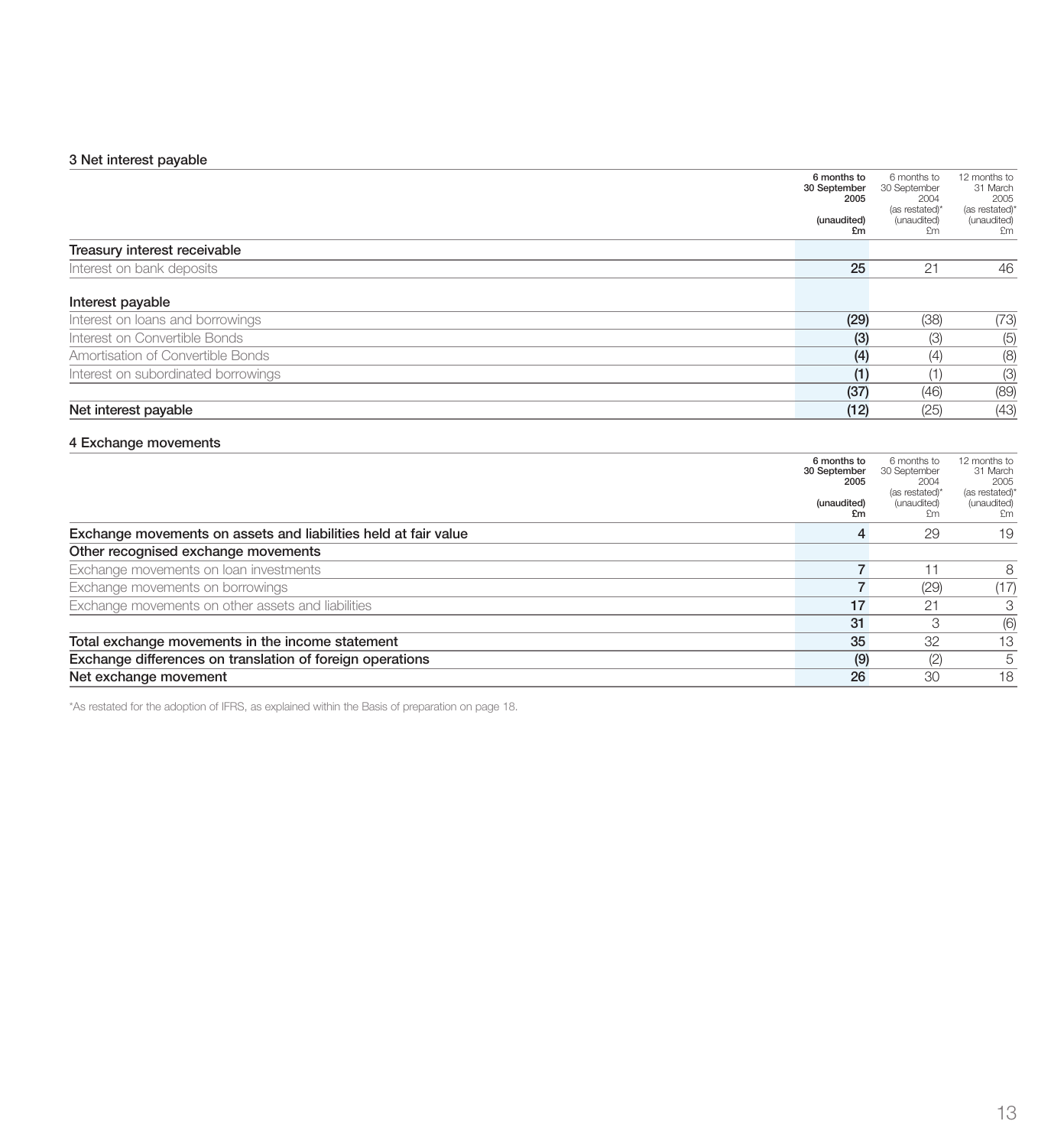### 3 Net interest payable

| | 6 months to 30 September 2005 (unaudited) £m | 6 months to 30 September 2004 (as restated)* (unaudited) £m | 12 months to 31 March 2005 (as restated)* (unaudited) £m |
|---|---|---|---|
| **Treasury interest receivable** | | | |
| Interest on bank deposits | **25** | 21 | 46 |
| **Interest payable** | | | |
| Interest on loans and borrowings | **(29)** | (38) | (73) |
| Interest on Convertible Bonds | **(3)** | (3) | (5) |
| Amortisation of Convertible Bonds | **(4)** | (4) | (8) |
| Interest on subordinated borrowings | **(1)** | (1) | (3) |
| | **(37)** | (46) | (89) |
| **Net interest payable** | **(12)** | (25) | (43) |

### 4 Exchange movements

| | 6 months to 30 September 2005 (unaudited) £m | 6 months to 30 September 2004 (as restated)* (unaudited) £m | 12 months to 31 March 2005 (as restated)* (unaudited) £m |
|---|---|---|---|
| **Exchange movements on assets and liabilities held at fair value** | **4** | 29 | 19 |
| **Other recognised exchange movements** | | | |
| Exchange movements on loan investments | **7** | 11 | 8 |
| Exchange movements on borrowings | **7** | (29) | (17) |
| Exchange movements on other assets and liabilities | **17** | 21 | 3 |
| | **31** | 3 | (6) |
| **Total exchange movements in the income statement** | **35** | 32 | 13 |
| **Exchange differences on translation of foreign operations** | **(9)** | (2) | 5 |
| **Net exchange movement** | **26** | 30 | 18 |

*As restated for the adoption of IFRS, as explained within the Basis of preparation on page 18.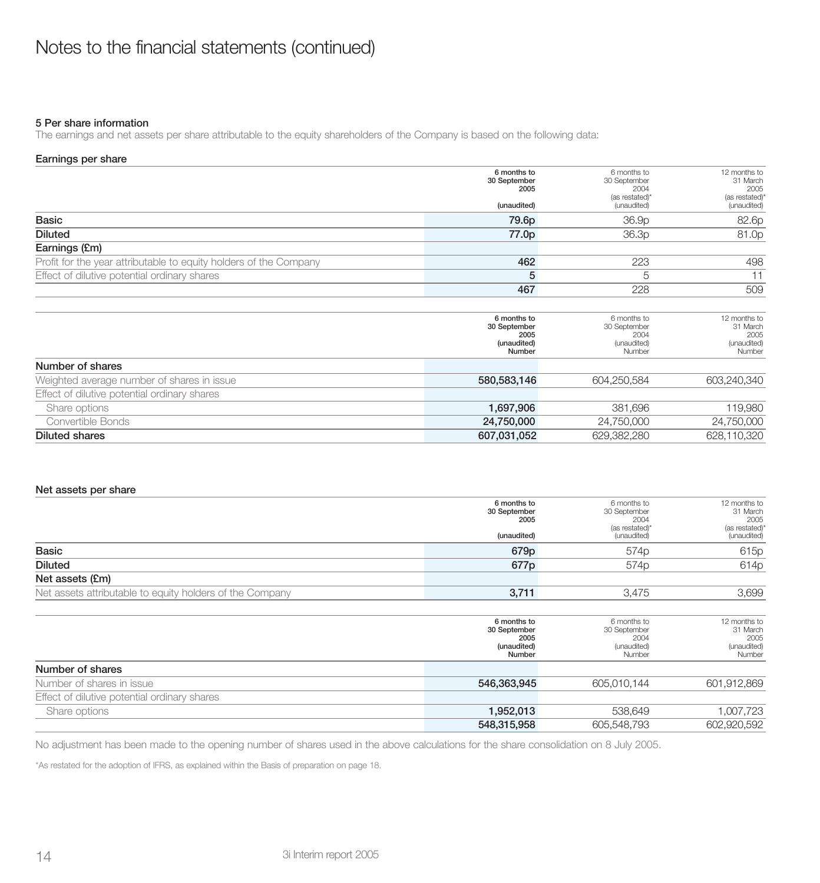# Notes to the financial statements (continued)

### 5 Per share information

The earnings and net assets per share attributable to the equity shareholders of the Company is based on the following data:

#### Earnings per share

| | 6 months to 30 September 2005 (unaudited) | 6 months to 30 September 2004 (as restated)* (unaudited) | 12 months to 31 March 2005 (as restated)* (unaudited) |
|---|---|---|---|
| **Basic** | **79.6p** | 36.9p | 82.6p |
| **Diluted** | **77.0p** | 36.3p | 81.0p |
| **Earnings (£m)** | | | |
| Profit for the year attributable to equity holders of the Company | **462** | 223 | 498 |
| Effect of dilutive potential ordinary shares | **5** | 5 | 11 |
| | **467** | 228 | 509 |

| | 6 months to 30 September 2005 (unaudited) Number | 6 months to 30 September 2004 (unaudited) Number | 12 months to 31 March 2005 (unaudited) Number |
|---|---|---|---|
| **Number of shares** | | | |
| Weighted average number of shares in issue | **580,583,146** | 604,250,584 | 603,240,340 |
| Effect of dilutive potential ordinary shares | | | |
| Share options | **1,697,906** | 381,696 | 119,980 |
| Convertible Bonds | **24,750,000** | 24,750,000 | 24,750,000 |
| **Diluted shares** | **607,031,052** | 629,382,280 | 628,110,320 |

#### Net assets per share

| | 6 months to 30 September 2005 (unaudited) | 6 months to 30 September 2004 (as restated)* (unaudited) | 12 months to 31 March 2005 (as restated)* (unaudited) |
|---|---|---|---|
| **Basic** | **679p** | 574p | 615p |
| **Diluted** | **677p** | 574p | 614p |
| **Net assets (£m)** | | | |
| Net assets attributable to equity holders of the Company | **3,711** | 3,475 | 3,699 |

| | 6 months to 30 September 2005 (unaudited) Number | 6 months to 30 September 2004 (unaudited) Number | 12 months to 31 March 2005 (unaudited) Number |
|---|---|---|---|
| **Number of shares** | | | |
| Number of shares in issue | **546,363,945** | 605,010,144 | 601,912,869 |
| Effect of dilutive potential ordinary shares | | | |
| Share options | **1,952,013** | 538,649 | 1,007,723 |
| | **548,315,958** | 605,548,793 | 602,920,592 |

No adjustment has been made to the opening number of shares used in the above calculations for the share consolidation on 8 July 2005.

*As restated for the adoption of IFRS, as explained within the Basis of preparation on page 18.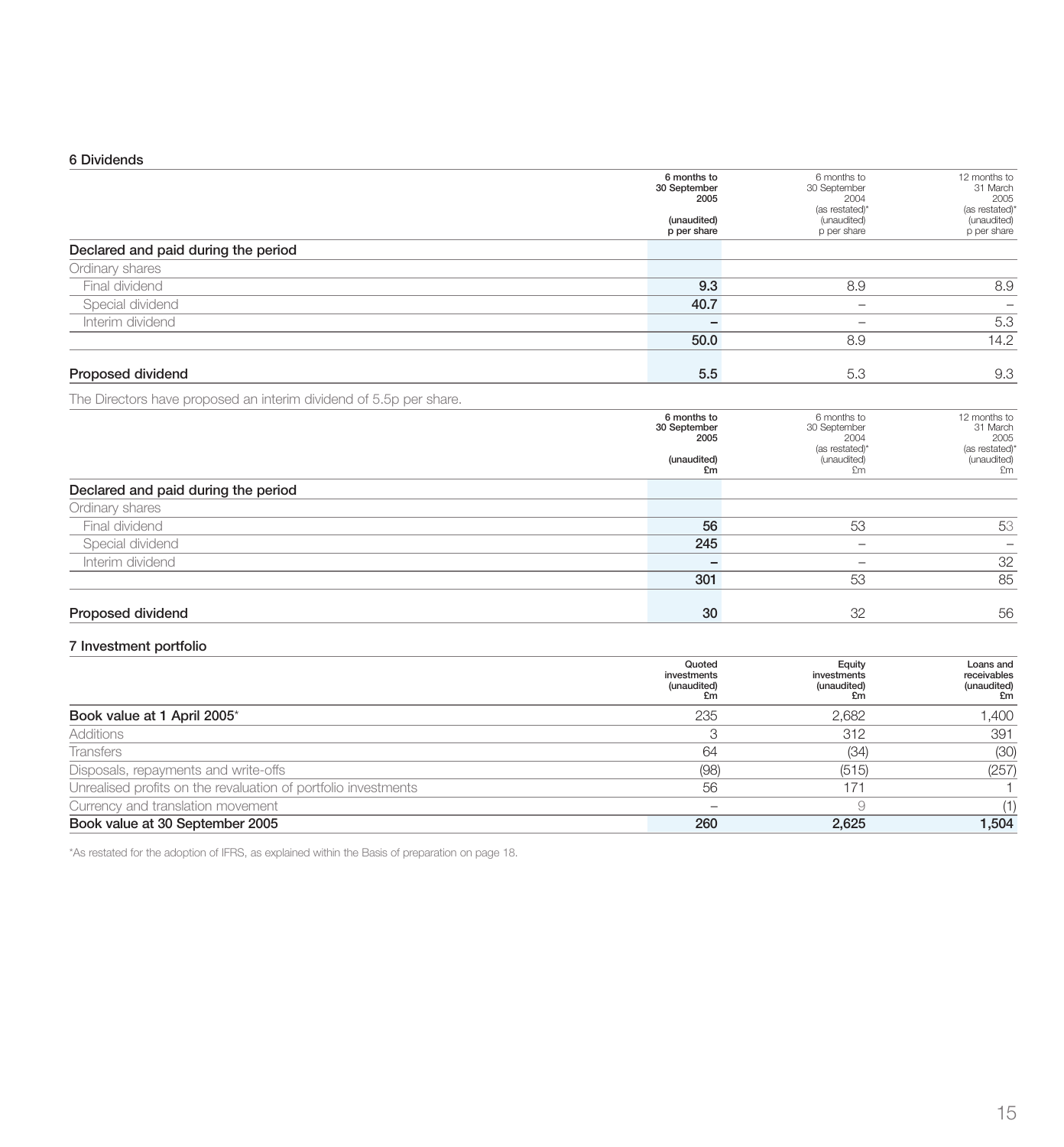### 6 Dividends

| | 6 months to 30 September 2005 (unaudited) p per share | 6 months to 30 September 2004 (as restated)* (unaudited) p per share | 12 months to 31 March 2005 (as restated)* (unaudited) p per share |
|---|---|---|---|
| **Declared and paid during the period** | | | |
| Ordinary shares | | | |
| Final dividend | **9.3** | 8.9 | 8.9 |
| Special dividend | **40.7** | – | – |
| Interim dividend | **–** | – | 5.3 |
| | **50.0** | 8.9 | 14.2 |
| **Proposed dividend** | **5.5** | 5.3 | 9.3 |

The Directors have proposed an interim dividend of 5.5p per share.

| | 6 months to 30 September 2005 (unaudited) £m | 6 months to 30 September 2004 (as restated)* (unaudited) £m | 12 months to 31 March 2005 (as restated)* (unaudited) £m |
|---|---|---|---|
| **Declared and paid during the period** | | | |
| Ordinary shares | | | |
| Final dividend | **56** | 53 | 53 |
| Special dividend | **245** | – | – |
| Interim dividend | **–** | – | 32 |
| | **301** | 53 | 85 |
| **Proposed dividend** | **30** | 32 | 56 |

### 7 Investment portfolio

| | Quoted investments (unaudited) £m | Equity investments (unaudited) £m | Loans and receivables (unaudited) £m |
|---|---|---|---|
| **Book value at 1 April 2005*** | 235 | 2,682 | 1,400 |
| Additions | 3 | 312 | 391 |
| Transfers | 64 | (34) | (30) |
| Disposals, repayments and write-offs | (98) | (515) | (257) |
| Unrealised profits on the revaluation of portfolio investments | 56 | 171 | 1 |
| Currency and translation movement | – | 9 | (1) |
| **Book value at 30 September 2005** | **260** | **2,625** | **1,504** |

*As restated for the adoption of IFRS, as explained within the Basis of preparation on page 18.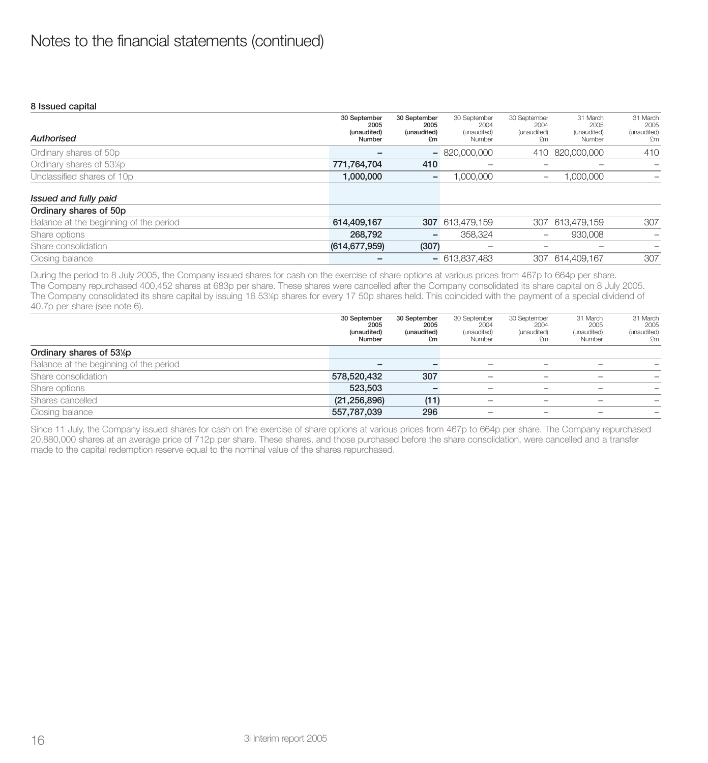# Notes to the financial statements (continued)

## 8 Issued capital

| *Authorised* | 30 September 2005 (unaudited) Number | 30 September 2005 (unaudited) £m | 30 September 2004 (unaudited) Number | 30 September 2004 (unaudited) £m | 31 March 2005 (unaudited) Number | 31 March 2005 (unaudited) £m |
|---|---|---|---|---|---|---|
| Ordinary shares of 50p | **–** | **–** | 820,000,000 | 410 | 820,000,000 | 410 |
| Ordinary shares of 53⅛p | **771,764,704** | **410** | – | – | – | – |
| Unclassified shares of 10p | **1,000,000** | **–** | 1,000,000 | – | 1,000,000 | – |
| ***Issued and fully paid*** | | | | | | |
| **Ordinary shares of 50p** | | | | | | |
| Balance at the beginning of the period | **614,409,167** | **307** | 613,479,159 | 307 | 613,479,159 | 307 |
| Share options | **268,792** | **–** | 358,324 | – | 930,008 | – |
| Share consolidation | **(614,677,959)** | **(307)** | – | – | – | – |
| Closing balance | **–** | **–** | 613,837,483 | 307 | 614,409,167 | 307 |

During the period to 8 July 2005, the Company issued shares for cash on the exercise of share options at various prices from 467p to 664p per share. The Company repurchased 400,452 shares at 683p per share. These shares were cancelled after the Company consolidated its share capital on 8 July 2005. The Company consolidated its share capital by issuing 16 53⅛p shares for every 17 50p shares held. This coincided with the payment of a special dividend of 40.7p per share (see note 6).

| | 30 September 2005 (unaudited) Number | 30 September 2005 (unaudited) £m | 30 September 2004 (unaudited) Number | 30 September 2004 (unaudited) £m | 31 March 2005 (unaudited) Number | 31 March 2005 (unaudited) £m |
|---|---|---|---|---|---|---|
| **Ordinary shares of 53⅛p** | | | | | | |
| Balance at the beginning of the period | **–** | **–** | – | – | – | – |
| Share consolidation | **578,520,432** | **307** | – | – | – | – |
| Share options | **523,503** | **–** | – | – | – | – |
| Shares cancelled | **(21,256,896)** | **(11)** | – | – | – | – |
| Closing balance | **557,787,039** | **296** | – | – | – | – |

Since 11 July, the Company issued shares for cash on the exercise of share options at various prices from 467p to 664p per share. The Company repurchased 20,880,000 shares at an average price of 712p per share. These shares, and those purchased before the share consolidation, were cancelled and a transfer made to the capital redemption reserve equal to the nominal value of the shares repurchased.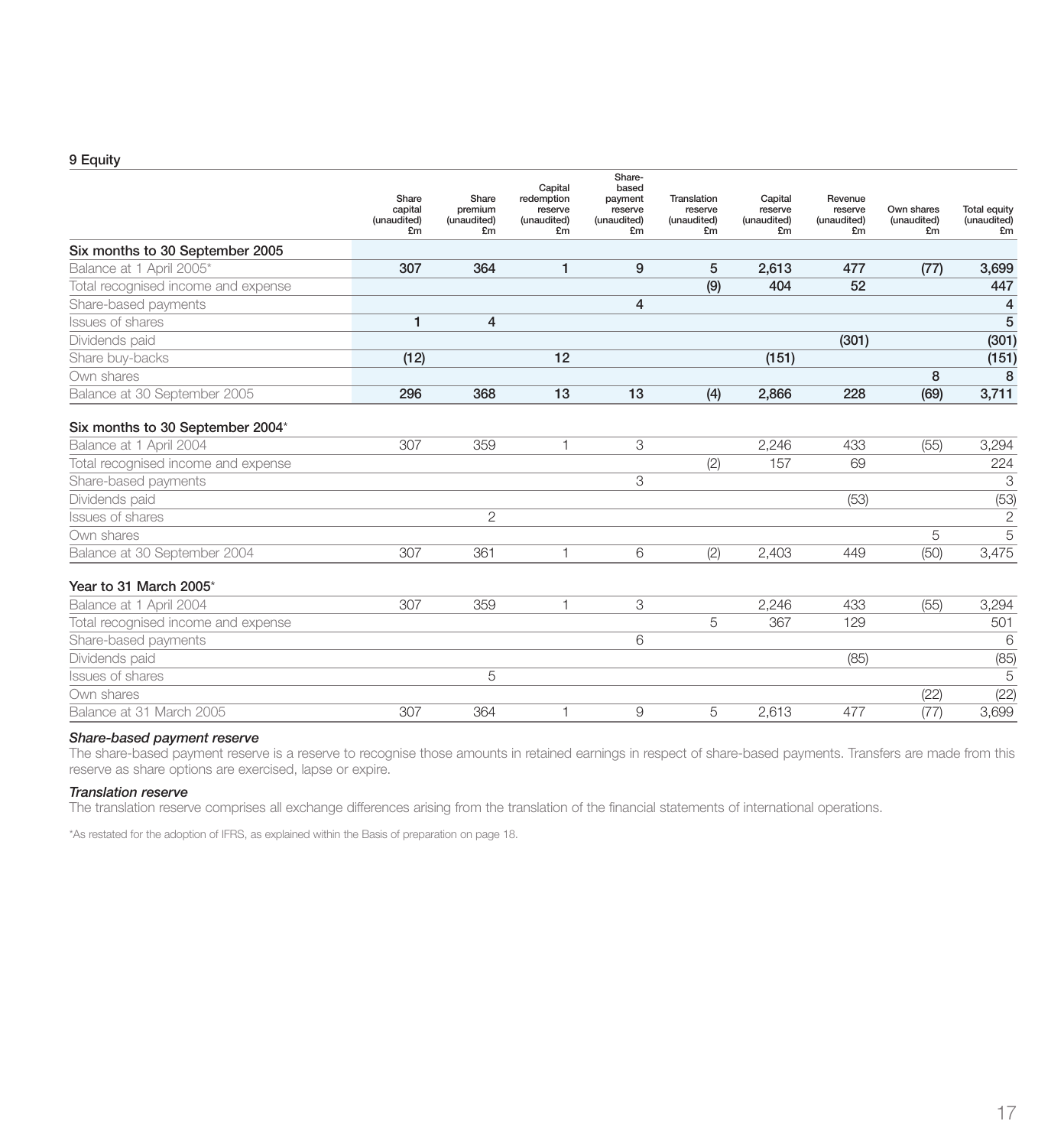## 9 Equity

| | Share capital (unaudited) £m | Share premium (unaudited) £m | Capital redemption reserve (unaudited) £m | Share-based payment reserve (unaudited) £m | Translation reserve (unaudited) £m | Capital reserve (unaudited) £m | Revenue reserve (unaudited) £m | Own shares (unaudited) £m | Total equity (unaudited) £m |
|---|---|---|---|---|---|---|---|---|---|
| **Six months to 30 September 2005** | | | | | | | | | |
| Balance at 1 April 2005* | 307 | 364 | 1 | 9 | 5 | 2,613 | 477 | (77) | 3,699 |
| Total recognised income and expense | | | | | (9) | 404 | 52 | | 447 |
| Share-based payments | | | | 4 | | | | | 4 |
| Issues of shares | 1 | 4 | | | | | | | 5 |
| Dividends paid | | | | | | | (301) | | (301) |
| Share buy-backs | (12) | | 12 | | | (151) | | | (151) |
| Own shares | | | | | | | | 8 | 8 |
| Balance at 30 September 2005 | 296 | 368 | 13 | 13 | (4) | 2,866 | 228 | (69) | 3,711 |
| **Six months to 30 September 2004*** | | | | | | | | | |
| Balance at 1 April 2004 | 307 | 359 | 1 | 3 | | 2,246 | 433 | (55) | 3,294 |
| Total recognised income and expense | | | | | (2) | 157 | 69 | | 224 |
| Share-based payments | | | | 3 | | | | | 3 |
| Dividends paid | | | | | | | (53) | | (53) |
| Issues of shares | | 2 | | | | | | | 2 |
| Own shares | | | | | | | | 5 | 5 |
| Balance at 30 September 2004 | 307 | 361 | 1 | 6 | (2) | 2,403 | 449 | (50) | 3,475 |
| **Year to 31 March 2005*** | | | | | | | | | |
| Balance at 1 April 2004 | 307 | 359 | 1 | 3 | | 2,246 | 433 | (55) | 3,294 |
| Total recognised income and expense | | | | | 5 | 367 | 129 | | 501 |
| Share-based payments | | | | 6 | | | | | 6 |
| Dividends paid | | | | | | | (85) | | (85) |
| Issues of shares | | 5 | | | | | | | 5 |
| Own shares | | | | | | | | (22) | (22) |
| Balance at 31 March 2005 | 307 | 364 | 1 | 9 | 5 | 2,613 | 477 | (77) | 3,699 |

***Share-based payment reserve***

The share-based payment reserve is a reserve to recognise those amounts in retained earnings in respect of share-based payments. Transfers are made from this reserve as share options are exercised, lapse or expire.

***Translation reserve***

The translation reserve comprises all exchange differences arising from the translation of the financial statements of international operations.

*As restated for the adoption of IFRS, as explained within the Basis of preparation on page 18.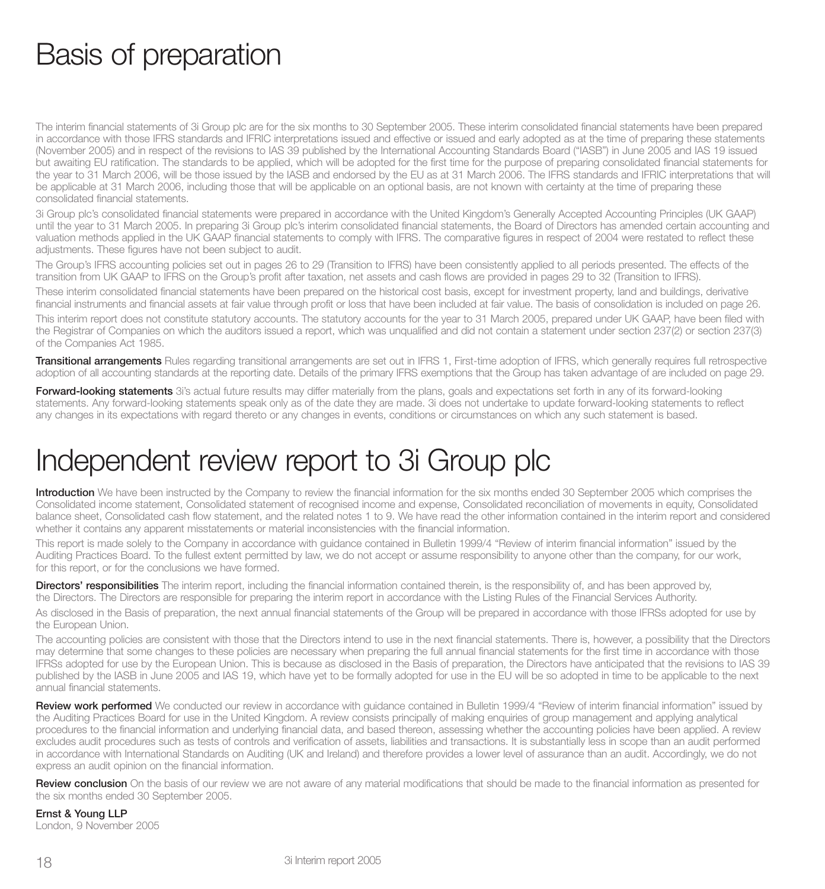# Basis of preparation

The interim financial statements of 3i Group plc are for the six months to 30 September 2005. These interim consolidated financial statements have been prepared in accordance with those IFRS standards and IFRIC interpretations issued and effective or issued and early adopted as at the time of preparing these statements (November 2005) and in respect of the revisions to IAS 39 published by the International Accounting Standards Board ("IASB") in June 2005 and IAS 19 issued but awaiting EU ratification. The standards to be applied, which will be adopted for the first time for the purpose of preparing consolidated financial statements for the year to 31 March 2006, will be those issued by the IASB and endorsed by the EU as at 31 March 2006. The IFRS standards and IFRIC interpretations that will be applicable at 31 March 2006, including those that will be applicable on an optional basis, are not known with certainty at the time of preparing these consolidated financial statements.

3i Group plc's consolidated financial statements were prepared in accordance with the United Kingdom's Generally Accepted Accounting Principles (UK GAAP) until the year to 31 March 2005. In preparing 3i Group plc's interim consolidated financial statements, the Board of Directors has amended certain accounting and valuation methods applied in the UK GAAP financial statements to comply with IFRS. The comparative figures in respect of 2004 were restated to reflect these adjustments. These figures have not been subject to audit.

The Group's IFRS accounting policies set out in pages 26 to 29 (Transition to IFRS) have been consistently applied to all periods presented. The effects of the transition from UK GAAP to IFRS on the Group's profit after taxation, net assets and cash flows are provided in pages 29 to 32 (Transition to IFRS).

These interim consolidated financial statements have been prepared on the historical cost basis, except for investment property, land and buildings, derivative financial instruments and financial assets at fair value through profit or loss that have been included at fair value. The basis of consolidation is included on page 26.

This interim report does not constitute statutory accounts. The statutory accounts for the year to 31 March 2005, prepared under UK GAAP, have been filed with the Registrar of Companies on which the auditors issued a report, which was unqualified and did not contain a statement under section 237(2) or section 237(3) of the Companies Act 1985.

**Transitional arrangements** Rules regarding transitional arrangements are set out in IFRS 1, First-time adoption of IFRS, which generally requires full retrospective adoption of all accounting standards at the reporting date. Details of the primary IFRS exemptions that the Group has taken advantage of are included on page 29.

**Forward-looking statements** 3i's actual future results may differ materially from the plans, goals and expectations set forth in any of its forward-looking statements. Any forward-looking statements speak only as of the date they are made. 3i does not undertake to update forward-looking statements to reflect any changes in its expectations with regard thereto or any changes in events, conditions or circumstances on which any such statement is based.

# Independent review report to 3i Group plc

**Introduction** We have been instructed by the Company to review the financial information for the six months ended 30 September 2005 which comprises the Consolidated income statement, Consolidated statement of recognised income and expense, Consolidated reconciliation of movements in equity, Consolidated balance sheet, Consolidated cash flow statement, and the related notes 1 to 9. We have read the other information contained in the interim report and considered whether it contains any apparent misstatements or material inconsistencies with the financial information.

This report is made solely to the Company in accordance with guidance contained in Bulletin 1999/4 "Review of interim financial information" issued by the Auditing Practices Board. To the fullest extent permitted by law, we do not accept or assume responsibility to anyone other than the company, for our work, for this report, or for the conclusions we have formed.

**Directors' responsibilities** The interim report, including the financial information contained therein, is the responsibility of, and has been approved by, the Directors. The Directors are responsible for preparing the interim report in accordance with the Listing Rules of the Financial Services Authority.

As disclosed in the Basis of preparation, the next annual financial statements of the Group will be prepared in accordance with those IFRSs adopted for use by the European Union.

The accounting policies are consistent with those that the Directors intend to use in the next financial statements. There is, however, a possibility that the Directors may determine that some changes to these policies are necessary when preparing the full annual financial statements for the first time in accordance with those IFRSs adopted for use by the European Union. This is because as disclosed in the Basis of preparation, the Directors have anticipated that the revisions to IAS 39 published by the IASB in June 2005 and IAS 19, which have yet to be formally adopted for use in the EU will be so adopted in time to be applicable to the next annual financial statements.

**Review work performed** We conducted our review in accordance with guidance contained in Bulletin 1999/4 "Review of interim financial information" issued by the Auditing Practices Board for use in the United Kingdom. A review consists principally of making enquiries of group management and applying analytical procedures to the financial information and underlying financial data, and based thereon, assessing whether the accounting policies have been applied. A review excludes audit procedures such as tests of controls and verification of assets, liabilities and transactions. It is substantially less in scope than an audit performed in accordance with International Standards on Auditing (UK and Ireland) and therefore provides a lower level of assurance than an audit. Accordingly, we do not express an audit opinion on the financial information.

**Review conclusion** On the basis of our review we are not aware of any material modifications that should be made to the financial information as presented for the six months ended 30 September 2005.

**Ernst & Young LLP**
London, 9 November 2005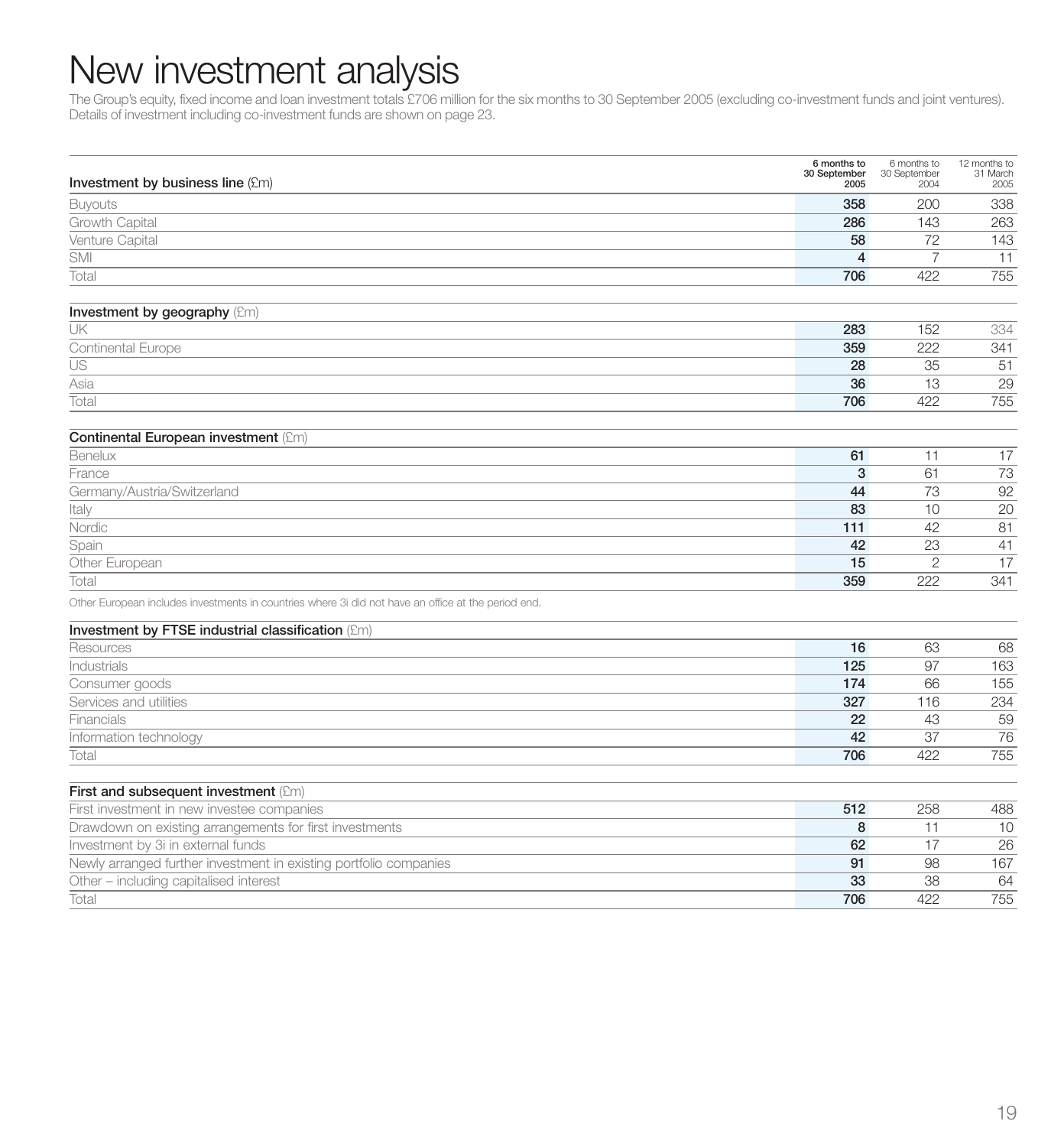# New investment analysis

The Group's equity, fixed income and loan investment totals £706 million for the six months to 30 September 2005 (excluding co-investment funds and joint ventures). Details of investment including co-investment funds are shown on page 23.

| **Investment by business line** (£m) | **6 months to 30 September 2005** | 6 months to 30 September 2004 | 12 months to 31 March 2005 |
|---|---|---|---|
| Buyouts | **358** | 200 | 338 |
| Growth Capital | **286** | 143 | 263 |
| Venture Capital | **58** | 72 | 143 |
| SMI | **4** | 7 | 11 |
| Total | **706** | 422 | 755 |

| **Investment by geography** (£m) | **6 months to 30 September 2005** | 6 months to 30 September 2004 | 12 months to 31 March 2005 |
|---|---|---|---|
| UK | **283** | 152 | 334 |
| Continental Europe | **359** | 222 | 341 |
| US | **28** | 35 | 51 |
| Asia | **36** | 13 | 29 |
| Total | **706** | 422 | 755 |

| **Continental European investment** (£m) | **6 months to 30 September 2005** | 6 months to 30 September 2004 | 12 months to 31 March 2005 |
|---|---|---|---|
| Benelux | **61** | 11 | 17 |
| France | **3** | 61 | 73 |
| Germany/Austria/Switzerland | **44** | 73 | 92 |
| Italy | **83** | 10 | 20 |
| Nordic | **111** | 42 | 81 |
| Spain | **42** | 23 | 41 |
| Other European | **15** | 2 | 17 |
| Total | **359** | 222 | 341 |

Other European includes investments in countries where 3i did not have an office at the period end.

| **Investment by FTSE industrial classification** (£m) | **6 months to 30 September 2005** | 6 months to 30 September 2004 | 12 months to 31 March 2005 |
|---|---|---|---|
| Resources | **16** | 63 | 68 |
| Industrials | **125** | 97 | 163 |
| Consumer goods | **174** | 66 | 155 |
| Services and utilities | **327** | 116 | 234 |
| Financials | **22** | 43 | 59 |
| Information technology | **42** | 37 | 76 |
| Total | **706** | 422 | 755 |

| **First and subsequent investment** (£m) | **6 months to 30 September 2005** | 6 months to 30 September 2004 | 12 months to 31 March 2005 |
|---|---|---|---|
| First investment in new investee companies | **512** | 258 | 488 |
| Drawdown on existing arrangements for first investments | **8** | 11 | 10 |
| Investment by 3i in external funds | **62** | 17 | 26 |
| Newly arranged further investment in existing portfolio companies | **91** | 98 | 167 |
| Other – including capitalised interest | **33** | 38 | 64 |
| Total | **706** | 422 | 755 |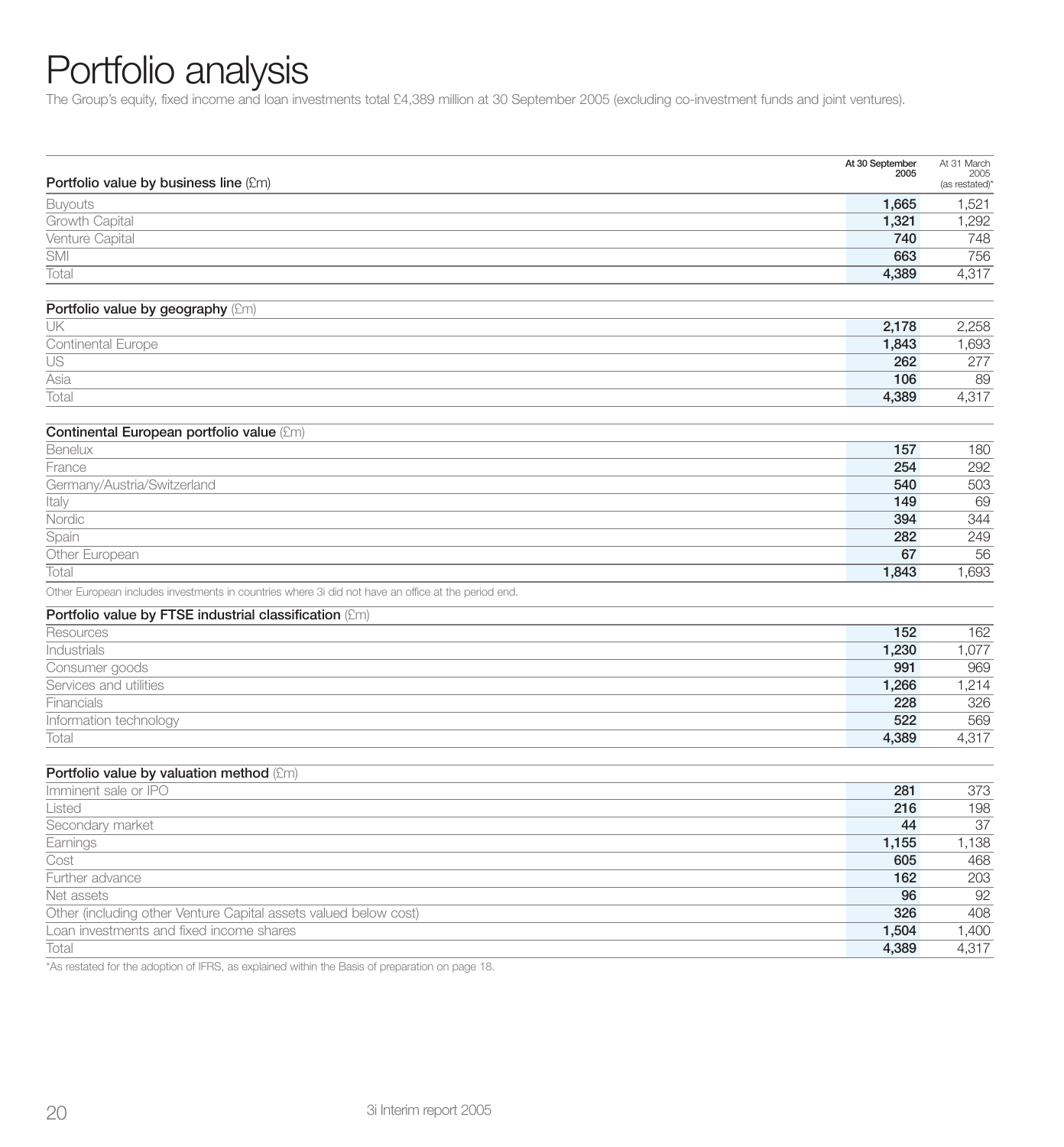# Portfolio analysis

The Group's equity, fixed income and loan investments total £4,389 million at 30 September 2005 (excluding co-investment funds and joint ventures).

| Portfolio value by business line (£m) | At 30 September 2005 | At 31 March 2005 (as restated)* |
|---|---|---|
| Buyouts | **1,665** | 1,521 |
| Growth Capital | **1,321** | 1,292 |
| Venture Capital | **740** | 748 |
| SMI | **663** | 756 |
| Total | **4,389** | 4,317 |

| Portfolio value by geography (£m) | At 30 September 2005 | At 31 March 2005 (as restated)* |
|---|---|---|
| UK | **2,178** | 2,258 |
| Continental Europe | **1,843** | 1,693 |
| US | **262** | 277 |
| Asia | **106** | 89 |
| Total | **4,389** | 4,317 |

| Continental European portfolio value (£m) | At 30 September 2005 | At 31 March 2005 (as restated)* |
|---|---|---|
| Benelux | **157** | 180 |
| France | **254** | 292 |
| Germany/Austria/Switzerland | **540** | 503 |
| Italy | **149** | 69 |
| Nordic | **394** | 344 |
| Spain | **282** | 249 |
| Other European | **67** | 56 |
| Total | **1,843** | 1,693 |

Other European includes investments in countries where 3i did not have an office at the period end.

| Portfolio value by FTSE industrial classification (£m) | At 30 September 2005 | At 31 March 2005 (as restated)* |
|---|---|---|
| Resources | **152** | 162 |
| Industrials | **1,230** | 1,077 |
| Consumer goods | **991** | 969 |
| Services and utilities | **1,266** | 1,214 |
| Financials | **228** | 326 |
| Information technology | **522** | 569 |
| Total | **4,389** | 4,317 |

| Portfolio value by valuation method (£m) | At 30 September 2005 | At 31 March 2005 (as restated)* |
|---|---|---|
| Imminent sale or IPO | **281** | 373 |
| Listed | **216** | 198 |
| Secondary market | **44** | 37 |
| Earnings | **1,155** | 1,138 |
| Cost | **605** | 468 |
| Further advance | **162** | 203 |
| Net assets | **96** | 92 |
| Other (including other Venture Capital assets valued below cost) | **326** | 408 |
| Loan investments and fixed income shares | **1,504** | 1,400 |
| Total | **4,389** | 4,317 |

*As restated for the adoption of IFRS, as explained within the Basis of preparation on page 18.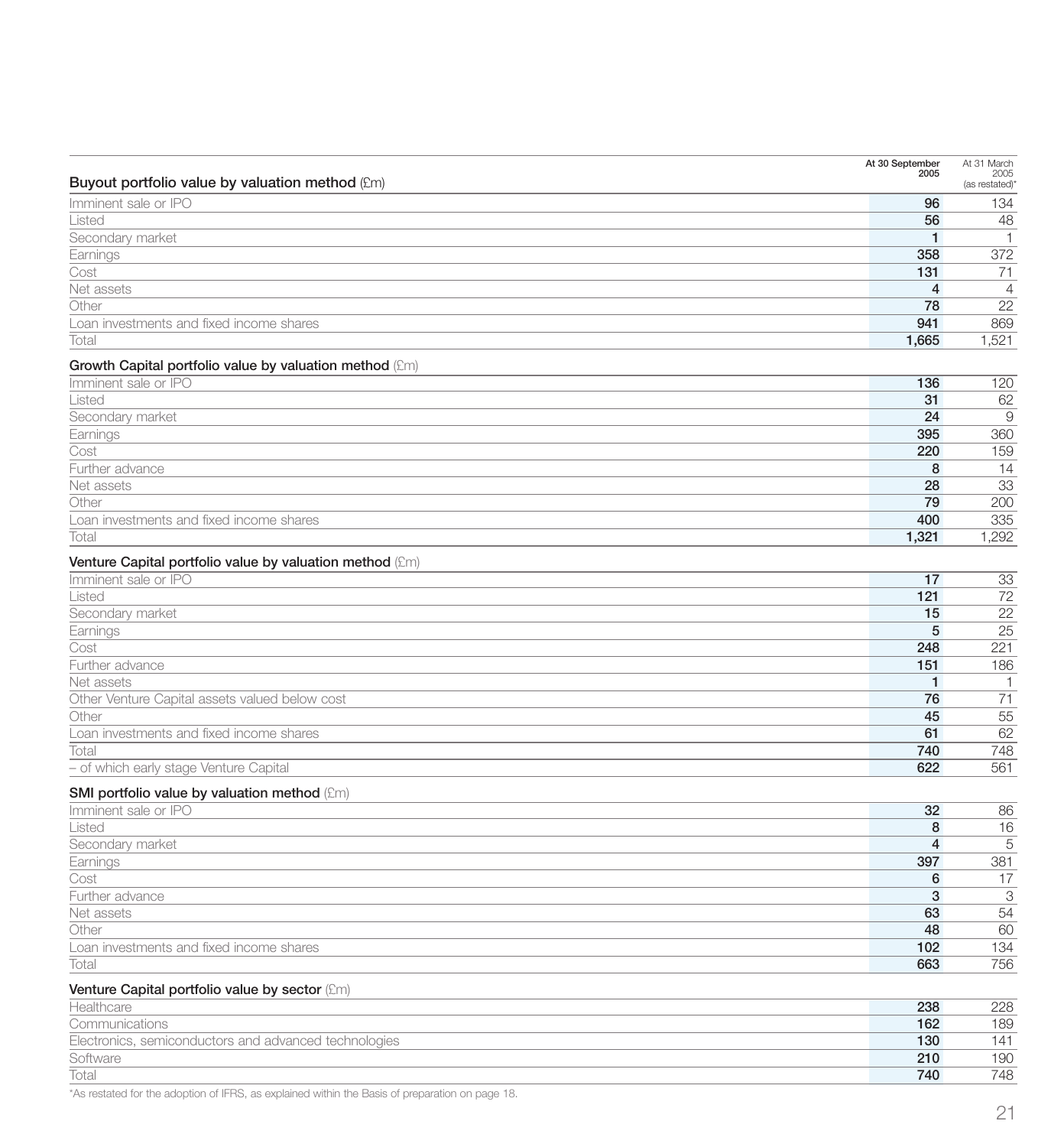| Buyout portfolio value by valuation method (£m) | At 30 September 2005 | At 31 March 2005 (as restated)* |
|---|---|---|
| Imminent sale or IPO | **96** | 134 |
| Listed | **56** | 48 |
| Secondary market | **1** | 1 |
| Earnings | **358** | 372 |
| Cost | **131** | 71 |
| Net assets | **4** | 4 |
| Other | **78** | 22 |
| Loan investments and fixed income shares | **941** | 869 |
| Total | **1,665** | 1,521 |

| Growth Capital portfolio value by valuation method (£m) | At 30 September 2005 | At 31 March 2005 (as restated)* |
|---|---|---|
| Imminent sale or IPO | **136** | 120 |
| Listed | **31** | 62 |
| Secondary market | **24** | 9 |
| Earnings | **395** | 360 |
| Cost | **220** | 159 |
| Further advance | **8** | 14 |
| Net assets | **28** | 33 |
| Other | **79** | 200 |
| Loan investments and fixed income shares | **400** | 335 |
| Total | **1,321** | 1,292 |

| Venture Capital portfolio value by valuation method (£m) | At 30 September 2005 | At 31 March 2005 (as restated)* |
|---|---|---|
| Imminent sale or IPO | **17** | 33 |
| Listed | **121** | 72 |
| Secondary market | **15** | 22 |
| Earnings | **5** | 25 |
| Cost | **248** | 221 |
| Further advance | **151** | 186 |
| Net assets | **1** | 1 |
| Other Venture Capital assets valued below cost | **76** | 71 |
| Other | **45** | 55 |
| Loan investments and fixed income shares | **61** | 62 |
| Total | **740** | 748 |
| – of which early stage Venture Capital | **622** | 561 |

| SMI portfolio value by valuation method (£m) | At 30 September 2005 | At 31 March 2005 (as restated)* |
|---|---|---|
| Imminent sale or IPO | **32** | 86 |
| Listed | **8** | 16 |
| Secondary market | **4** | 5 |
| Earnings | **397** | 381 |
| Cost | **6** | 17 |
| Further advance | **3** | 3 |
| Net assets | **63** | 54 |
| Other | **48** | 60 |
| Loan investments and fixed income shares | **102** | 134 |
| Total | **663** | 756 |

| Venture Capital portfolio value by sector (£m) | At 30 September 2005 | At 31 March 2005 (as restated)* |
|---|---|---|
| Healthcare | **238** | 228 |
| Communications | **162** | 189 |
| Electronics, semiconductors and advanced technologies | **130** | 141 |
| Software | **210** | 190 |
| Total | **740** | 748 |

*As restated for the adoption of IFRS, as explained within the Basis of preparation on page 18.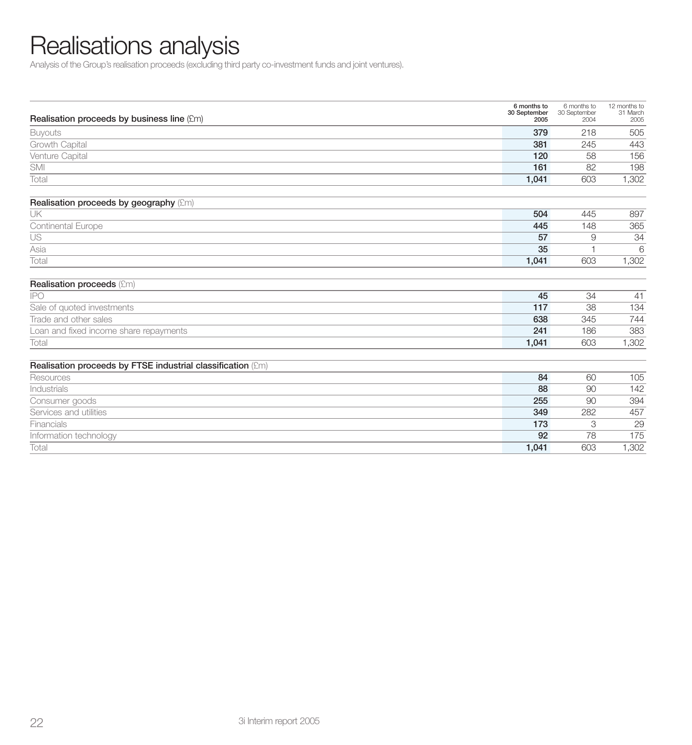# Realisations analysis

Analysis of the Group's realisation proceeds (excluding third party co-investment funds and joint ventures).

| Realisation proceeds by business line (£m) | 6 months to 30 September 2005 | 6 months to 30 September 2004 | 12 months to 31 March 2005 |
|---|---|---|---|
| Buyouts | **379** | 218 | 505 |
| Growth Capital | **381** | 245 | 443 |
| Venture Capital | **120** | 58 | 156 |
| SMI | **161** | 82 | 198 |
| Total | **1,041** | 603 | 1,302 |

| Realisation proceeds by geography (£m) | 6 months to 30 September 2005 | 6 months to 30 September 2004 | 12 months to 31 March 2005 |
|---|---|---|---|
| UK | **504** | 445 | 897 |
| Continental Europe | **445** | 148 | 365 |
| US | **57** | 9 | 34 |
| Asia | **35** | 1 | 6 |
| Total | **1,041** | 603 | 1,302 |

| Realisation proceeds (£m) | 6 months to 30 September 2005 | 6 months to 30 September 2004 | 12 months to 31 March 2005 |
|---|---|---|---|
| IPO | **45** | 34 | 41 |
| Sale of quoted investments | **117** | 38 | 134 |
| Trade and other sales | **638** | 345 | 744 |
| Loan and fixed income share repayments | **241** | 186 | 383 |
| Total | **1,041** | 603 | 1,302 |

| Realisation proceeds by FTSE industrial classification (£m) | 6 months to 30 September 2005 | 6 months to 30 September 2004 | 12 months to 31 March 2005 |
|---|---|---|---|
| Resources | **84** | 60 | 105 |
| Industrials | **88** | 90 | 142 |
| Consumer goods | **255** | 90 | 394 |
| Services and utilities | **349** | 282 | 457 |
| Financials | **173** | 3 | 29 |
| Information technology | **92** | 78 | 175 |
| Total | **1,041** | 603 | 1,302 |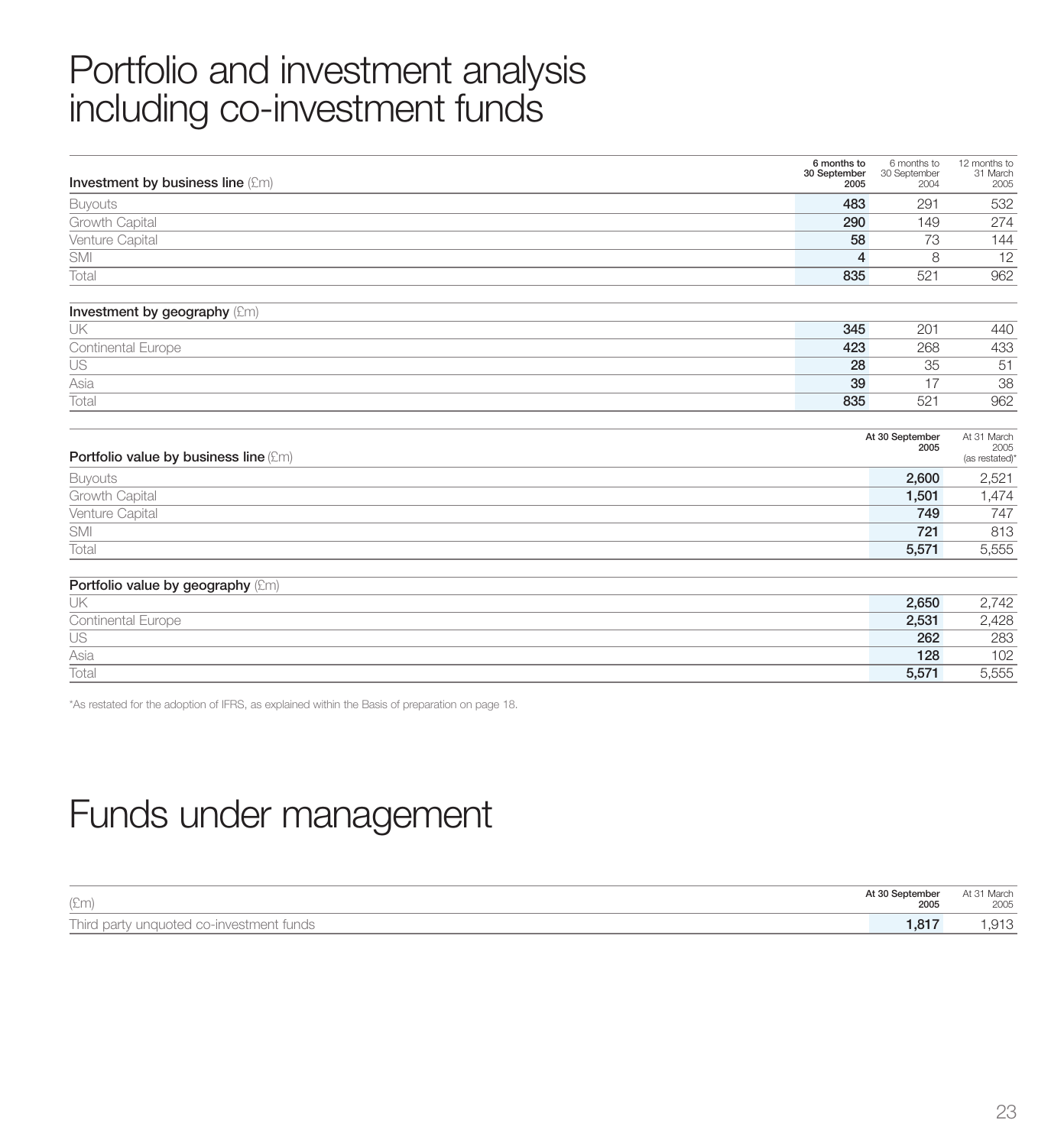# Portfolio and investment analysis including co-investment funds

| Investment by business line (£m) | 6 months to 30 September 2005 | 6 months to 30 September 2004 | 12 months to 31 March 2005 |
|---|---|---|---|
| Buyouts | **483** | 291 | 532 |
| Growth Capital | **290** | 149 | 274 |
| Venture Capital | **58** | 73 | 144 |
| SMI | **4** | 8 | 12 |
| Total | **835** | 521 | 962 |

| Investment by geography (£m) | 6 months to 30 September 2005 | 6 months to 30 September 2004 | 12 months to 31 March 2005 |
|---|---|---|---|
| UK | **345** | 201 | 440 |
| Continental Europe | **423** | 268 | 433 |
| US | **28** | 35 | 51 |
| Asia | **39** | 17 | 38 |
| Total | **835** | 521 | 962 |

| Portfolio value by business line (£m) | At 30 September 2005 | At 31 March 2005 (as restated)* |
|---|---|---|
| Buyouts | **2,600** | 2,521 |
| Growth Capital | **1,501** | 1,474 |
| Venture Capital | **749** | 747 |
| SMI | **721** | 813 |
| Total | **5,571** | 5,555 |

| Portfolio value by geography (£m) | At 30 September 2005 | At 31 March 2005 (as restated)* |
|---|---|---|
| UK | **2,650** | 2,742 |
| Continental Europe | **2,531** | 2,428 |
| US | **262** | 283 |
| Asia | **128** | 102 |
| Total | **5,571** | 5,555 |

*As restated for the adoption of IFRS, as explained within the Basis of preparation on page 18.

# Funds under management

| (£m) | At 30 September 2005 | At 31 March 2005 |
|---|---|---|
| Third party unquoted co-investment funds | **1,817** | 1,913 |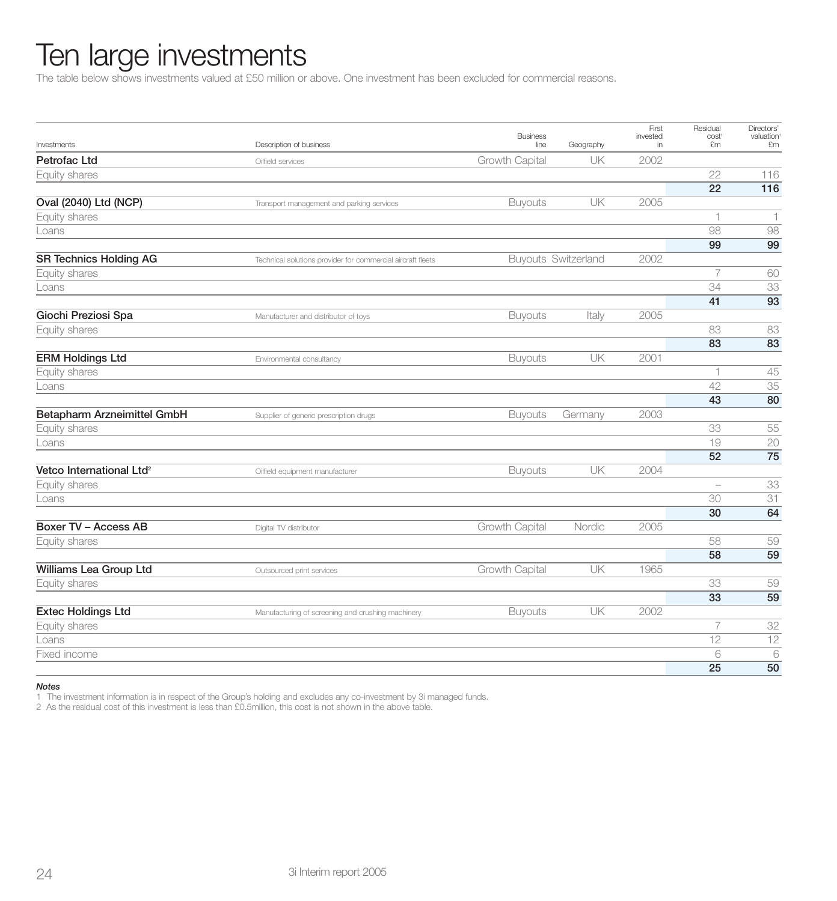# Ten large investments

The table below shows investments valued at £50 million or above. One investment has been excluded for commercial reasons.

| Investments | Description of business | Business line | Geography | First invested in | Residual cost[1] £m | Directors' valuation[1] £m |
|---|---|---|---|---|---|---|
| **Petrofac Ltd** | Oilfield services | Growth Capital | UK | 2002 | | |
| Equity shares | | | | | 22 | 116 |
| | | | | | **22** | **116** |
| **Oval (2040) Ltd (NCP)** | Transport management and parking services | Buyouts | UK | 2005 | | |
| Equity shares | | | | | 1 | 1 |
| Loans | | | | | 98 | 98 |
| | | | | | **99** | **99** |
| **SR Technics Holding AG** | Technical solutions provider for commercial aircraft fleets | Buyouts | Switzerland | 2002 | | |
| Equity shares | | | | | 7 | 60 |
| Loans | | | | | 34 | 33 |
| | | | | | **41** | **93** |
| **Giochi Preziosi Spa** | Manufacturer and distributor of toys | Buyouts | Italy | 2005 | | |
| Equity shares | | | | | 83 | 83 |
| | | | | | **83** | **83** |
| **ERM Holdings Ltd** | Environmental consultancy | Buyouts | UK | 2001 | | |
| Equity shares | | | | | 1 | 45 |
| Loans | | | | | 42 | 35 |
| | | | | | **43** | **80** |
| **Betapharm Arzneimittel GmbH** | Supplier of generic prescription drugs | Buyouts | Germany | 2003 | | |
| Equity shares | | | | | 33 | 55 |
| Loans | | | | | 19 | 20 |
| | | | | | **52** | **75** |
| **Vetco International Ltd[2]** | Oilfield equipment manufacturer | Buyouts | UK | 2004 | | |
| Equity shares | | | | | – | 33 |
| Loans | | | | | 30 | 31 |
| | | | | | **30** | **64** |
| **Boxer TV – Access AB** | Digital TV distributor | Growth Capital | Nordic | 2005 | | |
| Equity shares | | | | | 58 | 59 |
| | | | | | **58** | **59** |
| **Williams Lea Group Ltd** | Outsourced print services | Growth Capital | UK | 1965 | | |
| Equity shares | | | | | 33 | 59 |
| | | | | | **33** | **59** |
| **Extec Holdings Ltd** | Manufacturing of screening and crushing machinery | Buyouts | UK | 2002 | | |
| Equity shares | | | | | 7 | 32 |
| Loans | | | | | 12 | 12 |
| Fixed income | | | | | 6 | 6 |
| | | | | | **25** | **50** |

***Notes***

1 The investment information is in respect of the Group's holding and excludes any co-investment by 3i managed funds.

2 As the residual cost of this investment is less than £0.5million, this cost is not shown in the above table.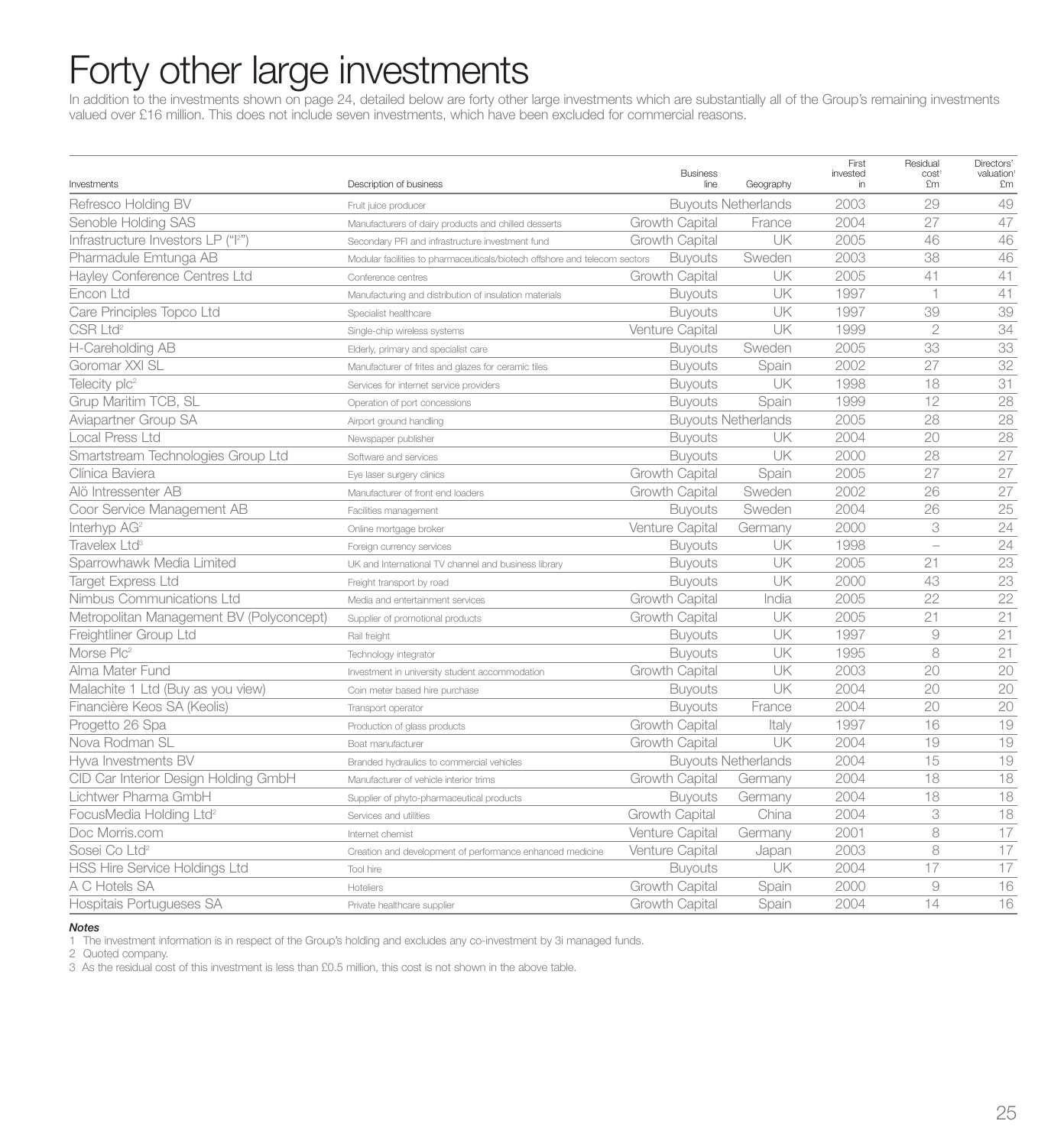# Forty other large investments

In addition to the investments shown on page 24, detailed below are forty other large investments which are substantially all of the Group's remaining investments valued over £16 million. This does not include seven investments, which have been excluded for commercial reasons.

| Investments | Description of business | Business line | Geography | First invested in | Residual cost[1] £m | Directors' valuation[1] £m |
|---|---|---|---|---|---|---|
| Refresco Holding BV | Fruit juice producer | Buyouts | Netherlands | 2003 | 29 | 49 |
| Senoble Holding SAS | Manufacturers of dairy products and chilled desserts | Growth Capital | France | 2004 | 27 | 47 |
| Infrastructure Investors LP ("I[2]") | Secondary PFI and infrastructure investment fund | Growth Capital | UK | 2005 | 46 | 46 |
| Pharmadule Emtunga AB | Modular facilities to pharmaceuticals/biotech offshore and telecom sectors | Buyouts | Sweden | 2003 | 38 | 46 |
| Hayley Conference Centres Ltd | Conference centres | Growth Capital | UK | 2005 | 41 | 41 |
| Encon Ltd | Manufacturing and distribution of insulation materials | Buyouts | UK | 1997 | 1 | 41 |
| Care Principles Topco Ltd | Specialist healthcare | Buyouts | UK | 1997 | 39 | 39 |
| CSR Ltd[2] | Single-chip wireless systems | Venture Capital | UK | 1999 | 2 | 34 |
| H-Careholding AB | Elderly, primary and specialist care | Buyouts | Sweden | 2005 | 33 | 33 |
| Goromar XXI SL | Manufacturer of frites and glazes for ceramic tiles | Buyouts | Spain | 2002 | 27 | 32 |
| Telecity plc[2] | Services for internet service providers | Buyouts | UK | 1998 | 18 | 31 |
| Grup Maritim TCB, SL | Operation of port concessions | Buyouts | Spain | 1999 | 12 | 28 |
| Aviapartner Group SA | Airport ground handling | Buyouts | Netherlands | 2005 | 28 | 28 |
| Local Press Ltd | Newspaper publisher | Buyouts | UK | 2004 | 20 | 28 |
| Smartstream Technologies Group Ltd | Software and services | Buyouts | UK | 2000 | 28 | 27 |
| Clínica Baviera | Eye laser surgery clinics | Growth Capital | Spain | 2005 | 27 | 27 |
| Alö Intressenter AB | Manufacturer of front end loaders | Growth Capital | Sweden | 2002 | 26 | 27 |
| Coor Service Management AB | Facilities management | Buyouts | Sweden | 2004 | 26 | 25 |
| Interhyp AG[2] | Online mortgage broker | Venture Capital | Germany | 2000 | 3 | 24 |
| Travelex Ltd[3] | Foreign currency services | Buyouts | UK | 1998 | – | 24 |
| Sparrowhawk Media Limited | UK and International TV channel and business library | Buyouts | UK | 2005 | 21 | 23 |
| Target Express Ltd | Freight transport by road | Buyouts | UK | 2000 | 43 | 23 |
| Nimbus Communications Ltd | Media and entertainment services | Growth Capital | India | 2005 | 22 | 22 |
| Metropolitan Management BV (Polyconcept) | Supplier of promotional products | Growth Capital | UK | 2005 | 21 | 21 |
| Freightliner Group Ltd | Rail freight | Buyouts | UK | 1997 | 9 | 21 |
| Morse Plc[2] | Technology integrator | Buyouts | UK | 1995 | 8 | 21 |
| Alma Mater Fund | Investment in university student accommodation | Growth Capital | UK | 2003 | 20 | 20 |
| Malachite 1 Ltd (Buy as you view) | Coin meter based hire purchase | Buyouts | UK | 2004 | 20 | 20 |
| Financière Keos SA (Keolis) | Transport operator | Buyouts | France | 2004 | 20 | 20 |
| Progetto 26 Spa | Production of glass products | Growth Capital | Italy | 1997 | 16 | 19 |
| Nova Rodman SL | Boat manufacturer | Growth Capital | UK | 2004 | 19 | 19 |
| Hyva Investments BV | Branded hydraulics to commercial vehicles | Buyouts | Netherlands | 2004 | 15 | 19 |
| CID Car Interior Design Holding GmbH | Manufacturer of vehicle interior trims | Growth Capital | Germany | 2004 | 18 | 18 |
| Lichtwer Pharma GmbH | Supplier of phyto-pharmaceutical products | Buyouts | Germany | 2004 | 18 | 18 |
| FocusMedia Holding Ltd[2] | Services and utilities | Growth Capital | China | 2004 | 3 | 18 |
| Doc Morris.com | Internet chemist | Venture Capital | Germany | 2001 | 8 | 17 |
| Sosei Co Ltd[2] | Creation and development of performance enhanced medicine | Venture Capital | Japan | 2003 | 8 | 17 |
| HSS Hire Service Holdings Ltd | Tool hire | Buyouts | UK | 2004 | 17 | 17 |
| A C Hotels SA | Hoteliers | Growth Capital | Spain | 2000 | 9 | 16 |
| Hospitais Portugueses SA | Private healthcare supplier | Growth Capital | Spain | 2004 | 14 | 16 |

*Notes*

1 The investment information is in respect of the Group's holding and excludes any co-investment by 3i managed funds.

2 Quoted company.

3 As the residual cost of this investment is less than £0.5 million, this cost is not shown in the above table.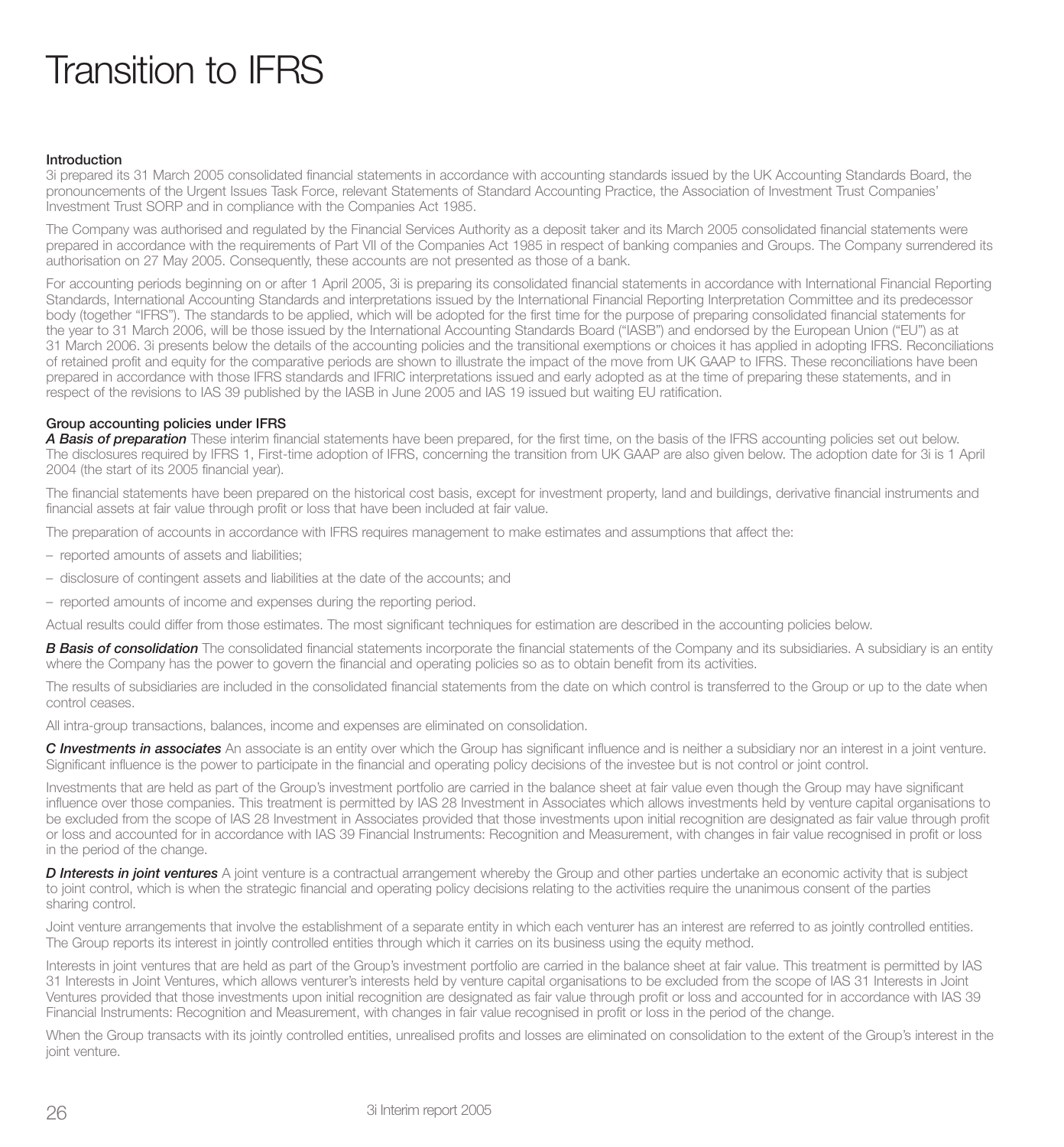# Transition to IFRS

**Introduction**

3i prepared its 31 March 2005 consolidated financial statements in accordance with accounting standards issued by the UK Accounting Standards Board, the pronouncements of the Urgent Issues Task Force, relevant Statements of Standard Accounting Practice, the Association of Investment Trust Companies' Investment Trust SORP and in compliance with the Companies Act 1985.

The Company was authorised and regulated by the Financial Services Authority as a deposit taker and its March 2005 consolidated financial statements were prepared in accordance with the requirements of Part VII of the Companies Act 1985 in respect of banking companies and Groups. The Company surrendered its authorisation on 27 May 2005. Consequently, these accounts are not presented as those of a bank.

For accounting periods beginning on or after 1 April 2005, 3i is preparing its consolidated financial statements in accordance with International Financial Reporting Standards, International Accounting Standards and interpretations issued by the International Financial Reporting Interpretation Committee and its predecessor body (together "IFRS"). The standards to be applied, which will be adopted for the first time for the purpose of preparing consolidated financial statements for the year to 31 March 2006, will be those issued by the International Accounting Standards Board ("IASB") and endorsed by the European Union ("EU") as at 31 March 2006. 3i presents below the details of the accounting policies and the transitional exemptions or choices it has applied in adopting IFRS. Reconciliations of retained profit and equity for the comparative periods are shown to illustrate the impact of the move from UK GAAP to IFRS. These reconciliations have been prepared in accordance with those IFRS standards and IFRIC interpretations issued and early adopted as at the time of preparing these statements, and in respect of the revisions to IAS 39 published by the IASB in June 2005 and IAS 19 issued but waiting EU ratification.

**Group accounting policies under IFRS**

***A Basis of preparation*** These interim financial statements have been prepared, for the first time, on the basis of the IFRS accounting policies set out below. The disclosures required by IFRS 1, First-time adoption of IFRS, concerning the transition from UK GAAP are also given below. The adoption date for 3i is 1 April 2004 (the start of its 2005 financial year).

The financial statements have been prepared on the historical cost basis, except for investment property, land and buildings, derivative financial instruments and financial assets at fair value through profit or loss that have been included at fair value.

The preparation of accounts in accordance with IFRS requires management to make estimates and assumptions that affect the:

- reported amounts of assets and liabilities;
- disclosure of contingent assets and liabilities at the date of the accounts; and
- reported amounts of income and expenses during the reporting period.

Actual results could differ from those estimates. The most significant techniques for estimation are described in the accounting policies below.

***B Basis of consolidation*** The consolidated financial statements incorporate the financial statements of the Company and its subsidiaries. A subsidiary is an entity where the Company has the power to govern the financial and operating policies so as to obtain benefit from its activities.

The results of subsidiaries are included in the consolidated financial statements from the date on which control is transferred to the Group or up to the date when control ceases.

All intra-group transactions, balances, income and expenses are eliminated on consolidation.

***C Investments in associates*** An associate is an entity over which the Group has significant influence and is neither a subsidiary nor an interest in a joint venture. Significant influence is the power to participate in the financial and operating policy decisions of the investee but is not control or joint control.

Investments that are held as part of the Group's investment portfolio are carried in the balance sheet at fair value even though the Group may have significant influence over those companies. This treatment is permitted by IAS 28 Investment in Associates which allows investments held by venture capital organisations to be excluded from the scope of IAS 28 Investment in Associates provided that those investments upon initial recognition are designated as fair value through profit or loss and accounted for in accordance with IAS 39 Financial Instruments: Recognition and Measurement, with changes in fair value recognised in profit or loss in the period of the change.

***D Interests in joint ventures*** A joint venture is a contractual arrangement whereby the Group and other parties undertake an economic activity that is subject to joint control, which is when the strategic financial and operating policy decisions relating to the activities require the unanimous consent of the parties sharing control.

Joint venture arrangements that involve the establishment of a separate entity in which each venturer has an interest are referred to as jointly controlled entities. The Group reports its interest in jointly controlled entities through which it carries on its business using the equity method.

Interests in joint ventures that are held as part of the Group's investment portfolio are carried in the balance sheet at fair value. This treatment is permitted by IAS 31 Interests in Joint Ventures, which allows venturer's interests held by venture capital organisations to be excluded from the scope of IAS 31 Interests in Joint Ventures provided that those investments upon initial recognition are designated as fair value through profit or loss and accounted for in accordance with IAS 39 Financial Instruments: Recognition and Measurement, with changes in fair value recognised in profit or loss in the period of the change.

When the Group transacts with its jointly controlled entities, unrealised profits and losses are eliminated on consolidation to the extent of the Group's interest in the joint venture.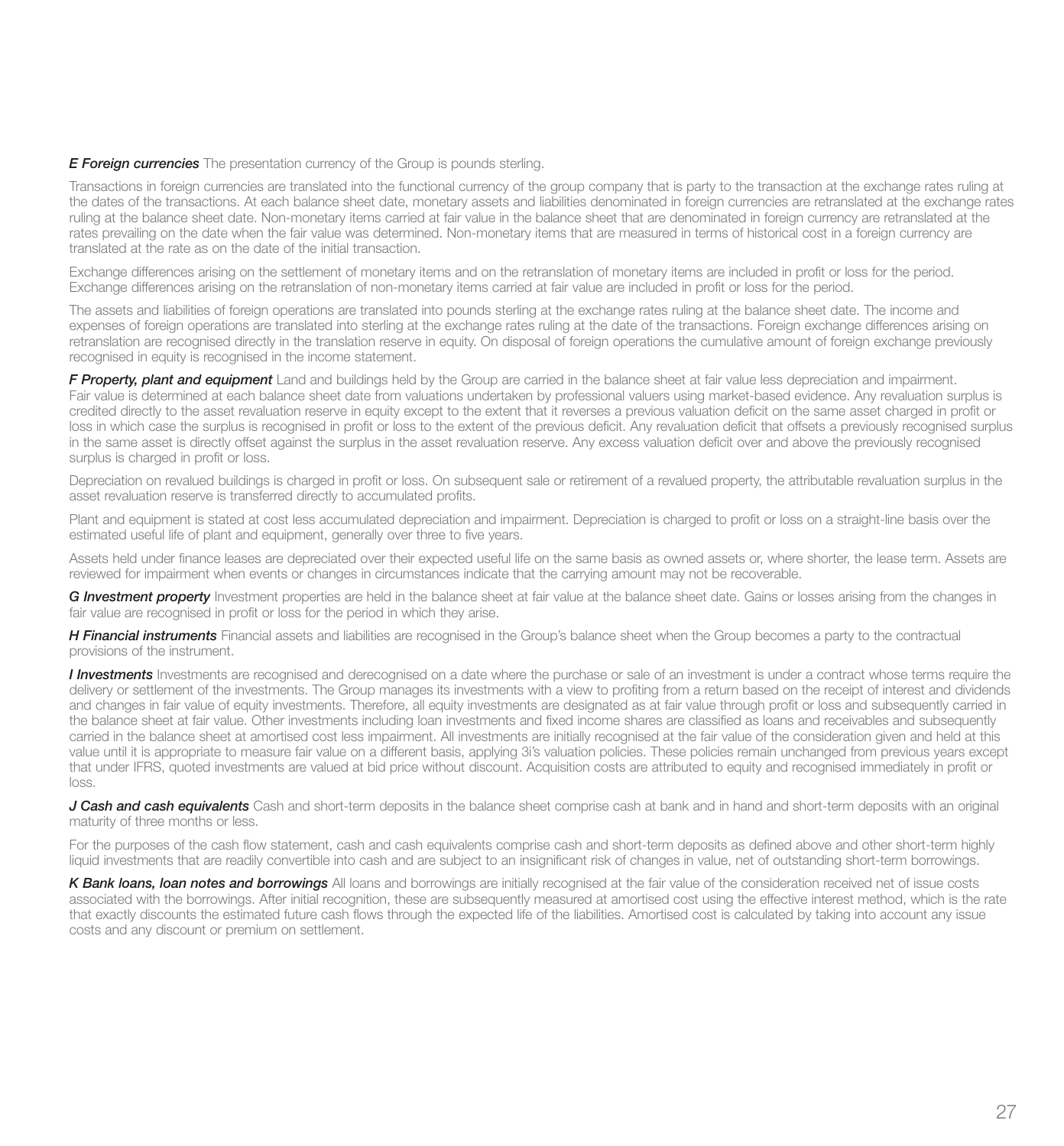***E Foreign currencies*** The presentation currency of the Group is pounds sterling.

Transactions in foreign currencies are translated into the functional currency of the group company that is party to the transaction at the exchange rates ruling at the dates of the transactions. At each balance sheet date, monetary assets and liabilities denominated in foreign currencies are retranslated at the exchange rates ruling at the balance sheet date. Non-monetary items carried at fair value in the balance sheet that are denominated in foreign currency are retranslated at the rates prevailing on the date when the fair value was determined. Non-monetary items that are measured in terms of historical cost in a foreign currency are translated at the rate as on the date of the initial transaction.

Exchange differences arising on the settlement of monetary items and on the retranslation of monetary items are included in profit or loss for the period. Exchange differences arising on the retranslation of non-monetary items carried at fair value are included in profit or loss for the period.

The assets and liabilities of foreign operations are translated into pounds sterling at the exchange rates ruling at the balance sheet date. The income and expenses of foreign operations are translated into sterling at the exchange rates ruling at the date of the transactions. Foreign exchange differences arising on retranslation are recognised directly in the translation reserve in equity. On disposal of foreign operations the cumulative amount of foreign exchange previously recognised in equity is recognised in the income statement.

***F Property, plant and equipment*** Land and buildings held by the Group are carried in the balance sheet at fair value less depreciation and impairment. Fair value is determined at each balance sheet date from valuations undertaken by professional valuers using market-based evidence. Any revaluation surplus is credited directly to the asset revaluation reserve in equity except to the extent that it reverses a previous valuation deficit on the same asset charged in profit or loss in which case the surplus is recognised in profit or loss to the extent of the previous deficit. Any revaluation deficit that offsets a previously recognised surplus in the same asset is directly offset against the surplus in the asset revaluation reserve. Any excess valuation deficit over and above the previously recognised surplus is charged in profit or loss.

Depreciation on revalued buildings is charged in profit or loss. On subsequent sale or retirement of a revalued property, the attributable revaluation surplus in the asset revaluation reserve is transferred directly to accumulated profits.

Plant and equipment is stated at cost less accumulated depreciation and impairment. Depreciation is charged to profit or loss on a straight-line basis over the estimated useful life of plant and equipment, generally over three to five years.

Assets held under finance leases are depreciated over their expected useful life on the same basis as owned assets or, where shorter, the lease term. Assets are reviewed for impairment when events or changes in circumstances indicate that the carrying amount may not be recoverable.

***G Investment property*** Investment properties are held in the balance sheet at fair value at the balance sheet date. Gains or losses arising from the changes in fair value are recognised in profit or loss for the period in which they arise.

***H Financial instruments*** Financial assets and liabilities are recognised in the Group's balance sheet when the Group becomes a party to the contractual provisions of the instrument.

***I Investments*** Investments are recognised and derecognised on a date where the purchase or sale of an investment is under a contract whose terms require the delivery or settlement of the investments. The Group manages its investments with a view to profiting from a return based on the receipt of interest and dividends and changes in fair value of equity investments. Therefore, all equity investments are designated as at fair value through profit or loss and subsequently carried in the balance sheet at fair value. Other investments including loan investments and fixed income shares are classified as loans and receivables and subsequently carried in the balance sheet at amortised cost less impairment. All investments are initially recognised at the fair value of the consideration given and held at this value until it is appropriate to measure fair value on a different basis, applying 3i's valuation policies. These policies remain unchanged from previous years except that under IFRS, quoted investments are valued at bid price without discount. Acquisition costs are attributed to equity and recognised immediately in profit or loss.

***J Cash and cash equivalents*** Cash and short-term deposits in the balance sheet comprise cash at bank and in hand and short-term deposits with an original maturity of three months or less.

For the purposes of the cash flow statement, cash and cash equivalents comprise cash and short-term deposits as defined above and other short-term highly liquid investments that are readily convertible into cash and are subject to an insignificant risk of changes in value, net of outstanding short-term borrowings.

***K Bank loans, loan notes and borrowings*** All loans and borrowings are initially recognised at the fair value of the consideration received net of issue costs associated with the borrowings. After initial recognition, these are subsequently measured at amortised cost using the effective interest method, which is the rate that exactly discounts the estimated future cash flows through the expected life of the liabilities. Amortised cost is calculated by taking into account any issue costs and any discount or premium on settlement.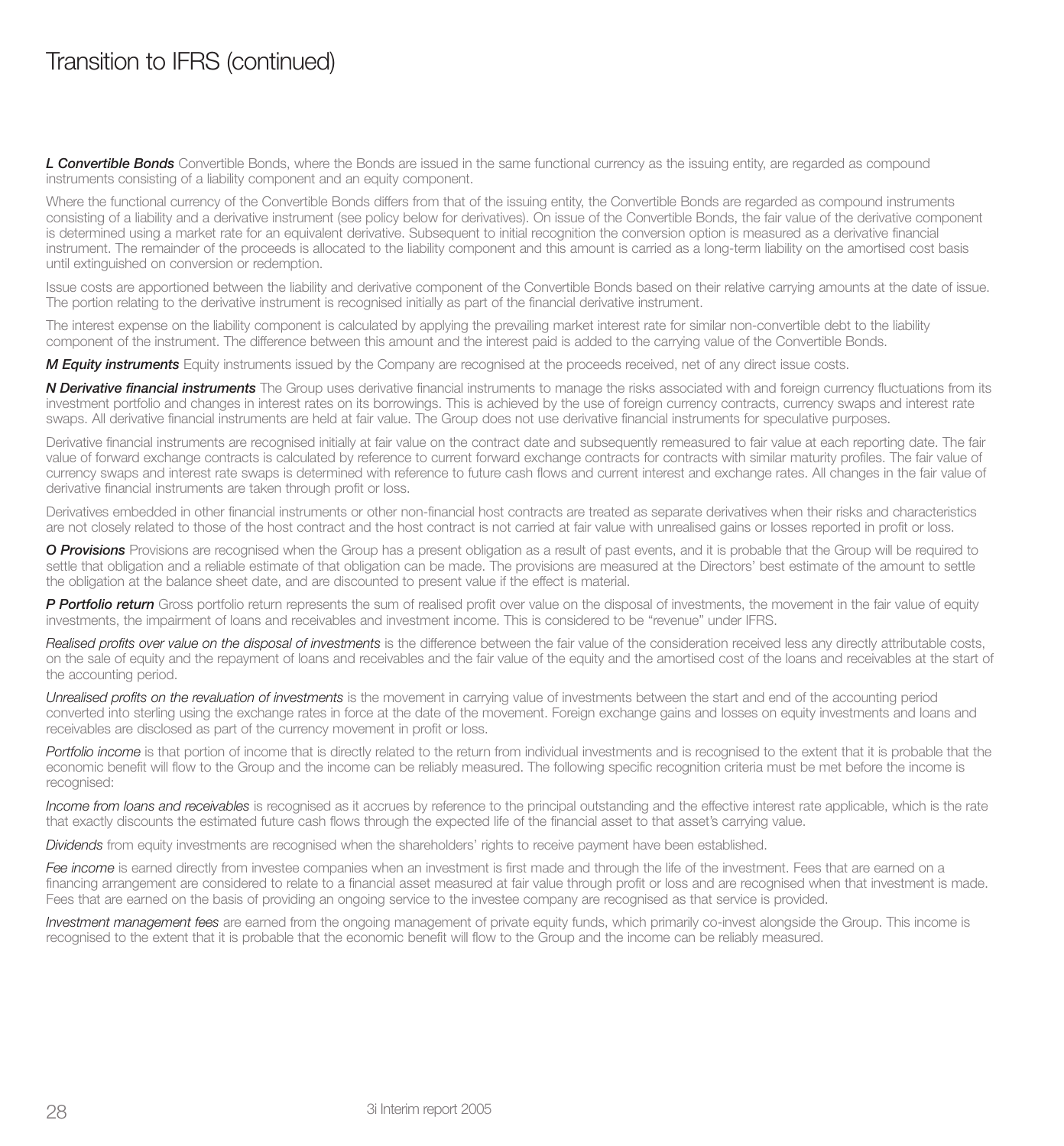# Transition to IFRS (continued)

***L Convertible Bonds*** Convertible Bonds, where the Bonds are issued in the same functional currency as the issuing entity, are regarded as compound instruments consisting of a liability component and an equity component.

Where the functional currency of the Convertible Bonds differs from that of the issuing entity, the Convertible Bonds are regarded as compound instruments consisting of a liability and a derivative instrument (see policy below for derivatives). On issue of the Convertible Bonds, the fair value of the derivative component is determined using a market rate for an equivalent derivative. Subsequent to initial recognition the conversion option is measured as a derivative financial instrument. The remainder of the proceeds is allocated to the liability component and this amount is carried as a long-term liability on the amortised cost basis until extinguished on conversion or redemption.

Issue costs are apportioned between the liability and derivative component of the Convertible Bonds based on their relative carrying amounts at the date of issue. The portion relating to the derivative instrument is recognised initially as part of the financial derivative instrument.

The interest expense on the liability component is calculated by applying the prevailing market interest rate for similar non-convertible debt to the liability component of the instrument. The difference between this amount and the interest paid is added to the carrying value of the Convertible Bonds.

***M Equity instruments*** Equity instruments issued by the Company are recognised at the proceeds received, net of any direct issue costs.

***N Derivative financial instruments*** The Group uses derivative financial instruments to manage the risks associated with and foreign currency fluctuations from its investment portfolio and changes in interest rates on its borrowings. This is achieved by the use of foreign currency contracts, currency swaps and interest rate swaps. All derivative financial instruments are held at fair value. The Group does not use derivative financial instruments for speculative purposes.

Derivative financial instruments are recognised initially at fair value on the contract date and subsequently remeasured to fair value at each reporting date. The fair value of forward exchange contracts is calculated by reference to current forward exchange contracts for contracts with similar maturity profiles. The fair value of currency swaps and interest rate swaps is determined with reference to future cash flows and current interest and exchange rates. All changes in the fair value of derivative financial instruments are taken through profit or loss.

Derivatives embedded in other financial instruments or other non-financial host contracts are treated as separate derivatives when their risks and characteristics are not closely related to those of the host contract and the host contract is not carried at fair value with unrealised gains or losses reported in profit or loss.

***O Provisions*** Provisions are recognised when the Group has a present obligation as a result of past events, and it is probable that the Group will be required to settle that obligation and a reliable estimate of that obligation can be made. The provisions are measured at the Directors' best estimate of the amount to settle the obligation at the balance sheet date, and are discounted to present value if the effect is material.

***P Portfolio return*** Gross portfolio return represents the sum of realised profit over value on the disposal of investments, the movement in the fair value of equity investments, the impairment of loans and receivables and investment income. This is considered to be "revenue" under IFRS.

*Realised profits over value on the disposal of investments* is the difference between the fair value of the consideration received less any directly attributable costs, on the sale of equity and the repayment of loans and receivables and the fair value of the equity and the amortised cost of the loans and receivables at the start of the accounting period.

*Unrealised profits on the revaluation of investments* is the movement in carrying value of investments between the start and end of the accounting period converted into sterling using the exchange rates in force at the date of the movement. Foreign exchange gains and losses on equity investments and loans and receivables are disclosed as part of the currency movement in profit or loss.

*Portfolio income* is that portion of income that is directly related to the return from individual investments and is recognised to the extent that it is probable that the economic benefit will flow to the Group and the income can be reliably measured. The following specific recognition criteria must be met before the income is recognised:

*Income from loans and receivables* is recognised as it accrues by reference to the principal outstanding and the effective interest rate applicable, which is the rate that exactly discounts the estimated future cash flows through the expected life of the financial asset to that asset's carrying value.

*Dividends* from equity investments are recognised when the shareholders' rights to receive payment have been established.

*Fee income* is earned directly from investee companies when an investment is first made and through the life of the investment. Fees that are earned on a financing arrangement are considered to relate to a financial asset measured at fair value through profit or loss and are recognised when that investment is made. Fees that are earned on the basis of providing an ongoing service to the investee company are recognised as that service is provided.

*Investment management fees* are earned from the ongoing management of private equity funds, which primarily co-invest alongside the Group. This income is recognised to the extent that it is probable that the economic benefit will flow to the Group and the income can be reliably measured.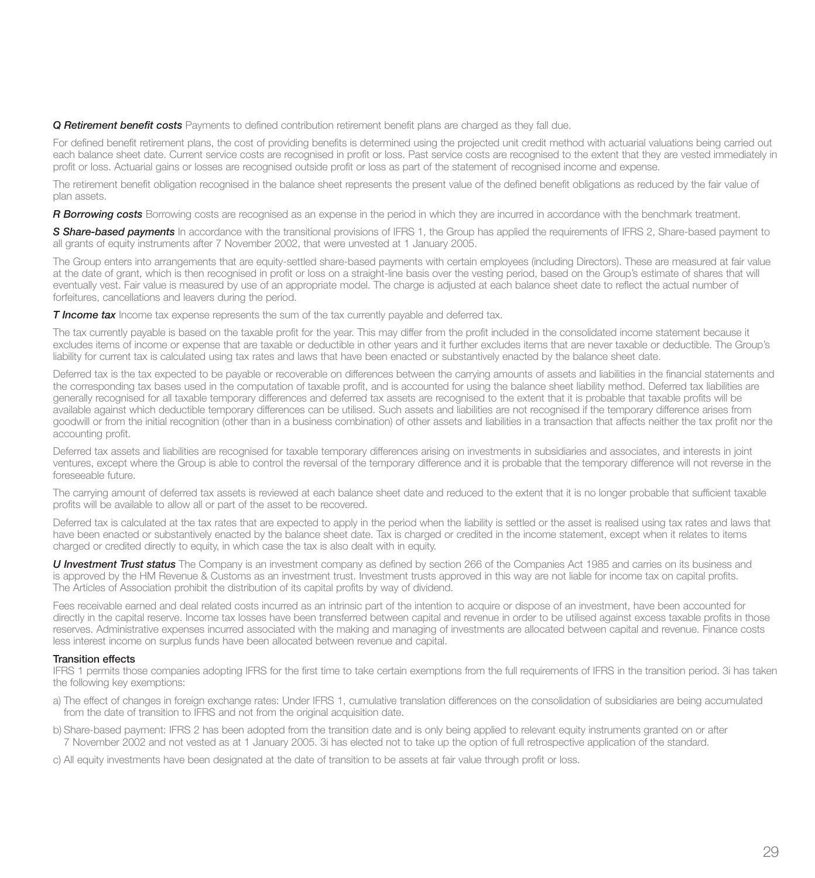***Q Retirement benefit costs*** Payments to defined contribution retirement benefit plans are charged as they fall due.

For defined benefit retirement plans, the cost of providing benefits is determined using the projected unit credit method with actuarial valuations being carried out each balance sheet date. Current service costs are recognised in profit or loss. Past service costs are recognised to the extent that they are vested immediately in profit or loss. Actuarial gains or losses are recognised outside profit or loss as part of the statement of recognised income and expense.

The retirement benefit obligation recognised in the balance sheet represents the present value of the defined benefit obligations as reduced by the fair value of plan assets.

***R Borrowing costs*** Borrowing costs are recognised as an expense in the period in which they are incurred in accordance with the benchmark treatment.

***S Share-based payments*** In accordance with the transitional provisions of IFRS 1, the Group has applied the requirements of IFRS 2, Share-based payment to all grants of equity instruments after 7 November 2002, that were unvested at 1 January 2005.

The Group enters into arrangements that are equity-settled share-based payments with certain employees (including Directors). These are measured at fair value at the date of grant, which is then recognised in profit or loss on a straight-line basis over the vesting period, based on the Group's estimate of shares that will eventually vest. Fair value is measured by use of an appropriate model. The charge is adjusted at each balance sheet date to reflect the actual number of forfeitures, cancellations and leavers during the period.

***T Income tax*** Income tax expense represents the sum of the tax currently payable and deferred tax.

The tax currently payable is based on the taxable profit for the year. This may differ from the profit included in the consolidated income statement because it excludes items of income or expense that are taxable or deductible in other years and it further excludes items that are never taxable or deductible. The Group's liability for current tax is calculated using tax rates and laws that have been enacted or substantively enacted by the balance sheet date.

Deferred tax is the tax expected to be payable or recoverable on differences between the carrying amounts of assets and liabilities in the financial statements and the corresponding tax bases used in the computation of taxable profit, and is accounted for using the balance sheet liability method. Deferred tax liabilities are generally recognised for all taxable temporary differences and deferred tax assets are recognised to the extent that it is probable that taxable profits will be available against which deductible temporary differences can be utilised. Such assets and liabilities are not recognised if the temporary difference arises from goodwill or from the initial recognition (other than in a business combination) of other assets and liabilities in a transaction that affects neither the tax profit nor the accounting profit.

Deferred tax assets and liabilities are recognised for taxable temporary differences arising on investments in subsidiaries and associates, and interests in joint ventures, except where the Group is able to control the reversal of the temporary difference and it is probable that the temporary difference will not reverse in the foreseeable future.

The carrying amount of deferred tax assets is reviewed at each balance sheet date and reduced to the extent that it is no longer probable that sufficient taxable profits will be available to allow all or part of the asset to be recovered.

Deferred tax is calculated at the tax rates that are expected to apply in the period when the liability is settled or the asset is realised using tax rates and laws that have been enacted or substantively enacted by the balance sheet date. Tax is charged or credited in the income statement, except when it relates to items charged or credited directly to equity, in which case the tax is also dealt with in equity.

***U Investment Trust status*** The Company is an investment company as defined by section 266 of the Companies Act 1985 and carries on its business and is approved by the HM Revenue & Customs as an investment trust. Investment trusts approved in this way are not liable for income tax on capital profits. The Articles of Association prohibit the distribution of its capital profits by way of dividend.

Fees receivable earned and deal related costs incurred as an intrinsic part of the intention to acquire or dispose of an investment, have been accounted for directly in the capital reserve. Income tax losses have been transferred between capital and revenue in order to be utilised against excess taxable profits in those reserves. Administrative expenses incurred associated with the making and managing of investments are allocated between capital and revenue. Finance costs less interest income on surplus funds have been allocated between revenue and capital.

**Transition effects**

IFRS 1 permits those companies adopting IFRS for the first time to take certain exemptions from the full requirements of IFRS in the transition period. 3i has taken the following key exemptions:

a) The effect of changes in foreign exchange rates: Under IFRS 1, cumulative translation differences on the consolidation of subsidiaries are being accumulated from the date of transition to IFRS and not from the original acquisition date.

b) Share-based payment: IFRS 2 has been adopted from the transition date and is only being applied to relevant equity instruments granted on or after 7 November 2002 and not vested as at 1 January 2005. 3i has elected not to take up the option of full retrospective application of the standard.

c) All equity investments have been designated at the date of transition to be assets at fair value through profit or loss.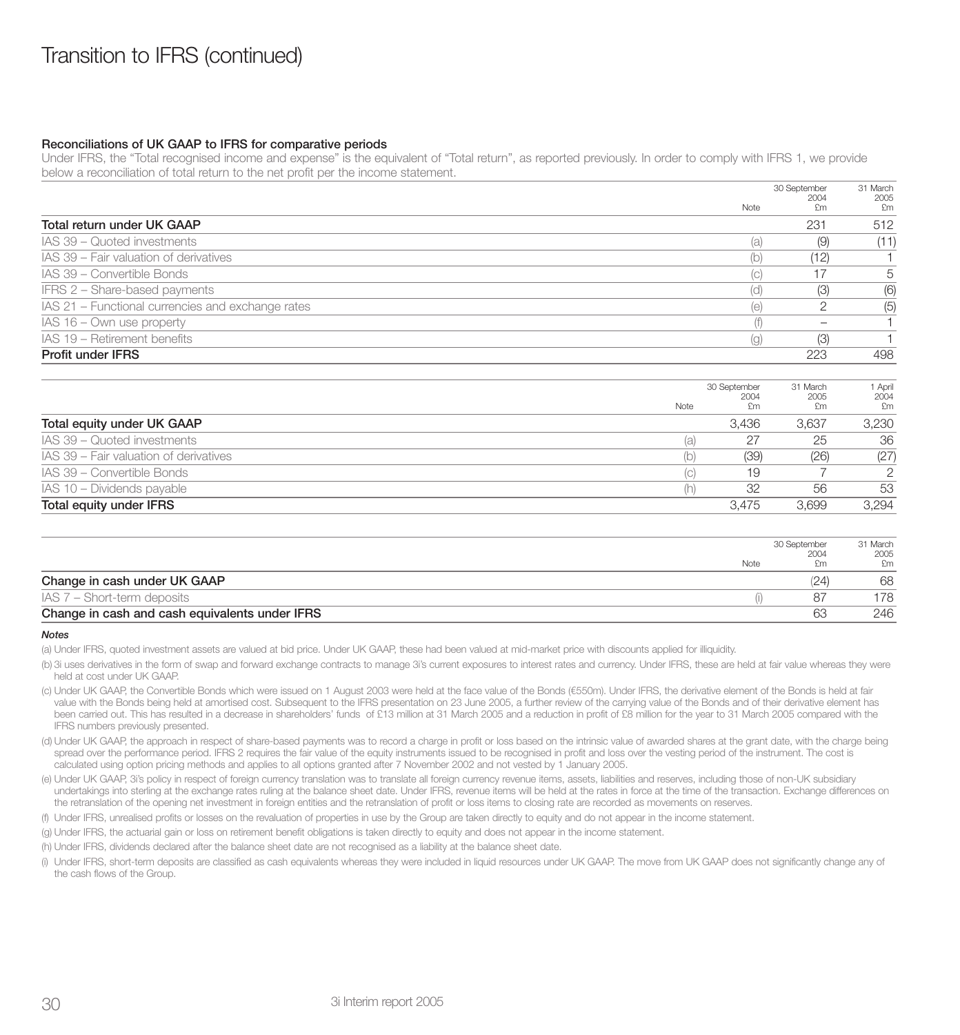# Transition to IFRS (continued)

**Reconciliations of UK GAAP to IFRS for comparative periods**

Under IFRS, the "Total recognised income and expense" is the equivalent of "Total return", as reported previously. In order to comply with IFRS 1, we provide below a reconciliation of total return to the net profit per the income statement.

| | Note | 30 September 2004 £m | 31 March 2005 £m |
|---|---|---|---|
| **Total return under UK GAAP** | | 231 | 512 |
| IAS 39 – Quoted investments | (a) | (9) | (11) |
| IAS 39 – Fair valuation of derivatives | (b) | (12) | 1 |
| IAS 39 – Convertible Bonds | (c) | 17 | 5 |
| IFRS 2 – Share-based payments | (d) | (3) | (6) |
| IAS 21 – Functional currencies and exchange rates | (e) | 2 | (5) |
| IAS 16 – Own use property | (f) | – | 1 |
| IAS 19 – Retirement benefits | (g) | (3) | 1 |
| **Profit under IFRS** | | 223 | 498 |

| | Note | 30 September 2004 £m | 31 March 2005 £m | 1 April 2004 £m |
|---|---|---|---|---|
| **Total equity under UK GAAP** | | 3,436 | 3,637 | 3,230 |
| IAS 39 – Quoted investments | (a) | 27 | 25 | 36 |
| IAS 39 – Fair valuation of derivatives | (b) | (39) | (26) | (27) |
| IAS 39 – Convertible Bonds | (c) | 19 | 7 | 2 |
| IAS 10 – Dividends payable | (h) | 32 | 56 | 53 |
| **Total equity under IFRS** | | 3,475 | 3,699 | 3,294 |

| | Note | 30 September 2004 £m | 31 March 2005 £m |
|---|---|---|---|
| **Change in cash under UK GAAP** | | (24) | 68 |
| IAS 7 – Short-term deposits | (i) | 87 | 178 |
| **Change in cash and cash equivalents under IFRS** | | 63 | 246 |

***Notes***

(a) Under IFRS, quoted investment assets are valued at bid price. Under UK GAAP, these had been valued at mid-market price with discounts applied for illiquidity.

(b) 3i uses derivatives in the form of swap and forward exchange contracts to manage 3i's current exposures to interest rates and currency. Under IFRS, these are held at fair value whereas they were held at cost under UK GAAP.

(c) Under UK GAAP, the Convertible Bonds which were issued on 1 August 2003 were held at the face value of the Bonds (€550m). Under IFRS, the derivative element of the Bonds is held at fair value with the Bonds being held at amortised cost. Subsequent to the IFRS presentation on 23 June 2005, a further review of the carrying value of the Bonds and of their derivative element has been carried out. This has resulted in a decrease in shareholders' funds of £13 million at 31 March 2005 and a reduction in profit of £8 million for the year to 31 March 2005 compared with the IFRS numbers previously presented.

(d) Under UK GAAP, the approach in respect of share-based payments was to record a charge in profit or loss based on the intrinsic value of awarded shares at the grant date, with the charge being spread over the performance period. IFRS 2 requires the fair value of the equity instruments issued to be recognised in profit and loss over the vesting period of the instrument. The cost is calculated using option pricing methods and applies to all options granted after 7 November 2002 and not vested by 1 January 2005.

(e) Under UK GAAP, 3i's policy in respect of foreign currency translation was to translate all foreign currency revenue items, assets, liabilities and reserves, including those of non-UK subsidiary undertakings into sterling at the exchange rates ruling at the balance sheet date. Under IFRS, revenue items will be held at the rates in force at the time of the transaction. Exchange differences on the retranslation of the opening net investment in foreign entities and the retranslation of profit or loss items to closing rate are recorded as movements on reserves.

(f) Under IFRS, unrealised profits or losses on the revaluation of properties in use by the Group are taken directly to equity and do not appear in the income statement.

(g) Under IFRS, the actuarial gain or loss on retirement benefit obligations is taken directly to equity and does not appear in the income statement.

(h) Under IFRS, dividends declared after the balance sheet date are not recognised as a liability at the balance sheet date.

(i) Under IFRS, short-term deposits are classified as cash equivalents whereas they were included in liquid resources under UK GAAP. The move from UK GAAP does not significantly change any of the cash flows of the Group.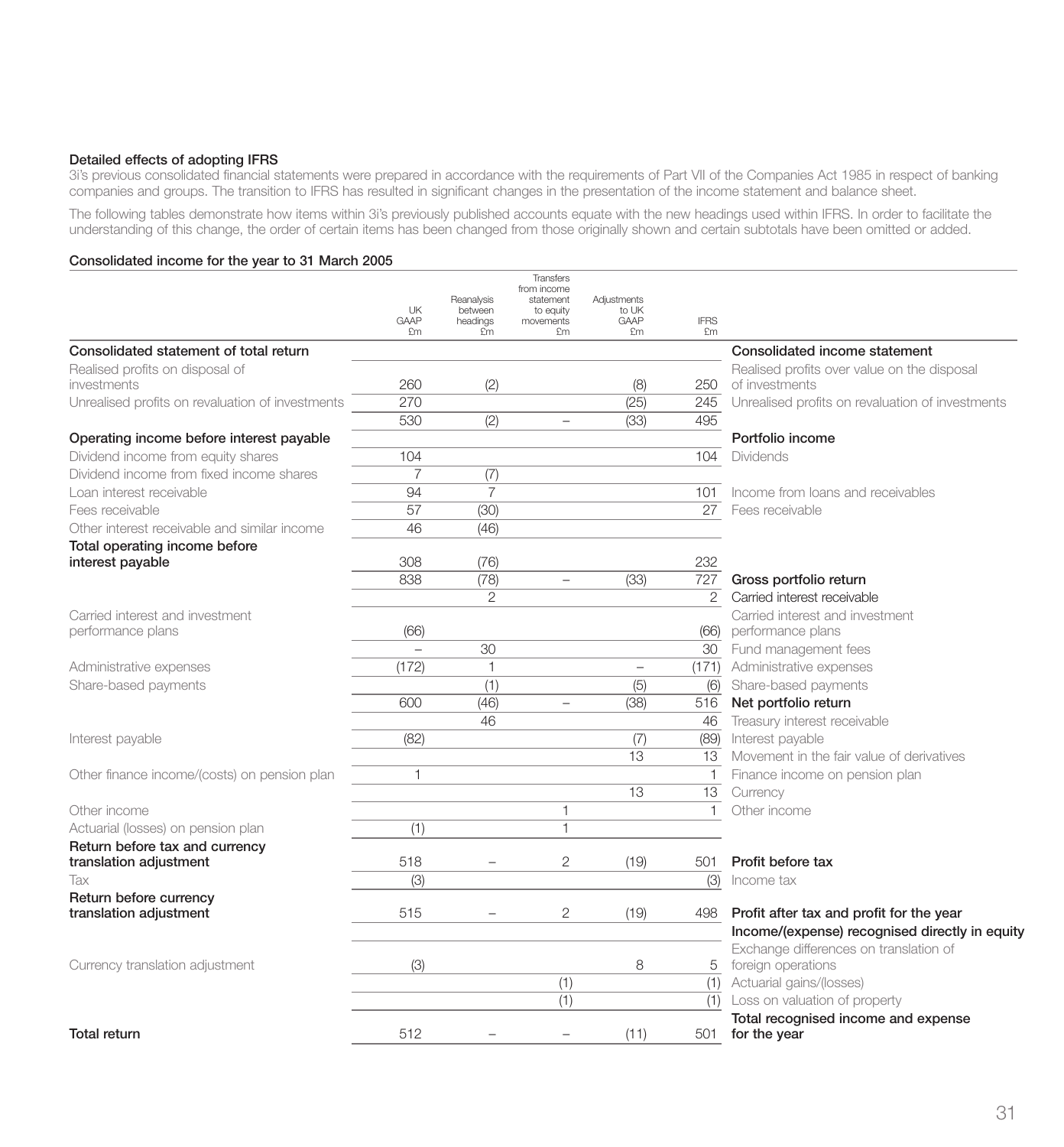**Detailed effects of adopting IFRS**

3i's previous consolidated financial statements were prepared in accordance with the requirements of Part VII of the Companies Act 1985 in respect of banking companies and groups. The transition to IFRS has resulted in significant changes in the presentation of the income statement and balance sheet.

The following tables demonstrate how items within 3i's previously published accounts equate with the new headings used within IFRS. In order to facilitate the understanding of this change, the order of certain items has been changed from those originally shown and certain subtotals have been omitted or added.

**Consolidated income for the year to 31 March 2005**

| | UK GAAP £m | Reanalysis between headings £m | Transfers from income statement to equity movements £m | Adjustments to UK GAAP £m | IFRS £m | |
|---|---|---|---|---|---|---|
| **Consolidated statement of total return** | | | | | | **Consolidated income statement** |
| Realised profits on disposal of investments | 260 | (2) | | (8) | 250 | Realised profits over value on the disposal of investments |
| Unrealised profits on revaluation of investments | 270 | | | (25) | 245 | Unrealised profits on revaluation of investments |
| | 530 | (2) | – | (33) | 495 | |
| **Operating income before interest payable** | | | | | | **Portfolio income** |
| Dividend income from equity shares | 104 | | | | 104 | Dividends |
| Dividend income from fixed income shares | 7 | (7) | | | | |
| Loan interest receivable | 94 | 7 | | | 101 | Income from loans and receivables |
| Fees receivable | 57 | (30) | | | 27 | Fees receivable |
| Other interest receivable and similar income | 46 | (46) | | | | |
| **Total operating income before interest payable** | 308 | (76) | | | 232 | |
| | 838 | (78) | – | (33) | 727 | **Gross portfolio return** |
| | | 2 | | | 2 | Carried interest receivable |
| Carried interest and investment performance plans | (66) | | | | (66) | Carried interest and investment performance plans |
| | – | 30 | | | 30 | Fund management fees |
| Administrative expenses | (172) | 1 | | – | (171) | Administrative expenses |
| Share-based payments | | (1) | | (5) | (6) | Share-based payments |
| | 600 | (46) | – | (38) | 516 | **Net portfolio return** |
| | | 46 | | | 46 | Treasury interest receivable |
| Interest payable | (82) | | | (7) | (89) | Interest payable |
| | | | | 13 | 13 | Movement in the fair value of derivatives |
| Other finance income/(costs) on pension plan | 1 | | | | 1 | Finance income on pension plan |
| | | | | 13 | 13 | Currency |
| Other income | | | 1 | | 1 | Other income |
| Actuarial (losses) on pension plan | (1) | | 1 | | | |
| **Return before tax and currency translation adjustment** | 518 | – | 2 | (19) | 501 | **Profit before tax** |
| Tax | (3) | | | | (3) | Income tax |
| **Return before currency translation adjustment** | 515 | – | 2 | (19) | 498 | **Profit after tax and profit for the year** |
| | | | | | | **Income/(expense) recognised directly in equity** |
| Currency translation adjustment | (3) | | | 8 | 5 | Exchange differences on translation of foreign operations |
| | | | (1) | | (1) | Actuarial gains/(losses) |
| | | | (1) | | (1) | Loss on valuation of property |
| **Total return** | 512 | – | – | (11) | 501 | **Total recognised income and expense for the year** |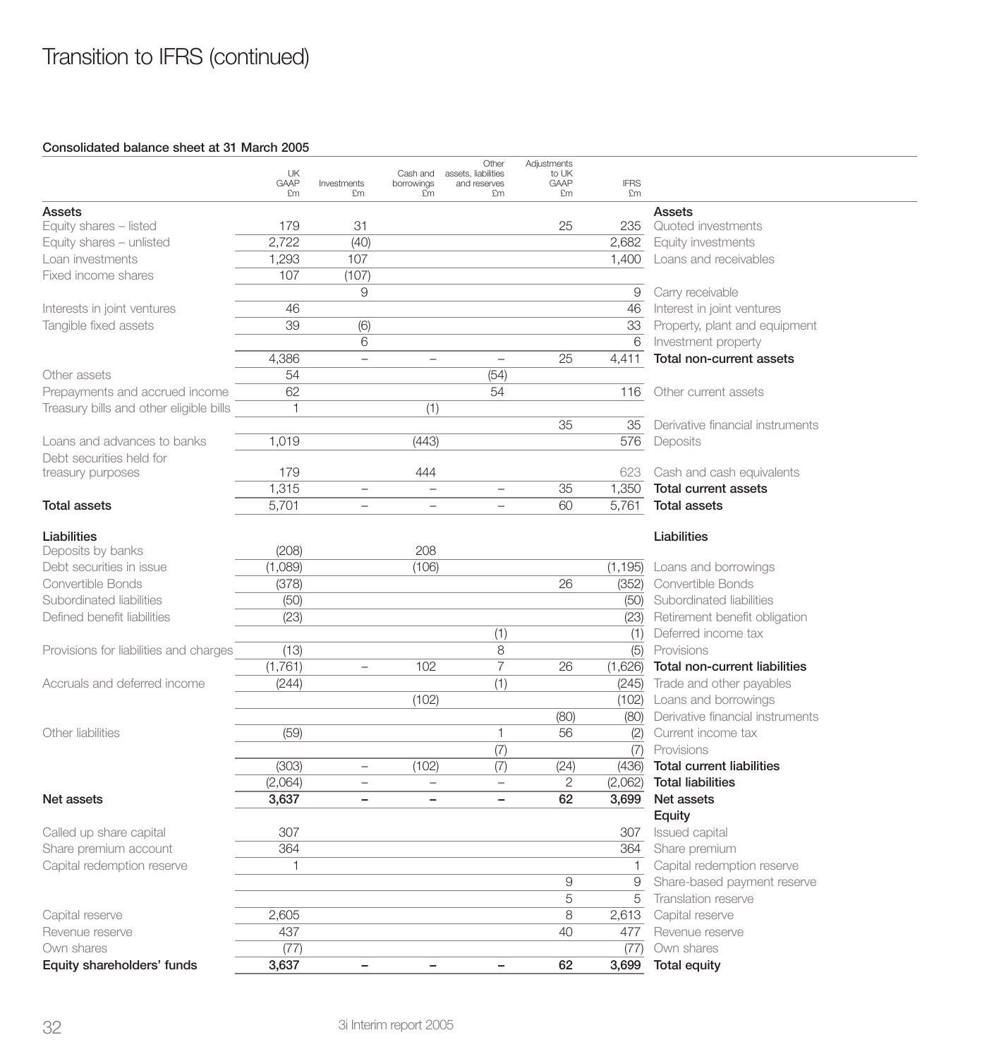# Transition to IFRS (continued)

**Consolidated balance sheet at 31 March 2005**

| | UK GAAP £m | Investments £m | Cash and borrowings £m | Other assets, liabilities and reserves £m | Adjustments to UK GAAP £m | IFRS £m | |
|---|---|---|---|---|---|---|---|
| **Assets** | | | | | | | **Assets** |
| Equity shares – listed | 179 | 31 | | | 25 | 235 | Quoted investments |
| Equity shares – unlisted | 2,722 | (40) | | | | 2,682 | Equity investments |
| Loan investments | 1,293 | 107 | | | | 1,400 | Loans and receivables |
| Fixed income shares | 107 | (107) | | | | | |
| | | 9 | | | | 9 | Carry receivable |
| Interests in joint ventures | 46 | | | | | 46 | Interest in joint ventures |
| Tangible fixed assets | 39 | (6) | | | | 33 | Property, plant and equipment |
| | | 6 | | | | 6 | Investment property |
| | 4,386 | – | – | – | 25 | 4,411 | **Total non-current assets** |
| Other assets | 54 | | | (54) | | | |
| Prepayments and accrued income | 62 | | | 54 | | 116 | Other current assets |
| Treasury bills and other eligible bills | 1 | | (1) | | | | |
| | | | | | 35 | 35 | Derivative financial instruments |
| Loans and advances to banks | 1,019 | | (443) | | | 576 | Deposits |
| Debt securities held for treasury purposes | 179 | | 444 | | | 623 | Cash and cash equivalents |
| | 1,315 | – | – | – | 35 | 1,350 | **Total current assets** |
| **Total assets** | 5,701 | – | – | – | 60 | 5,761 | **Total assets** |
| | | | | | | | |
| **Liabilities** | | | | | | | **Liabilities** |
| Deposits by banks | (208) | | 208 | | | | |
| Debt securities in issue | (1,089) | | (106) | | | (1,195) | Loans and borrowings |
| Convertible Bonds | (378) | | | | 26 | (352) | Convertible Bonds |
| Subordinated liabilities | (50) | | | | | (50) | Subordinated liabilities |
| Defined benefit liabilities | (23) | | | | | (23) | Retirement benefit obligation |
| | | | | (1) | | (1) | Deferred income tax |
| Provisions for liabilities and charges | (13) | | | 8 | | (5) | Provisions |
| | (1,761) | – | 102 | 7 | 26 | (1,626) | **Total non-current liabilities** |
| Accruals and deferred income | (244) | | | (1) | | (245) | Trade and other payables |
| | | | (102) | | | (102) | Loans and borrowings |
| | | | | | (80) | (80) | Derivative financial instruments |
| Other liabilities | (59) | | | 1 | 56 | (2) | Current income tax |
| | | | | (7) | | (7) | Provisions |
| | (303) | – | (102) | (7) | (24) | (436) | **Total current liabilities** |
| | (2,064) | – | – | – | 2 | (2,062) | **Total liabilities** |
| **Net assets** | **3,637** | **–** | **–** | **–** | **62** | **3,699** | **Net assets** |
| | | | | | | | **Equity** |
| Called up share capital | 307 | | | | | 307 | Issued capital |
| Share premium account | 364 | | | | | 364 | Share premium |
| Capital redemption reserve | 1 | | | | | 1 | Capital redemption reserve |
| | | | | | 9 | 9 | Share-based payment reserve |
| | | | | | 5 | 5 | Translation reserve |
| Capital reserve | 2,605 | | | | 8 | 2,613 | Capital reserve |
| Revenue reserve | 437 | | | | 40 | 477 | Revenue reserve |
| Own shares | (77) | | | | | (77) | Own shares |
| **Equity shareholders' funds** | **3,637** | **–** | **–** | **–** | **62** | **3,699** | **Total equity** |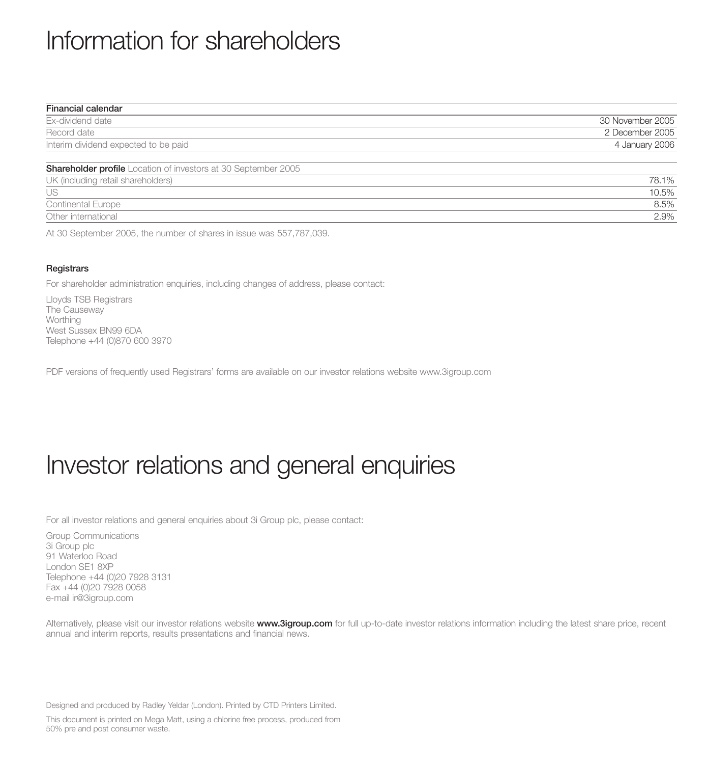# Information for shareholders

| Financial calendar | |
|---|---|
| Ex-dividend date | 30 November 2005 |
| Record date | 2 December 2005 |
| Interim dividend expected to be paid | 4 January 2006 |

| **Shareholder profile** Location of investors at 30 September 2005 | |
|---|---|
| UK (including retail shareholders) | 78.1% |
| US | 10.5% |
| Continental Europe | 8.5% |
| Other international | 2.9% |

At 30 September 2005, the number of shares in issue was 557,787,039.

### Registrars

For shareholder administration enquiries, including changes of address, please contact:

Lloyds TSB Registrars
The Causeway
Worthing
West Sussex BN99 6DA
Telephone +44 (0)870 600 3970

PDF versions of frequently used Registrars' forms are available on our investor relations website www.3igroup.com

# Investor relations and general enquiries

For all investor relations and general enquiries about 3i Group plc, please contact:

Group Communications
3i Group plc
91 Waterloo Road
London SE1 8XP
Telephone +44 (0)20 7928 3131
Fax +44 (0)20 7928 0058
e-mail ir@3igroup.com

Alternatively, please visit our investor relations website **www.3igroup.com** for full up-to-date investor relations information including the latest share price, recent annual and interim reports, results presentations and financial news.

Designed and produced by Radley Yeldar (London). Printed by CTD Printers Limited.

This document is printed on Mega Matt, using a chlorine free process, produced from 50% pre and post consumer waste.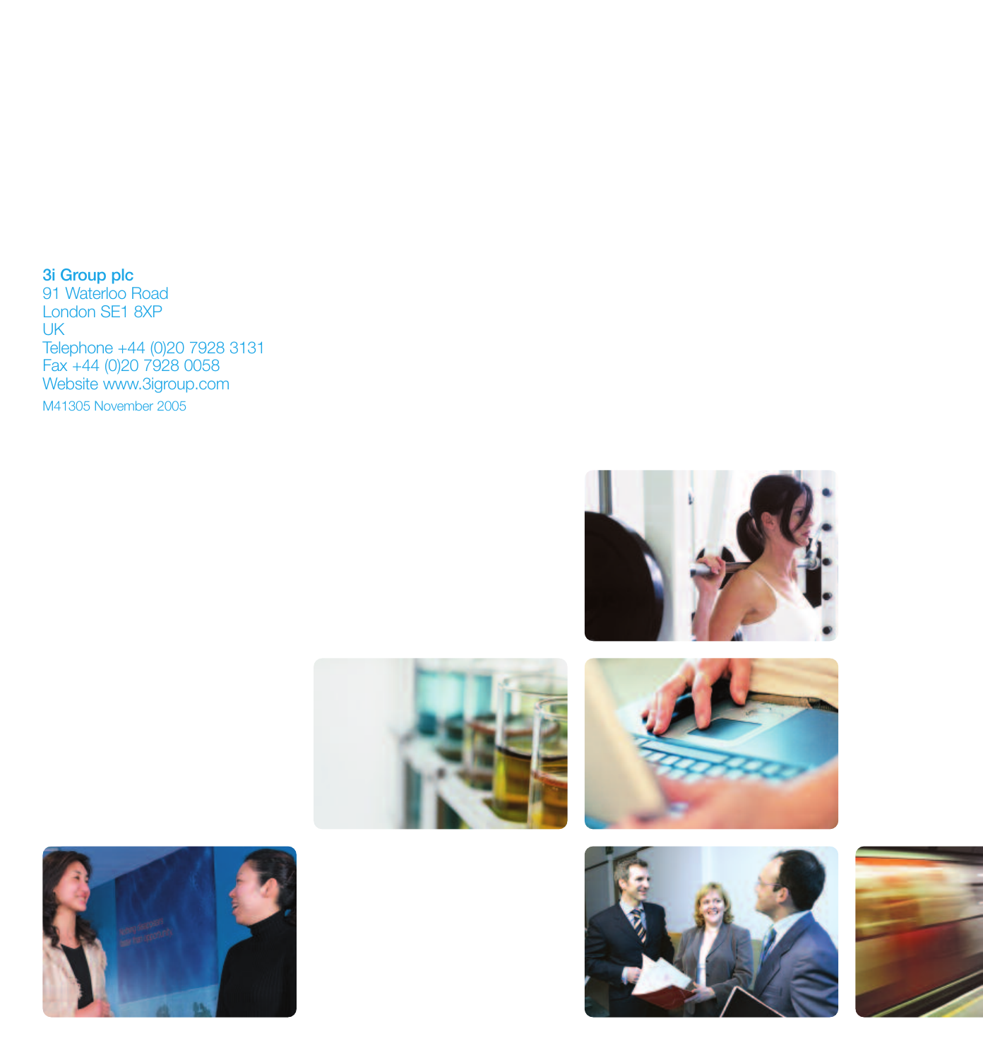**3i Group plc**
91 Waterloo Road
London SE1 8XP
UK
Telephone +44 (0)20 7928 3131
Fax +44 (0)20 7928 0058
Website www.3igroup.com

M41305 November 2005